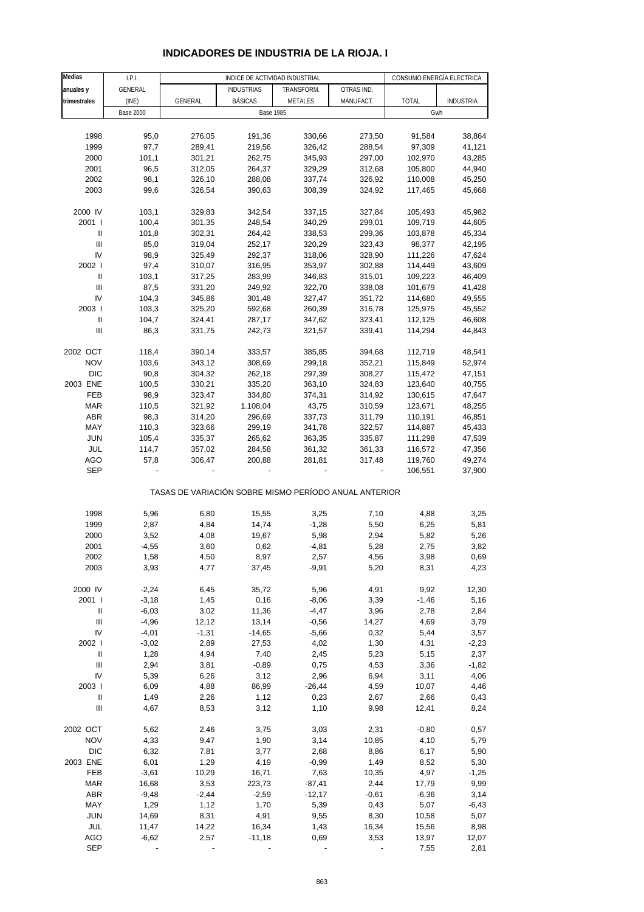# INDICADORES DE INDUSTRIA DE LA RIOJA. I

| Medias anuales y trimestrales | I.P.I. GENERAL (INE) | INDICE DE ACTIVIDAD INDUSTRIAL | | | | CONSUMO ENERGÍA ELECTRICA | |
|---|---|---|---|---|---|---|---|
| | | GENERAL | INDUSTRIAS BÁSICAS | TRANSFORM. METALES | OTRAS IND. MANUFACT. | TOTAL | INDUSTRIA |
| | Base 2000 | Base 1985 | | | | Gwh | |
| 1998 | 95,0 | 276,05 | 191,36 | 330,66 | 273,50 | 91,584 | 38,864 |
| 1999 | 97,7 | 289,41 | 219,56 | 326,42 | 288,54 | 97,309 | 41,121 |
| 2000 | 101,1 | 301,21 | 262,75 | 345,93 | 297,00 | 102,970 | 43,285 |
| 2001 | 96,5 | 312,05 | 264,37 | 329,29 | 312,68 | 105,800 | 44,940 |
| 2002 | 98,1 | 326,10 | 288,08 | 337,74 | 326,92 | 110,008 | 45,250 |
| 2003 | 99,6 | 326,54 | 390,63 | 308,39 | 324,92 | 117,465 | 45,668 |
| 2000 IV | 103,1 | 329,83 | 342,54 | 337,15 | 327,84 | 105,493 | 45,982 |
| 2001 I | 100,4 | 301,35 | 248,54 | 340,29 | 299,01 | 109,719 | 44,605 |
| II | 101,8 | 302,31 | 264,42 | 338,53 | 299,36 | 103,878 | 45,334 |
| III | 85,0 | 319,04 | 252,17 | 320,29 | 323,43 | 98,377 | 42,195 |
| IV | 98,9 | 325,49 | 292,37 | 318,06 | 328,90 | 111,226 | 47,624 |
| 2002 I | 97,4 | 310,07 | 316,95 | 353,97 | 302,88 | 114,449 | 43,609 |
| II | 103,1 | 317,25 | 283,99 | 346,83 | 315,01 | 109,223 | 46,409 |
| III | 87,5 | 331,20 | 249,92 | 322,70 | 338,08 | 101,679 | 41,428 |
| IV | 104,3 | 345,86 | 301,48 | 327,47 | 351,72 | 114,680 | 49,555 |
| 2003 I | 103,3 | 325,20 | 592,68 | 260,39 | 316,78 | 125,975 | 45,552 |
| II | 104,7 | 324,41 | 287,17 | 347,62 | 323,41 | 112,125 | 46,608 |
| III | 86,3 | 331,75 | 242,73 | 321,57 | 339,41 | 114,294 | 44,843 |
| 2002 OCT | 118,4 | 390,14 | 333,57 | 385,85 | 394,68 | 112,719 | 48,541 |
| NOV | 103,6 | 343,12 | 308,69 | 299,18 | 352,21 | 115,849 | 52,974 |
| DIC | 90,8 | 304,32 | 262,18 | 297,39 | 308,27 | 115,472 | 47,151 |
| 2003 ENE | 100,5 | 330,21 | 335,20 | 363,10 | 324,83 | 123,640 | 40,755 |
| FEB | 98,9 | 323,47 | 334,80 | 374,31 | 314,92 | 130,615 | 47,647 |
| MAR | 110,5 | 321,92 | 1.108,04 | 43,75 | 310,59 | 123,671 | 48,255 |
| ABR | 98,3 | 314,20 | 296,69 | 337,73 | 311,79 | 110,191 | 46,851 |
| MAY | 110,3 | 323,66 | 299,19 | 341,78 | 322,57 | 114,887 | 45,433 |
| JUN | 105,4 | 335,37 | 265,62 | 363,35 | 335,87 | 111,298 | 47,539 |
| JUL | 114,7 | 357,02 | 284,58 | 361,32 | 361,33 | 116,572 | 47,356 |
| AGO | 57,8 | 306,47 | 200,88 | 281,81 | 317,48 | 119,760 | 49,274 |
| SEP | - | - | - | - | - | 106,551 | 37,900 |
| TASAS DE VARIACIÓN SOBRE MISMO PERÍODO ANUAL ANTERIOR | | | | | | | |
| 1998 | 5,96 | 6,80 | 15,55 | 3,25 | 7,10 | 4,88 | 3,25 |
| 1999 | 2,87 | 4,84 | 14,74 | -1,28 | 5,50 | 6,25 | 5,81 |
| 2000 | 3,52 | 4,08 | 19,67 | 5,98 | 2,94 | 5,82 | 5,26 |
| 2001 | -4,55 | 3,60 | 0,62 | -4,81 | 5,28 | 2,75 | 3,82 |
| 2002 | 1,58 | 4,50 | 8,97 | 2,57 | 4,56 | 3,98 | 0,69 |
| 2003 | 3,93 | 4,77 | 37,45 | -9,91 | 5,20 | 8,31 | 4,23 |
| 2000 IV | -2,24 | 6,45 | 35,72 | 5,96 | 4,91 | 9,92 | 12,30 |
| 2001 I | -3,18 | 1,45 | 0,16 | -8,06 | 3,39 | -1,46 | 5,16 |
| II | -6,03 | 3,02 | 11,36 | -4,47 | 3,96 | 2,78 | 2,84 |
| III | -4,96 | 12,12 | 13,14 | -0,56 | 14,27 | 4,69 | 3,79 |
| IV | -4,01 | -1,31 | -14,65 | -5,66 | 0,32 | 5,44 | 3,57 |
| 2002 I | -3,02 | 2,89 | 27,53 | 4,02 | 1,30 | 4,31 | -2,23 |
| II | 1,28 | 4,94 | 7,40 | 2,45 | 5,23 | 5,15 | 2,37 |
| III | 2,94 | 3,81 | -0,89 | 0,75 | 4,53 | 3,36 | -1,82 |
| IV | 5,39 | 6,26 | 3,12 | 2,96 | 6,94 | 3,11 | 4,06 |
| 2003 I | 6,09 | 4,88 | 86,99 | -26,44 | 4,59 | 10,07 | 4,46 |
| II | 1,49 | 2,26 | 1,12 | 0,23 | 2,67 | 2,66 | 0,43 |
| III | 4,67 | 8,53 | 3,12 | 1,10 | 9,98 | 12,41 | 8,24 |
| 2002 OCT | 5,62 | 2,46 | 3,75 | 3,03 | 2,31 | -0,80 | 0,57 |
| NOV | 4,33 | 9,47 | 1,90 | 3,14 | 10,85 | 4,10 | 5,79 |
| DIC | 6,32 | 7,81 | 3,77 | 2,68 | 8,86 | 6,17 | 5,90 |
| 2003 ENE | 6,01 | 1,29 | 4,19 | -0,99 | 1,49 | 8,52 | 5,30 |
| FEB | -3,61 | 10,29 | 16,71 | 7,63 | 10,35 | 4,97 | -1,25 |
| MAR | 16,68 | 3,53 | 223,73 | -87,41 | 2,44 | 17,79 | 9,99 |
| ABR | -9,48 | -2,44 | -2,59 | -12,17 | -0,61 | -6,36 | 3,14 |
| MAY | 1,29 | 1,12 | 1,70 | 5,39 | 0,43 | 5,07 | -6,43 |
| JUN | 14,69 | 8,31 | 4,91 | 9,55 | 8,30 | 10,58 | 5,07 |
| JUL | 11,47 | 14,22 | 16,34 | 1,43 | 16,34 | 15,56 | 8,98 |
| AGO | -6,62 | 2,57 | -11,18 | 0,69 | 3,53 | 13,97 | 12,07 |
| SEP | - | - | - | - | - | 7,55 | 2,81 |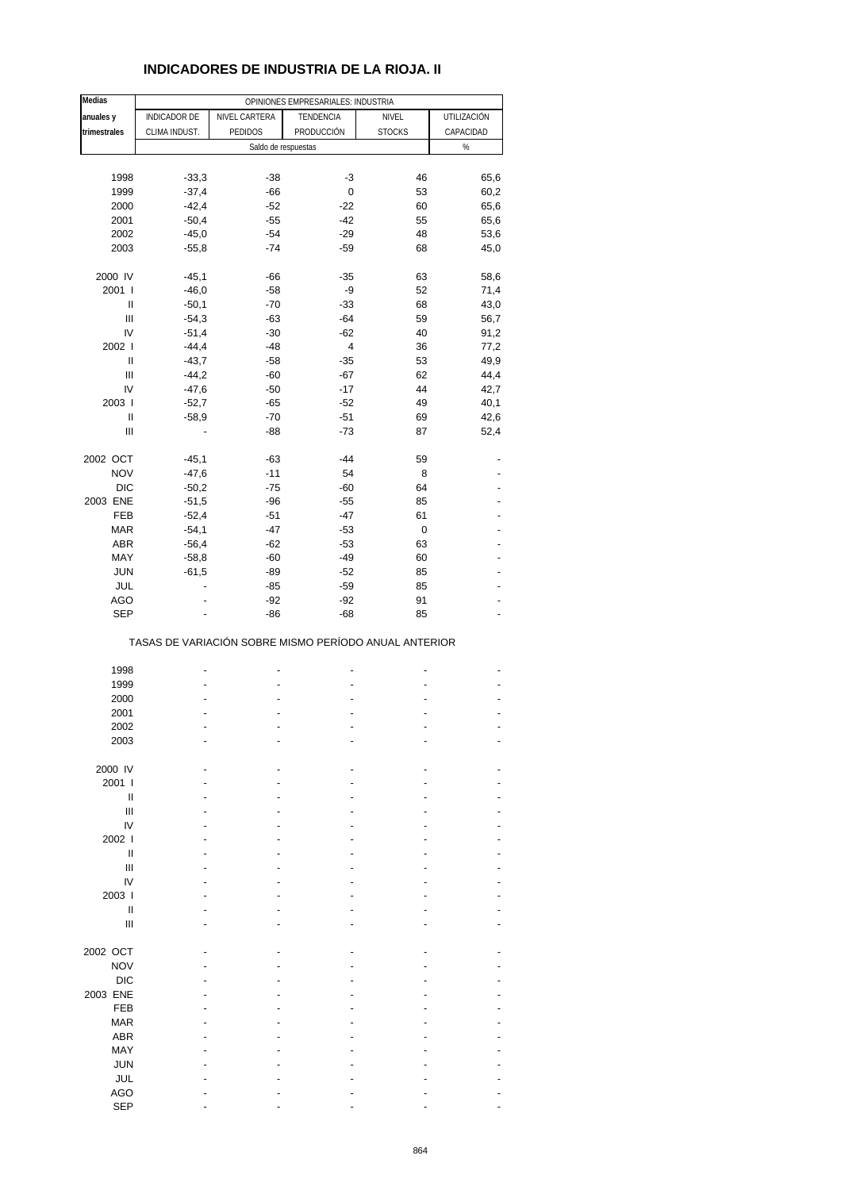# INDICADORES DE INDUSTRIA DE LA RIOJA. II

| Medias anuales y trimestrales | OPINIONES EMPRESARIALES: INDUSTRIA | | | | |
|---|---|---|---|---|---|
| | INDICADOR DE CLIMA INDUST. | NIVEL CARTERA PEDIDOS | TENDENCIA PRODUCCIÓN | NIVEL STOCKS | UTILIZACIÓN CAPACIDAD |
| | Saldo de respuestas | | | | % |
| 1998 | -33,3 | -38 | -3 | 46 | 65,6 |
| 1999 | -37,4 | -66 | 0 | 53 | 60,2 |
| 2000 | -42,4 | -52 | -22 | 60 | 65,6 |
| 2001 | -50,4 | -55 | -42 | 55 | 65,6 |
| 2002 | -45,0 | -54 | -29 | 48 | 53,6 |
| 2003 | -55,8 | -74 | -59 | 68 | 45,0 |
| 2000 IV | -45,1 | -66 | -35 | 63 | 58,6 |
| 2001 I | -46,0 | -58 | -9 | 52 | 71,4 |
| II | -50,1 | -70 | -33 | 68 | 43,0 |
| III | -54,3 | -63 | -64 | 59 | 56,7 |
| IV | -51,4 | -30 | -62 | 40 | 91,2 |
| 2002 I | -44,4 | -48 | 4 | 36 | 77,2 |
| II | -43,7 | -58 | -35 | 53 | 49,9 |
| III | -44,2 | -60 | -67 | 62 | 44,4 |
| IV | -47,6 | -50 | -17 | 44 | 42,7 |
| 2003 I | -52,7 | -65 | -52 | 49 | 40,1 |
| II | -58,9 | -70 | -51 | 69 | 42,6 |
| III | - | -88 | -73 | 87 | 52,4 |
| 2002 OCT | -45,1 | -63 | -44 | 59 | - |
| NOV | -47,6 | -11 | 54 | 8 | - |
| DIC | -50,2 | -75 | -60 | 64 | - |
| 2003 ENE | -51,5 | -96 | -55 | 85 | - |
| FEB | -52,4 | -51 | -47 | 61 | - |
| MAR | -54,1 | -47 | -53 | 0 | - |
| ABR | -56,4 | -62 | -53 | 63 | - |
| MAY | -58,8 | -60 | -49 | 60 | - |
| JUN | -61,5 | -89 | -52 | 85 | - |
| JUL | - | -85 | -59 | 85 | - |
| AGO | - | -92 | -92 | 91 | - |
| SEP | - | -86 | -68 | 85 | - |
| TASAS DE VARIACIÓN SOBRE MISMO PERÍODO ANUAL ANTERIOR | | | | | |
| 1998 | - | - | - | - | - |
| 1999 | - | - | - | - | - |
| 2000 | - | - | - | - | - |
| 2001 | - | - | - | - | - |
| 2002 | - | - | - | - | - |
| 2003 | - | - | - | - | - |
| 2000 IV | - | - | - | - | - |
| 2001 I | - | - | - | - | - |
| II | - | - | - | - | - |
| III | - | - | - | - | - |
| IV | - | - | - | - | - |
| 2002 I | - | - | - | - | - |
| II | - | - | - | - | - |
| III | - | - | - | - | - |
| IV | - | - | - | - | - |
| 2003 I | - | - | - | - | - |
| II | - | - | - | - | - |
| III | - | - | - | - | - |
| 2002 OCT | - | - | - | - | - |
| NOV | - | - | - | - | - |
| DIC | - | - | - | - | - |
| 2003 ENE | - | - | - | - | - |
| FEB | - | - | - | - | - |
| MAR | - | - | - | - | - |
| ABR | - | - | - | - | - |
| MAY | - | - | - | - | - |
| JUN | - | - | - | - | - |
| JUL | - | - | - | - | - |
| AGO | - | - | - | - | - |
| SEP | - | - | - | - | - |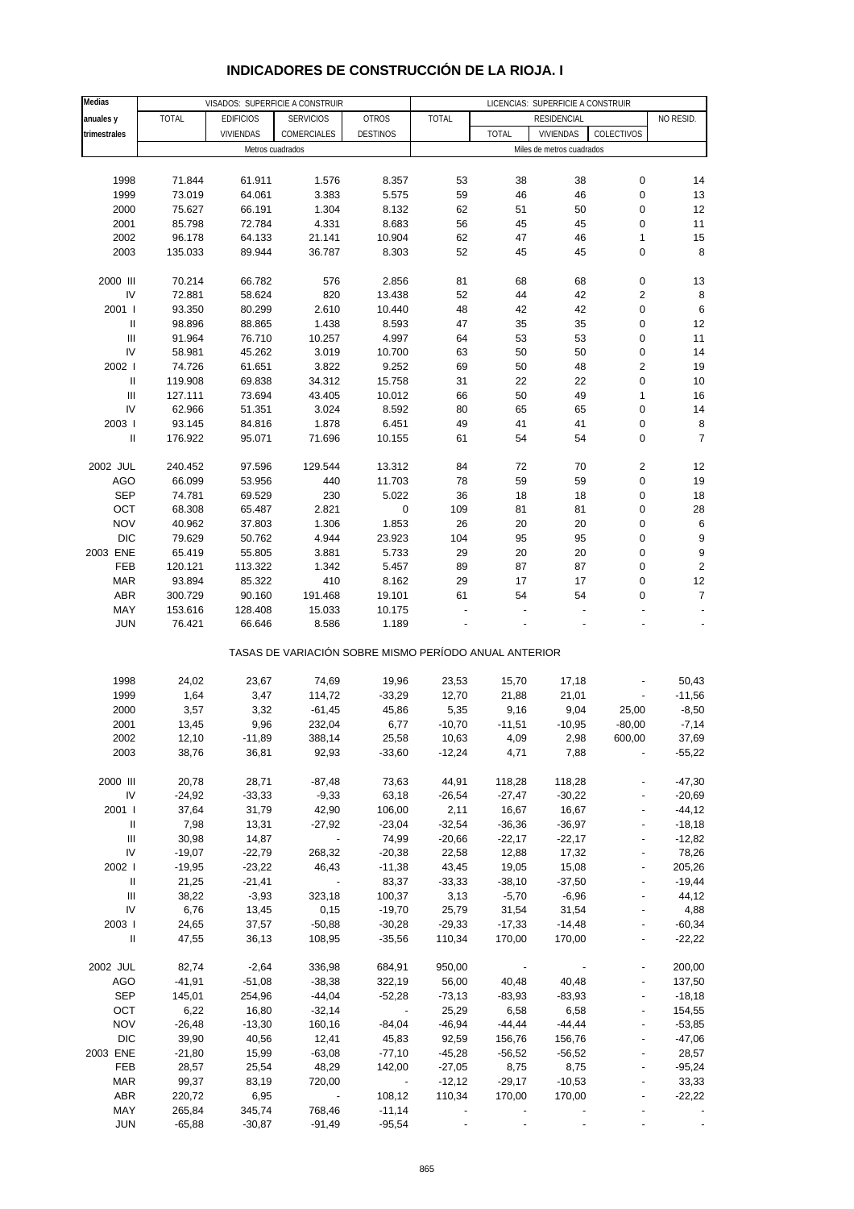# INDICADORES DE CONSTRUCCIÓN DE LA RIOJA. I

| Medias anuales y trimestrales | VISADOS: SUPERFICIE A CONSTRUIR | | | | LICENCIAS: SUPERFICIE A CONSTRUIR | | | | |
|---|---|---|---|---|---|---|---|---|---|
| | TOTAL | EDIFICIOS VIVIENDAS | SERVICIOS COMERCIALES | OTROS DESTINOS | TOTAL | RESIDENCIAL TOTAL | RESIDENCIAL VIVIENDAS | RESIDENCIAL COLECTIVOS | NO RESID. |
| | Metros cuadrados | | | | Miles de metros cuadrados | | | | |
| 1998 | 71.844 | 61.911 | 1.576 | 8.357 | 53 | 38 | 38 | 0 | 14 |
| 1999 | 73.019 | 64.061 | 3.383 | 5.575 | 59 | 46 | 46 | 0 | 13 |
| 2000 | 75.627 | 66.191 | 1.304 | 8.132 | 62 | 51 | 50 | 0 | 12 |
| 2001 | 85.798 | 72.784 | 4.331 | 8.683 | 56 | 45 | 45 | 0 | 11 |
| 2002 | 96.178 | 64.133 | 21.141 | 10.904 | 62 | 47 | 46 | 1 | 15 |
| 2003 | 135.033 | 89.944 | 36.787 | 8.303 | 52 | 45 | 45 | 0 | 8 |
| 2000 III | 70.214 | 66.782 | 576 | 2.856 | 81 | 68 | 68 | 0 | 13 |
| IV | 72.881 | 58.624 | 820 | 13.438 | 52 | 44 | 42 | 2 | 8 |
| 2001 I | 93.350 | 80.299 | 2.610 | 10.440 | 48 | 42 | 42 | 0 | 6 |
| II | 98.896 | 88.865 | 1.438 | 8.593 | 47 | 35 | 35 | 0 | 12 |
| III | 91.964 | 76.710 | 10.257 | 4.997 | 64 | 53 | 53 | 0 | 11 |
| IV | 58.981 | 45.262 | 3.019 | 10.700 | 63 | 50 | 50 | 0 | 14 |
| 2002 I | 74.726 | 61.651 | 3.822 | 9.252 | 69 | 50 | 48 | 2 | 19 |
| II | 119.908 | 69.838 | 34.312 | 15.758 | 31 | 22 | 22 | 0 | 10 |
| III | 127.111 | 73.694 | 43.405 | 10.012 | 66 | 50 | 49 | 1 | 16 |
| IV | 62.966 | 51.351 | 3.024 | 8.592 | 80 | 65 | 65 | 0 | 14 |
| 2003 I | 93.145 | 84.816 | 1.878 | 6.451 | 49 | 41 | 41 | 0 | 8 |
| II | 176.922 | 95.071 | 71.696 | 10.155 | 61 | 54 | 54 | 0 | 7 |
| 2002 JUL | 240.452 | 97.596 | 129.544 | 13.312 | 84 | 72 | 70 | 2 | 12 |
| AGO | 66.099 | 53.956 | 440 | 11.703 | 78 | 59 | 59 | 0 | 19 |
| SEP | 74.781 | 69.529 | 230 | 5.022 | 36 | 18 | 18 | 0 | 18 |
| OCT | 68.308 | 65.487 | 2.821 | 0 | 109 | 81 | 81 | 0 | 28 |
| NOV | 40.962 | 37.803 | 1.306 | 1.853 | 26 | 20 | 20 | 0 | 6 |
| DIC | 79.629 | 50.762 | 4.944 | 23.923 | 104 | 95 | 95 | 0 | 9 |
| 2003 ENE | 65.419 | 55.805 | 3.881 | 5.733 | 29 | 20 | 20 | 0 | 9 |
| FEB | 120.121 | 113.322 | 1.342 | 5.457 | 89 | 87 | 87 | 0 | 2 |
| MAR | 93.894 | 85.322 | 410 | 8.162 | 29 | 17 | 17 | 0 | 12 |
| ABR | 300.729 | 90.160 | 191.468 | 19.101 | 61 | 54 | 54 | 0 | 7 |
| MAY | 153.616 | 128.408 | 15.033 | 10.175 | - | - | - | - | - |
| JUN | 76.421 | 66.646 | 8.586 | 1.189 | - | - | - | - | - |

TASAS DE VARIACIÓN SOBRE MISMO PERÍODO ANUAL ANTERIOR

| | | | | | | | | | |
|---|---|---|---|---|---|---|---|---|---|
| 1998 | 24,02 | 23,67 | 74,69 | 19,96 | 23,53 | 15,70 | 17,18 | - | 50,43 |
| 1999 | 1,64 | 3,47 | 114,72 | -33,29 | 12,70 | 21,88 | 21,01 | - | -11,56 |
| 2000 | 3,57 | 3,32 | -61,45 | 45,86 | 5,35 | 9,16 | 9,04 | 25,00 | -8,50 |
| 2001 | 13,45 | 9,96 | 232,04 | 6,77 | -10,70 | -11,51 | -10,95 | -80,00 | -7,14 |
| 2002 | 12,10 | -11,89 | 388,14 | 25,58 | 10,63 | 4,09 | 2,98 | 600,00 | 37,69 |
| 2003 | 38,76 | 36,81 | 92,93 | -33,60 | -12,24 | 4,71 | 7,88 | - | -55,22 |
| 2000 III | 20,78 | 28,71 | -87,48 | 73,63 | 44,91 | 118,28 | 118,28 | - | -47,30 |
| IV | -24,92 | -33,33 | -9,33 | 63,18 | -26,54 | -27,47 | -30,22 | - | -20,69 |
| 2001 I | 37,64 | 31,79 | 42,90 | 106,00 | 2,11 | 16,67 | 16,67 | - | -44,12 |
| II | 7,98 | 13,31 | -27,92 | -23,04 | -32,54 | -36,36 | -36,97 | - | -18,18 |
| III | 30,98 | 14,87 | - | 74,99 | -20,66 | -22,17 | -22,17 | - | -12,82 |
| IV | -19,07 | -22,79 | 268,32 | -20,38 | 22,58 | 12,88 | 17,32 | - | 78,26 |
| 2002 I | -19,95 | -23,22 | 46,43 | -11,38 | 43,45 | 19,05 | 15,08 | - | 205,26 |
| II | 21,25 | -21,41 | - | 83,37 | -33,33 | -38,10 | -37,50 | - | -19,44 |
| III | 38,22 | -3,93 | 323,18 | 100,37 | 3,13 | -5,70 | -6,96 | - | 44,12 |
| IV | 6,76 | 13,45 | 0,15 | -19,70 | 25,79 | 31,54 | 31,54 | - | 4,88 |
| 2003 I | 24,65 | 37,57 | -50,88 | -30,28 | -29,33 | -17,33 | -14,48 | - | -60,34 |
| II | 47,55 | 36,13 | 108,95 | -35,56 | 110,34 | 170,00 | 170,00 | - | -22,22 |
| 2002 JUL | 82,74 | -2,64 | 336,98 | 684,91 | 950,00 | - | - | - | 200,00 |
| AGO | -41,91 | -51,08 | -38,38 | 322,19 | 56,00 | 40,48 | 40,48 | - | 137,50 |
| SEP | 145,01 | 254,96 | -44,04 | -52,28 | -73,13 | -83,93 | -83,93 | - | -18,18 |
| OCT | 6,22 | 16,80 | -32,14 | - | 25,29 | 6,58 | 6,58 | - | 154,55 |
| NOV | -26,48 | -13,30 | 160,16 | -84,04 | -46,94 | -44,44 | -44,44 | - | -53,85 |
| DIC | 39,90 | 40,56 | 12,41 | 45,83 | 92,59 | 156,76 | 156,76 | - | -47,06 |
| 2003 ENE | -21,80 | 15,99 | -63,08 | -77,10 | -45,28 | -56,52 | -56,52 | - | 28,57 |
| FEB | 28,57 | 25,54 | 48,29 | 142,00 | -27,05 | 8,75 | 8,75 | - | -95,24 |
| MAR | 99,37 | 83,19 | 720,00 | - | -12,12 | -29,17 | -10,53 | - | 33,33 |
| ABR | 220,72 | 6,95 | - | 108,12 | 110,34 | 170,00 | 170,00 | - | -22,22 |
| MAY | 265,84 | 345,74 | 768,46 | -11,14 | - | - | - | - | - |
| JUN | -65,88 | -30,87 | -91,49 | -95,54 | - | - | - | - | - |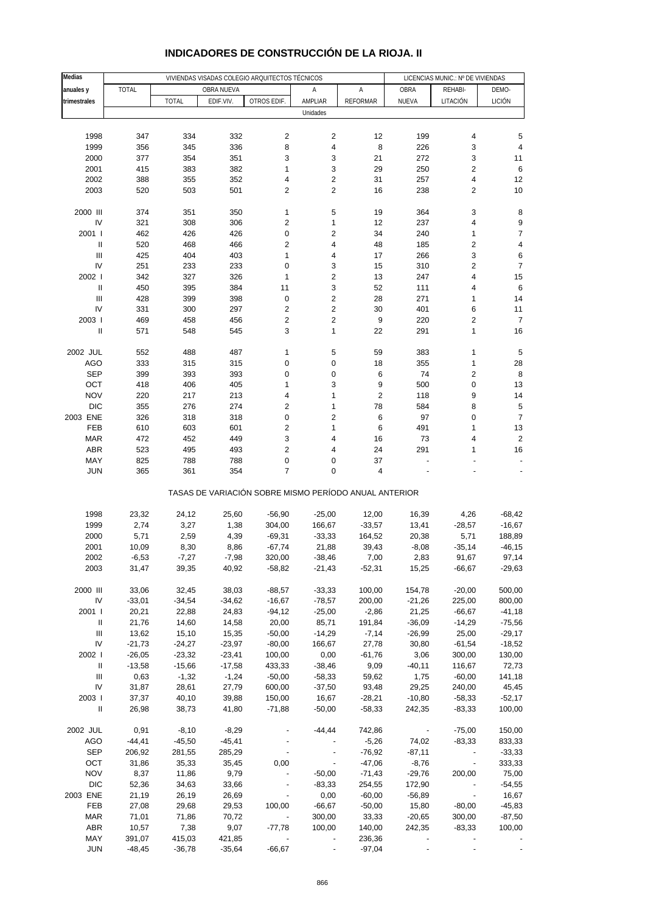# INDICADORES DE CONSTRUCCIÓN DE LA RIOJA. II

| Medias anuales y trimestrales | VIVIENDAS VISADAS COLEGIO ARQUITECTOS TÉCNICOS | | | | | | LICENCIAS MUNIC.: Nº DE VIVIENDAS | | |
|---|---|---|---|---|---|---|---|---|---|
| | TOTAL | OBRA NUEVA | | | A | A | OBRA | REHABI- | DEMO- |
| | | TOTAL | EDIF.VIV. | OTROS EDIF. | AMPLIAR | REFORMAR | NUEVA | LITACIÓN | LICIÓN |
| | Unidades | | | | | | | | |
| 1998 | 347 | 334 | 332 | 2 | 2 | 12 | 199 | 4 | 5 |
| 1999 | 356 | 345 | 336 | 8 | 4 | 8 | 226 | 3 | 4 |
| 2000 | 377 | 354 | 351 | 3 | 3 | 21 | 272 | 3 | 11 |
| 2001 | 415 | 383 | 382 | 1 | 3 | 29 | 250 | 2 | 6 |
| 2002 | 388 | 355 | 352 | 4 | 2 | 31 | 257 | 4 | 12 |
| 2003 | 520 | 503 | 501 | 2 | 2 | 16 | 238 | 2 | 10 |
| 2000 III | 374 | 351 | 350 | 1 | 5 | 19 | 364 | 3 | 8 |
| IV | 321 | 308 | 306 | 2 | 1 | 12 | 237 | 4 | 9 |
| 2001 I | 462 | 426 | 426 | 0 | 2 | 34 | 240 | 1 | 7 |
| II | 520 | 468 | 466 | 2 | 4 | 48 | 185 | 2 | 4 |
| III | 425 | 404 | 403 | 1 | 4 | 17 | 266 | 3 | 6 |
| IV | 251 | 233 | 233 | 0 | 3 | 15 | 310 | 2 | 7 |
| 2002 I | 342 | 327 | 326 | 1 | 2 | 13 | 247 | 4 | 15 |
| II | 450 | 395 | 384 | 11 | 3 | 52 | 111 | 4 | 6 |
| III | 428 | 399 | 398 | 0 | 2 | 28 | 271 | 1 | 14 |
| IV | 331 | 300 | 297 | 2 | 2 | 30 | 401 | 6 | 11 |
| 2003 I | 469 | 458 | 456 | 2 | 2 | 9 | 220 | 2 | 7 |
| II | 571 | 548 | 545 | 3 | 1 | 22 | 291 | 1 | 16 |
| 2002 JUL | 552 | 488 | 487 | 1 | 5 | 59 | 383 | 1 | 5 |
| AGO | 333 | 315 | 315 | 0 | 0 | 18 | 355 | 1 | 28 |
| SEP | 399 | 393 | 393 | 0 | 0 | 6 | 74 | 2 | 8 |
| OCT | 418 | 406 | 405 | 1 | 3 | 9 | 500 | 0 | 13 |
| NOV | 220 | 217 | 213 | 4 | 1 | 2 | 118 | 9 | 14 |
| DIC | 355 | 276 | 274 | 2 | 1 | 78 | 584 | 8 | 5 |
| 2003 ENE | 326 | 318 | 318 | 0 | 2 | 6 | 97 | 0 | 7 |
| FEB | 610 | 603 | 601 | 2 | 1 | 6 | 491 | 1 | 13 |
| MAR | 472 | 452 | 449 | 3 | 4 | 16 | 73 | 4 | 2 |
| ABR | 523 | 495 | 493 | 2 | 4 | 24 | 291 | 1 | 16 |
| MAY | 825 | 788 | 788 | 0 | 0 | 37 | - | - | - |
| JUN | 365 | 361 | 354 | 7 | 0 | 4 | - | - | - |
| | TASAS DE VARIACIÓN SOBRE MISMO PERÍODO ANUAL ANTERIOR | | | | | | | | |
| 1998 | 23,32 | 24,12 | 25,60 | -56,90 | -25,00 | 12,00 | 16,39 | 4,26 | -68,42 |
| 1999 | 2,74 | 3,27 | 1,38 | 304,00 | 166,67 | -33,57 | 13,41 | -28,57 | -16,67 |
| 2000 | 5,71 | 2,59 | 4,39 | -69,31 | -33,33 | 164,52 | 20,38 | 5,71 | 188,89 |
| 2001 | 10,09 | 8,30 | 8,86 | -67,74 | 21,88 | 39,43 | -8,08 | -35,14 | -46,15 |
| 2002 | -6,53 | -7,27 | -7,98 | 320,00 | -38,46 | 7,00 | 2,83 | 91,67 | 97,14 |
| 2003 | 31,47 | 39,35 | 40,92 | -58,82 | -21,43 | -52,31 | 15,25 | -66,67 | -29,63 |
| 2000 III | 33,06 | 32,45 | 38,03 | -88,57 | -33,33 | 100,00 | 154,78 | -20,00 | 500,00 |
| IV | -33,01 | -34,54 | -34,62 | -16,67 | -78,57 | 200,00 | -21,26 | 225,00 | 800,00 |
| 2001 I | 20,21 | 22,88 | 24,83 | -94,12 | -25,00 | -2,86 | 21,25 | -66,67 | -41,18 |
| II | 21,76 | 14,60 | 14,58 | 20,00 | 85,71 | 191,84 | -36,09 | -14,29 | -75,56 |
| III | 13,62 | 15,10 | 15,35 | -50,00 | -14,29 | -7,14 | -26,99 | 25,00 | -29,17 |
| IV | -21,73 | -24,27 | -23,97 | -80,00 | 166,67 | 27,78 | 30,80 | -61,54 | -18,52 |
| 2002 I | -26,05 | -23,32 | -23,41 | 100,00 | 0,00 | -61,76 | 3,06 | 300,00 | 130,00 |
| II | -13,58 | -15,66 | -17,58 | 433,33 | -38,46 | 9,09 | -40,11 | 116,67 | 72,73 |
| III | 0,63 | -1,32 | -1,24 | -50,00 | -58,33 | 59,62 | 1,75 | -60,00 | 141,18 |
| IV | 31,87 | 28,61 | 27,79 | 600,00 | -37,50 | 93,48 | 29,25 | 240,00 | 45,45 |
| 2003 I | 37,37 | 40,10 | 39,88 | 150,00 | 16,67 | -28,21 | -10,80 | -58,33 | -52,17 |
| II | 26,98 | 38,73 | 41,80 | -71,88 | -50,00 | -58,33 | 242,35 | -83,33 | 100,00 |
| 2002 JUL | 0,91 | -8,10 | -8,29 | - | -44,44 | 742,86 | - | -75,00 | 150,00 |
| AGO | -44,41 | -45,50 | -45,41 | - | - | -5,26 | 74,02 | -83,33 | 833,33 |
| SEP | 206,92 | 281,55 | 285,29 | - | - | -76,92 | -87,11 | - | -33,33 |
| OCT | 31,86 | 35,33 | 35,45 | 0,00 | - | -47,06 | -8,76 | - | 333,33 |
| NOV | 8,37 | 11,86 | 9,79 | - | -50,00 | -71,43 | -29,76 | 200,00 | 75,00 |
| DIC | 52,36 | 34,63 | 33,66 | - | -83,33 | 254,55 | 172,90 | - | -54,55 |
| 2003 ENE | 21,19 | 26,19 | 26,69 | - | 0,00 | -60,00 | -56,89 | - | 16,67 |
| FEB | 27,08 | 29,68 | 29,53 | 100,00 | -66,67 | -50,00 | 15,80 | -80,00 | -45,83 |
| MAR | 71,01 | 71,86 | 70,72 | - | 300,00 | 33,33 | -20,65 | 300,00 | -87,50 |
| ABR | 10,57 | 7,38 | 9,07 | -77,78 | 100,00 | 140,00 | 242,35 | -83,33 | 100,00 |
| MAY | 391,07 | 415,03 | 421,85 | - | - | 236,36 | - | - | - |
| JUN | -48,45 | -36,78 | -35,64 | -66,67 | - | -97,04 | - | - | - |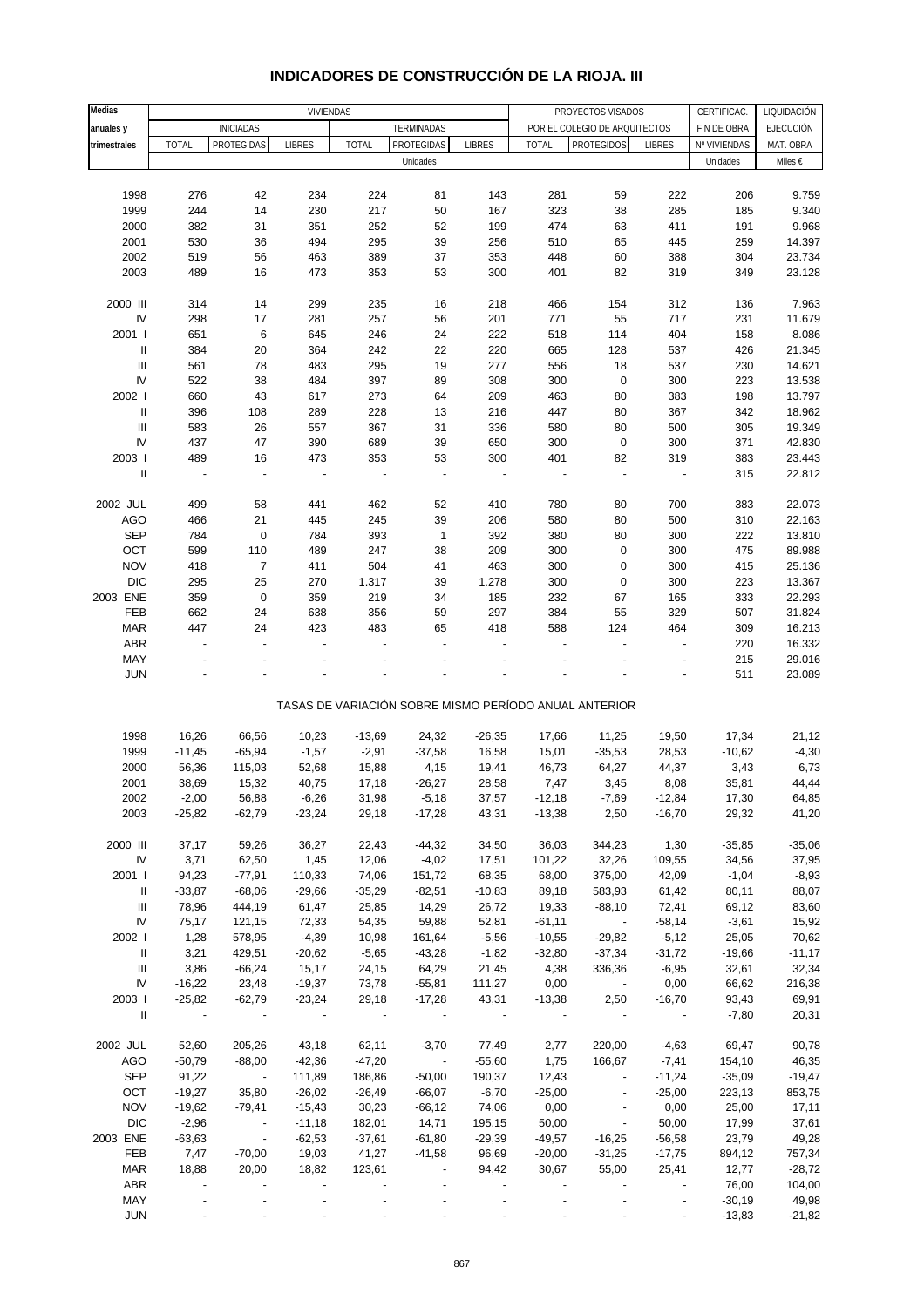# INDICADORES DE CONSTRUCCIÓN DE LA RIOJA. III

| Medias anuales y trimestrales | VIVIENDAS | | | | | | PROYECTOS VISADOS POR EL COLEGIO DE ARQUITECTOS | | | CERTIFICAC. FIN DE OBRA | LIQUIDACIÓN EJECUCIÓN MAT. OBRA |
|---|---|---|---|---|---|---|---|---|---|---|---|
| | INICIADAS | | | TERMINADAS | | | | | | | |
| | TOTAL | PROTEGIDAS | LIBRES | TOTAL | PROTEGIDAS | LIBRES | TOTAL | PROTEGIDOS | LIBRES | Nº VIVIENDAS | |
| | Unidades | | | | | | | | | Unidades | Miles € |
| 1998 | 276 | 42 | 234 | 224 | 81 | 143 | 281 | 59 | 222 | 206 | 9.759 |
| 1999 | 244 | 14 | 230 | 217 | 50 | 167 | 323 | 38 | 285 | 185 | 9.340 |
| 2000 | 382 | 31 | 351 | 252 | 52 | 199 | 474 | 63 | 411 | 191 | 9.968 |
| 2001 | 530 | 36 | 494 | 295 | 39 | 256 | 510 | 65 | 445 | 259 | 14.397 |
| 2002 | 519 | 56 | 463 | 389 | 37 | 353 | 448 | 60 | 388 | 304 | 23.734 |
| 2003 | 489 | 16 | 473 | 353 | 53 | 300 | 401 | 82 | 319 | 349 | 23.128 |
| 2000 III | 314 | 14 | 299 | 235 | 16 | 218 | 466 | 154 | 312 | 136 | 7.963 |
| IV | 298 | 17 | 281 | 257 | 56 | 201 | 771 | 55 | 717 | 231 | 11.679 |
| 2001 I | 651 | 6 | 645 | 246 | 24 | 222 | 518 | 114 | 404 | 158 | 8.086 |
| II | 384 | 20 | 364 | 242 | 22 | 220 | 665 | 128 | 537 | 426 | 21.345 |
| III | 561 | 78 | 483 | 295 | 19 | 277 | 556 | 18 | 537 | 230 | 14.621 |
| IV | 522 | 38 | 484 | 397 | 89 | 308 | 300 | 0 | 300 | 223 | 13.538 |
| 2002 I | 660 | 43 | 617 | 273 | 64 | 209 | 463 | 80 | 383 | 198 | 13.797 |
| II | 396 | 108 | 289 | 228 | 13 | 216 | 447 | 80 | 367 | 342 | 18.962 |
| III | 583 | 26 | 557 | 367 | 31 | 336 | 580 | 80 | 500 | 305 | 19.349 |
| IV | 437 | 47 | 390 | 689 | 39 | 650 | 300 | 0 | 300 | 371 | 42.830 |
| 2003 I | 489 | 16 | 473 | 353 | 53 | 300 | 401 | 82 | 319 | 383 | 23.443 |
| II | - | - | - | - | - | - | - | - | - | 315 | 22.812 |
| 2002 JUL | 499 | 58 | 441 | 462 | 52 | 410 | 780 | 80 | 700 | 383 | 22.073 |
| AGO | 466 | 21 | 445 | 245 | 39 | 206 | 580 | 80 | 500 | 310 | 22.163 |
| SEP | 784 | 0 | 784 | 393 | 1 | 392 | 380 | 80 | 300 | 222 | 13.810 |
| OCT | 599 | 110 | 489 | 247 | 38 | 209 | 300 | 0 | 300 | 475 | 89.988 |
| NOV | 418 | 7 | 411 | 504 | 41 | 463 | 300 | 0 | 300 | 415 | 25.136 |
| DIC | 295 | 25 | 270 | 1.317 | 39 | 1.278 | 300 | 0 | 300 | 223 | 13.367 |
| 2003 ENE | 359 | 0 | 359 | 219 | 34 | 185 | 232 | 67 | 165 | 333 | 22.293 |
| FEB | 662 | 24 | 638 | 356 | 59 | 297 | 384 | 55 | 329 | 507 | 31.824 |
| MAR | 447 | 24 | 423 | 483 | 65 | 418 | 588 | 124 | 464 | 309 | 16.213 |
| ABR | - | - | - | - | - | - | - | - | - | 220 | 16.332 |
| MAY | - | - | - | - | - | - | - | - | - | 215 | 29.016 |
| JUN | - | - | - | - | - | - | - | - | - | 511 | 23.089 |
| TASAS DE VARIACIÓN SOBRE MISMO PERÍODO ANUAL ANTERIOR | | | | | | | | | | | |
| 1998 | 16,26 | 66,56 | 10,23 | -13,69 | 24,32 | -26,35 | 17,66 | 11,25 | 19,50 | 17,34 | 21,12 |
| 1999 | -11,45 | -65,94 | -1,57 | -2,91 | -37,58 | 16,58 | 15,01 | -35,53 | 28,53 | -10,62 | -4,30 |
| 2000 | 56,36 | 115,03 | 52,68 | 15,88 | 4,15 | 19,41 | 46,73 | 64,27 | 44,37 | 3,43 | 6,73 |
| 2001 | 38,69 | 15,32 | 40,75 | 17,18 | -26,27 | 28,58 | 7,47 | 3,45 | 8,08 | 35,81 | 44,44 |
| 2002 | -2,00 | 56,88 | -6,26 | 31,98 | -5,18 | 37,57 | -12,18 | -7,69 | -12,84 | 17,30 | 64,85 |
| 2003 | -25,82 | -62,79 | -23,24 | 29,18 | -17,28 | 43,31 | -13,38 | 2,50 | -16,70 | 29,32 | 41,20 |
| 2000 III | 37,17 | 59,26 | 36,27 | 22,43 | -44,32 | 34,50 | 36,03 | 344,23 | 1,30 | -35,85 | -35,06 |
| IV | 3,71 | 62,50 | 1,45 | 12,06 | -4,02 | 17,51 | 101,22 | 32,26 | 109,55 | 34,56 | 37,95 |
| 2001 I | 94,23 | -77,91 | 110,33 | 74,06 | 151,72 | 68,35 | 68,00 | 375,00 | 42,09 | -1,04 | -8,93 |
| II | -33,87 | -68,06 | -29,66 | -35,29 | -82,51 | -10,83 | 89,18 | 583,93 | 61,42 | 80,11 | 88,07 |
| III | 78,96 | 444,19 | 61,47 | 25,85 | 14,29 | 26,72 | 19,33 | -88,10 | 72,41 | 69,12 | 83,60 |
| IV | 75,17 | 121,15 | 72,33 | 54,35 | 59,88 | 52,81 | -61,11 | - | -58,14 | -3,61 | 15,92 |
| 2002 I | 1,28 | 578,95 | -4,39 | 10,98 | 161,64 | -5,56 | -10,55 | -29,82 | -5,12 | 25,05 | 70,62 |
| II | 3,21 | 429,51 | -20,62 | -5,65 | -43,28 | -1,82 | -32,80 | -37,34 | -31,72 | -19,66 | -11,17 |
| III | 3,86 | -66,24 | 15,17 | 24,15 | 64,29 | 21,45 | 4,38 | 336,36 | -6,95 | 32,61 | 32,34 |
| IV | -16,22 | 23,48 | -19,37 | 73,78 | -55,81 | 111,27 | 0,00 | - | 0,00 | 66,62 | 216,38 |
| 2003 I | -25,82 | -62,79 | -23,24 | 29,18 | -17,28 | 43,31 | -13,38 | 2,50 | -16,70 | 93,43 | 69,91 |
| II | - | - | - | - | - | - | - | - | - | -7,80 | 20,31 |
| 2002 JUL | 52,60 | 205,26 | 43,18 | 62,11 | -3,70 | 77,49 | 2,77 | 220,00 | -4,63 | 69,47 | 90,78 |
| AGO | -50,79 | -88,00 | -42,36 | -47,20 | - | -55,60 | 1,75 | 166,67 | -7,41 | 154,10 | 46,35 |
| SEP | 91,22 | - | 111,89 | 186,86 | -50,00 | 190,37 | 12,43 | - | -11,24 | -35,09 | -19,47 |
| OCT | -19,27 | 35,80 | -26,02 | -26,49 | -66,07 | -6,70 | -25,00 | - | -25,00 | 223,13 | 853,75 |
| NOV | -19,62 | -79,41 | -15,43 | 30,23 | -66,12 | 74,06 | 0,00 | - | 0,00 | 25,00 | 17,11 |
| DIC | -2,96 | - | -11,18 | 182,01 | 14,71 | 195,15 | 50,00 | - | 50,00 | 17,99 | 37,61 |
| 2003 ENE | -63,63 | - | -62,53 | -37,61 | -61,80 | -29,39 | -49,57 | -16,25 | -56,58 | 23,79 | 49,28 |
| FEB | 7,47 | -70,00 | 19,03 | 41,27 | -41,58 | 96,69 | -20,00 | -31,25 | -17,75 | 894,12 | 757,34 |
| MAR | 18,88 | 20,00 | 18,82 | 123,61 | - | 94,42 | 30,67 | 55,00 | 25,41 | 12,77 | -28,72 |
| ABR | - | - | - | - | - | - | - | - | - | 76,00 | 104,00 |
| MAY | - | - | - | - | - | - | - | - | - | -30,19 | 49,98 |
| JUN | - | - | - | - | - | - | - | - | - | -13,83 | -21,82 |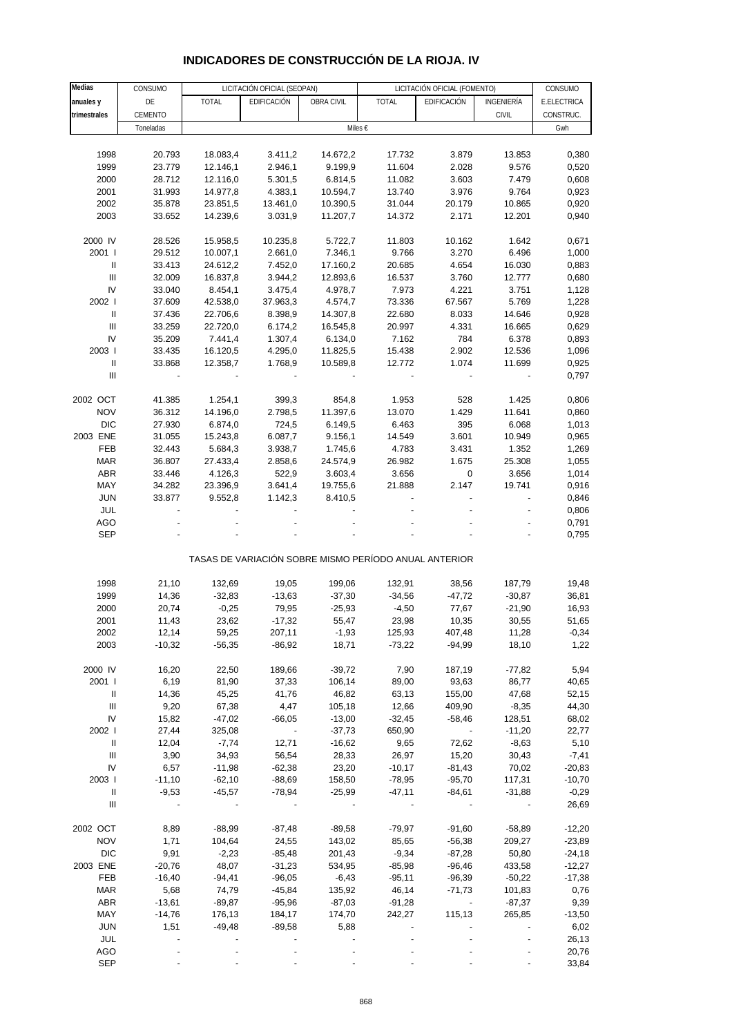# INDICADORES DE CONSTRUCCIÓN DE LA RIOJA. IV

| Medias anuales y trimestrales | CONSUMO DE CEMENTO | LICITACIÓN OFICIAL (SEOPAN) | | | LICITACIÓN OFICIAL (FOMENTO) | | | CONSUMO E.ELECTRICA CONSTRUC. |
|---|---|---|---|---|---|---|---|---|
| | | TOTAL | EDIFICACIÓN | OBRA CIVIL | TOTAL | EDIFICACIÓN | INGENIERÍA CIVIL | |
| | Toneladas | Miles € | | | | | | Gwh |
| 1998 | 20.793 | 18.083,4 | 3.411,2 | 14.672,2 | 17.732 | 3.879 | 13.853 | 0,380 |
| 1999 | 23.779 | 12.146,1 | 2.946,1 | 9.199,9 | 11.604 | 2.028 | 9.576 | 0,520 |
| 2000 | 28.712 | 12.116,0 | 5.301,5 | 6.814,5 | 11.082 | 3.603 | 7.479 | 0,608 |
| 2001 | 31.993 | 14.977,8 | 4.383,1 | 10.594,7 | 13.740 | 3.976 | 9.764 | 0,923 |
| 2002 | 35.878 | 23.851,5 | 13.461,0 | 10.390,5 | 31.044 | 20.179 | 10.865 | 0,920 |
| 2003 | 33.652 | 14.239,6 | 3.031,9 | 11.207,7 | 14.372 | 2.171 | 12.201 | 0,940 |
| 2000 IV | 28.526 | 15.958,5 | 10.235,8 | 5.722,7 | 11.803 | 10.162 | 1.642 | 0,671 |
| 2001 I | 29.512 | 10.007,1 | 2.661,0 | 7.346,1 | 9.766 | 3.270 | 6.496 | 1,000 |
| II | 33.413 | 24.612,2 | 7.452,0 | 17.160,2 | 20.685 | 4.654 | 16.030 | 0,883 |
| III | 32.009 | 16.837,8 | 3.944,2 | 12.893,6 | 16.537 | 3.760 | 12.777 | 0,680 |
| IV | 33.040 | 8.454,1 | 3.475,4 | 4.978,7 | 7.973 | 4.221 | 3.751 | 1,128 |
| 2002 I | 37.609 | 42.538,0 | 37.963,3 | 4.574,7 | 73.336 | 67.567 | 5.769 | 1,228 |
| II | 37.436 | 22.706,6 | 8.398,9 | 14.307,8 | 22.680 | 8.033 | 14.646 | 0,928 |
| III | 33.259 | 22.720,0 | 6.174,2 | 16.545,8 | 20.997 | 4.331 | 16.665 | 0,629 |
| IV | 35.209 | 7.441,4 | 1.307,4 | 6.134,0 | 7.162 | 784 | 6.378 | 0,893 |
| 2003 I | 33.435 | 16.120,5 | 4.295,0 | 11.825,5 | 15.438 | 2.902 | 12.536 | 1,096 |
| II | 33.868 | 12.358,7 | 1.768,9 | 10.589,8 | 12.772 | 1.074 | 11.699 | 0,925 |
| III | - | - | - | - | - | - | - | 0,797 |
| 2002 OCT | 41.385 | 1.254,1 | 399,3 | 854,8 | 1.953 | 528 | 1.425 | 0,806 |
| NOV | 36.312 | 14.196,0 | 2.798,5 | 11.397,6 | 13.070 | 1.429 | 11.641 | 0,860 |
| DIC | 27.930 | 6.874,0 | 724,5 | 6.149,5 | 6.463 | 395 | 6.068 | 1,013 |
| 2003 ENE | 31.055 | 15.243,8 | 6.087,7 | 9.156,1 | 14.549 | 3.601 | 10.949 | 0,965 |
| FEB | 32.443 | 5.684,3 | 3.938,7 | 1.745,6 | 4.783 | 3.431 | 1.352 | 1,269 |
| MAR | 36.807 | 27.433,4 | 2.858,6 | 24.574,9 | 26.982 | 1.675 | 25.308 | 1,055 |
| ABR | 33.446 | 4.126,3 | 522,9 | 3.603,4 | 3.656 | 0 | 3.656 | 1,014 |
| MAY | 34.282 | 23.396,9 | 3.641,4 | 19.755,6 | 21.888 | 2.147 | 19.741 | 0,916 |
| JUN | 33.877 | 9.552,8 | 1.142,3 | 8.410,5 | - | - | - | 0,846 |
| JUL | - | - | - | - | - | - | - | 0,806 |
| AGO | - | - | - | - | - | - | - | 0,791 |
| SEP | - | - | - | - | - | - | - | 0,795 |

TASAS DE VARIACIÓN SOBRE MISMO PERÍODO ANUAL ANTERIOR

| | | | | | | | | |
|---|---|---|---|---|---|---|---|---|
| 1998 | 21,10 | 132,69 | 19,05 | 199,06 | 132,91 | 38,56 | 187,79 | 19,48 |
| 1999 | 14,36 | -32,83 | -13,63 | -37,30 | -34,56 | -47,72 | -30,87 | 36,81 |
| 2000 | 20,74 | -0,25 | 79,95 | -25,93 | -4,50 | 77,67 | -21,90 | 16,93 |
| 2001 | 11,43 | 23,62 | -17,32 | 55,47 | 23,98 | 10,35 | 30,55 | 51,65 |
| 2002 | 12,14 | 59,25 | 207,11 | -1,93 | 125,93 | 407,48 | 11,28 | -0,34 |
| 2003 | -10,32 | -56,35 | -86,92 | 18,71 | -73,22 | -94,99 | 18,10 | 1,22 |
| 2000 IV | 16,20 | 22,50 | 189,66 | -39,72 | 7,90 | 187,19 | -77,82 | 5,94 |
| 2001 I | 6,19 | 81,90 | 37,33 | 106,14 | 89,00 | 93,63 | 86,77 | 40,65 |
| II | 14,36 | 45,25 | 41,76 | 46,82 | 63,13 | 155,00 | 47,68 | 52,15 |
| III | 9,20 | 67,38 | 4,47 | 105,18 | 12,66 | 409,90 | -8,35 | 44,30 |
| IV | 15,82 | -47,02 | -66,05 | -13,00 | -32,45 | -58,46 | 128,51 | 68,02 |
| 2002 I | 27,44 | 325,08 | - | -37,73 | 650,90 | - | -11,20 | 22,77 |
| II | 12,04 | -7,74 | 12,71 | -16,62 | 9,65 | 72,62 | -8,63 | 5,10 |
| III | 3,90 | 34,93 | 56,54 | 28,33 | 26,97 | 15,20 | 30,43 | -7,41 |
| IV | 6,57 | -11,98 | -62,38 | 23,20 | -10,17 | -81,43 | 70,02 | -20,83 |
| 2003 I | -11,10 | -62,10 | -88,69 | 158,50 | -78,95 | -95,70 | 117,31 | -10,70 |
| II | -9,53 | -45,57 | -78,94 | -25,99 | -47,11 | -84,61 | -31,88 | -0,29 |
| III | - | - | - | - | - | - | - | 26,69 |
| 2002 OCT | 8,89 | -88,99 | -87,48 | -89,58 | -79,97 | -91,60 | -58,89 | -12,20 |
| NOV | 1,71 | 104,64 | 24,55 | 143,02 | 85,65 | -56,38 | 209,27 | -23,89 |
| DIC | 9,91 | -2,23 | -85,48 | 201,43 | -9,34 | -87,28 | 50,80 | -24,18 |
| 2003 ENE | -20,76 | 48,07 | -31,23 | 534,95 | -85,98 | -96,46 | 433,58 | -12,27 |
| FEB | -16,40 | -94,41 | -96,05 | -6,43 | -95,11 | -96,39 | -50,22 | -17,38 |
| MAR | 5,68 | 74,79 | -45,84 | 135,92 | 46,14 | -71,73 | 101,83 | 0,76 |
| ABR | -13,61 | -89,87 | -95,96 | -87,03 | -91,28 | - | -87,37 | 9,39 |
| MAY | -14,76 | 176,13 | 184,17 | 174,70 | 242,27 | 115,13 | 265,85 | -13,50 |
| JUN | 1,51 | -49,48 | -89,58 | 5,88 | - | - | - | 6,02 |
| JUL | - | - | - | - | - | - | - | 26,13 |
| AGO | - | - | - | - | - | - | - | 20,76 |
| SEP | - | - | - | - | - | - | - | 33,84 |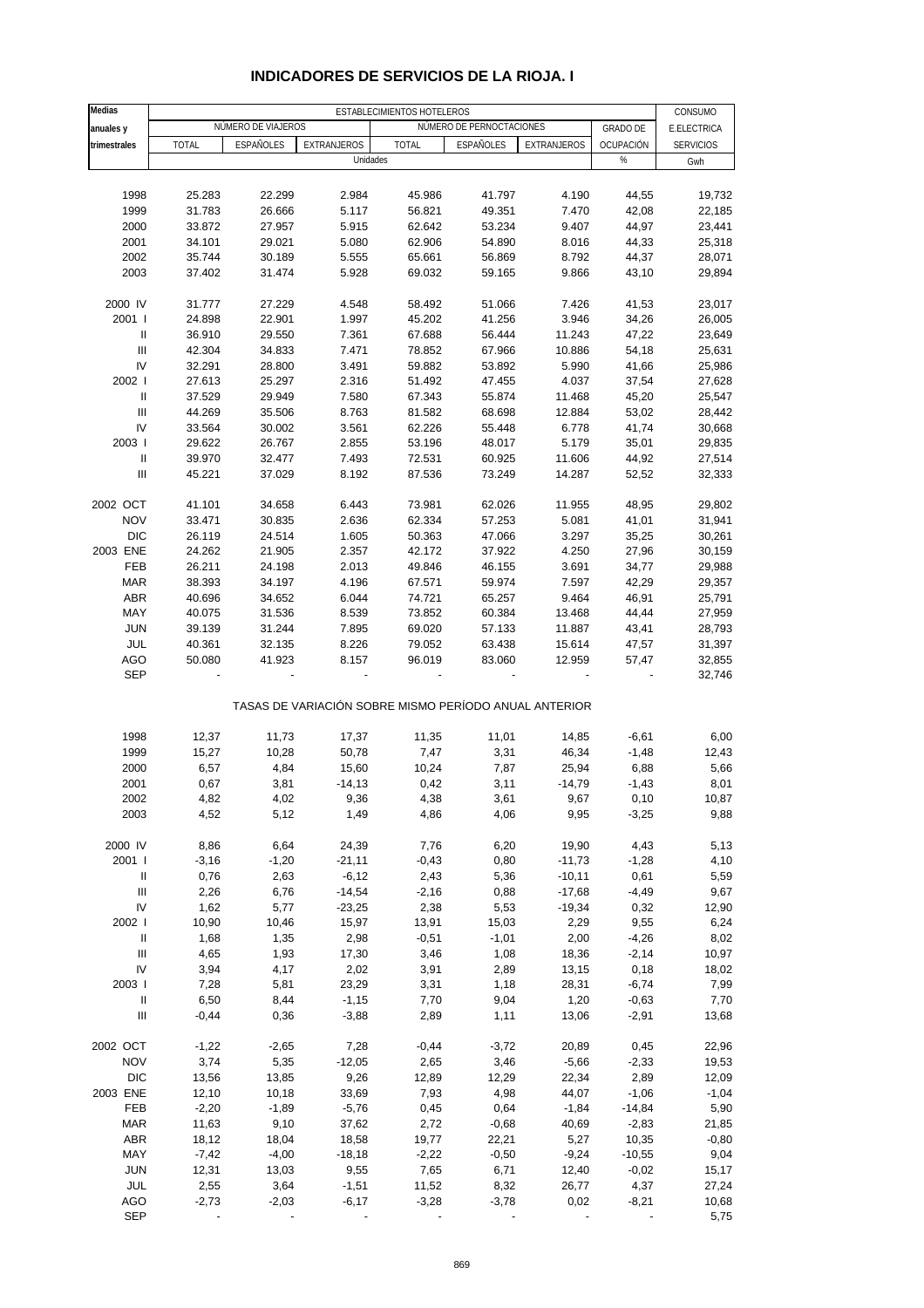# INDICADORES DE SERVICIOS DE LA RIOJA. I

| Medias anuales y trimestrales | ESTABLECIMIENTOS HOTELEROS | | | | | | | CONSUMO E.ELECTRICA |
|---|---|---|---|---|---|---|---|---|
| | NÚMERO DE VIAJEROS | | | NÚMERO DE PERNOCTACIONES | | | GRADO DE OCUPACIÓN | SERVICIOS |
| | TOTAL | ESPAÑOLES | EXTRANJEROS | TOTAL | ESPAÑOLES | EXTRANJEROS | | |
| | Unidades | | | | | | % | Gwh |
| 1998 | 25.283 | 22.299 | 2.984 | 45.986 | 41.797 | 4.190 | 44,55 | 19,732 |
| 1999 | 31.783 | 26.666 | 5.117 | 56.821 | 49.351 | 7.470 | 42,08 | 22,185 |
| 2000 | 33.872 | 27.957 | 5.915 | 62.642 | 53.234 | 9.407 | 44,97 | 23,441 |
| 2001 | 34.101 | 29.021 | 5.080 | 62.906 | 54.890 | 8.016 | 44,33 | 25,318 |
| 2002 | 35.744 | 30.189 | 5.555 | 65.661 | 56.869 | 8.792 | 44,37 | 28,071 |
| 2003 | 37.402 | 31.474 | 5.928 | 69.032 | 59.165 | 9.866 | 43,10 | 29,894 |
| 2000 IV | 31.777 | 27.229 | 4.548 | 58.492 | 51.066 | 7.426 | 41,53 | 23,017 |
| 2001 I | 24.898 | 22.901 | 1.997 | 45.202 | 41.256 | 3.946 | 34,26 | 26,005 |
| II | 36.910 | 29.550 | 7.361 | 67.688 | 56.444 | 11.243 | 47,22 | 23,649 |
| III | 42.304 | 34.833 | 7.471 | 78.852 | 67.966 | 10.886 | 54,18 | 25,631 |
| IV | 32.291 | 28.800 | 3.491 | 59.882 | 53.892 | 5.990 | 41,66 | 25,986 |
| 2002 I | 27.613 | 25.297 | 2.316 | 51.492 | 47.455 | 4.037 | 37,54 | 27,628 |
| II | 37.529 | 29.949 | 7.580 | 67.343 | 55.874 | 11.468 | 45,20 | 25,547 |
| III | 44.269 | 35.506 | 8.763 | 81.582 | 68.698 | 12.884 | 53,02 | 28,442 |
| IV | 33.564 | 30.002 | 3.561 | 62.226 | 55.448 | 6.778 | 41,74 | 30,668 |
| 2003 I | 29.622 | 26.767 | 2.855 | 53.196 | 48.017 | 5.179 | 35,01 | 29,835 |
| II | 39.970 | 32.477 | 7.493 | 72.531 | 60.925 | 11.606 | 44,92 | 27,514 |
| III | 45.221 | 37.029 | 8.192 | 87.536 | 73.249 | 14.287 | 52,52 | 32,333 |
| 2002 OCT | 41.101 | 34.658 | 6.443 | 73.981 | 62.026 | 11.955 | 48,95 | 29,802 |
| NOV | 33.471 | 30.835 | 2.636 | 62.334 | 57.253 | 5.081 | 41,01 | 31,941 |
| DIC | 26.119 | 24.514 | 1.605 | 50.363 | 47.066 | 3.297 | 35,25 | 30,261 |
| 2003 ENE | 24.262 | 21.905 | 2.357 | 42.172 | 37.922 | 4.250 | 27,96 | 30,159 |
| FEB | 26.211 | 24.198 | 2.013 | 49.846 | 46.155 | 3.691 | 34,77 | 29,988 |
| MAR | 38.393 | 34.197 | 4.196 | 67.571 | 59.974 | 7.597 | 42,29 | 29,357 |
| ABR | 40.696 | 34.652 | 6.044 | 74.721 | 65.257 | 9.464 | 46,91 | 25,791 |
| MAY | 40.075 | 31.536 | 8.539 | 73.852 | 60.384 | 13.468 | 44,44 | 27,959 |
| JUN | 39.139 | 31.244 | 7.895 | 69.020 | 57.133 | 11.887 | 43,41 | 28,793 |
| JUL | 40.361 | 32.135 | 8.226 | 79.052 | 63.438 | 15.614 | 47,57 | 31,397 |
| AGO | 50.080 | 41.923 | 8.157 | 96.019 | 83.060 | 12.959 | 57,47 | 32,855 |
| SEP | - | - | - | - | - | - | - | 32,746 |
| | TASAS DE VARIACIÓN SOBRE MISMO PERÍODO ANUAL ANTERIOR | | | | | | | |
| 1998 | 12,37 | 11,73 | 17,37 | 11,35 | 11,01 | 14,85 | -6,61 | 6,00 |
| 1999 | 15,27 | 10,28 | 50,78 | 7,47 | 3,31 | 46,34 | -1,48 | 12,43 |
| 2000 | 6,57 | 4,84 | 15,60 | 10,24 | 7,87 | 25,94 | 6,88 | 5,66 |
| 2001 | 0,67 | 3,81 | -14,13 | 0,42 | 3,11 | -14,79 | -1,43 | 8,01 |
| 2002 | 4,82 | 4,02 | 9,36 | 4,38 | 3,61 | 9,67 | 0,10 | 10,87 |
| 2003 | 4,52 | 5,12 | 1,49 | 4,86 | 4,06 | 9,95 | -3,25 | 9,88 |
| 2000 IV | 8,86 | 6,64 | 24,39 | 7,76 | 6,20 | 19,90 | 4,43 | 5,13 |
| 2001 I | -3,16 | -1,20 | -21,11 | -0,43 | 0,80 | -11,73 | -1,28 | 4,10 |
| II | 0,76 | 2,63 | -6,12 | 2,43 | 5,36 | -10,11 | 0,61 | 5,59 |
| III | 2,26 | 6,76 | -14,54 | -2,16 | 0,88 | -17,68 | -4,49 | 9,67 |
| IV | 1,62 | 5,77 | -23,25 | 2,38 | 5,53 | -19,34 | 0,32 | 12,90 |
| 2002 I | 10,90 | 10,46 | 15,97 | 13,91 | 15,03 | 2,29 | 9,55 | 6,24 |
| II | 1,68 | 1,35 | 2,98 | -0,51 | -1,01 | 2,00 | -4,26 | 8,02 |
| III | 4,65 | 1,93 | 17,30 | 3,46 | 1,08 | 18,36 | -2,14 | 10,97 |
| IV | 3,94 | 4,17 | 2,02 | 3,91 | 2,89 | 13,15 | 0,18 | 18,02 |
| 2003 I | 7,28 | 5,81 | 23,29 | 3,31 | 1,18 | 28,31 | -6,74 | 7,99 |
| II | 6,50 | 8,44 | -1,15 | 7,70 | 9,04 | 1,20 | -0,63 | 7,70 |
| III | -0,44 | 0,36 | -3,88 | 2,89 | 1,11 | 13,06 | -2,91 | 13,68 |
| 2002 OCT | -1,22 | -2,65 | 7,28 | -0,44 | -3,72 | 20,89 | 0,45 | 22,96 |
| NOV | 3,74 | 5,35 | -12,05 | 2,65 | 3,46 | -5,66 | -2,33 | 19,53 |
| DIC | 13,56 | 13,85 | 9,26 | 12,89 | 12,29 | 22,34 | 2,89 | 12,09 |
| 2003 ENE | 12,10 | 10,18 | 33,69 | 7,93 | 4,98 | 44,07 | -1,06 | -1,04 |
| FEB | -2,20 | -1,89 | -5,76 | 0,45 | 0,64 | -1,84 | -14,84 | 5,90 |
| MAR | 11,63 | 9,10 | 37,62 | 2,72 | -0,68 | 40,69 | -2,83 | 21,85 |
| ABR | 18,12 | 18,04 | 18,58 | 19,77 | 22,21 | 5,27 | 10,35 | -0,80 |
| MAY | -7,42 | -4,00 | -18,18 | -2,22 | -0,50 | -9,24 | -10,55 | 9,04 |
| JUN | 12,31 | 13,03 | 9,55 | 7,65 | 6,71 | 12,40 | -0,02 | 15,17 |
| JUL | 2,55 | 3,64 | -1,51 | 11,52 | 8,32 | 26,77 | 4,37 | 27,24 |
| AGO | -2,73 | -2,03 | -6,17 | -3,28 | -3,78 | 0,02 | -8,21 | 10,68 |
| SEP | - | - | - | - | - | - | - | 5,75 |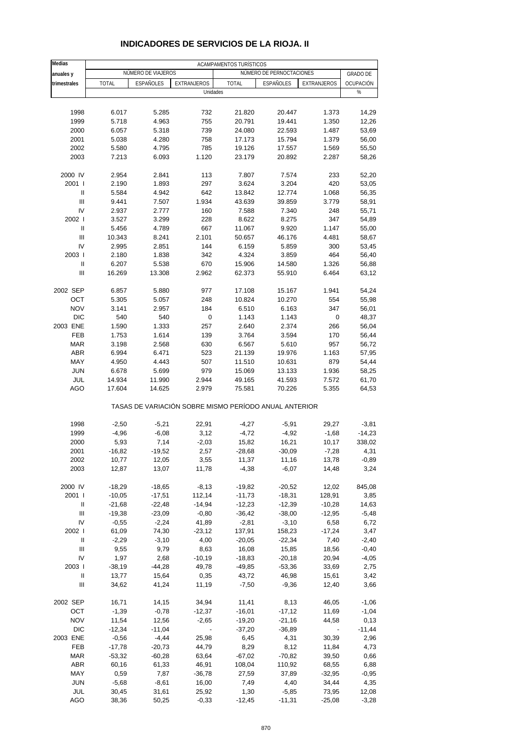# INDICADORES DE SERVICIOS DE LA RIOJA. II

| Medias anuales y trimestrales | ACAMPAMENTOS TURÍSTICOS | | | | | | |
|---|---|---|---|---|---|---|---|
| | NÚMERO DE VIAJEROS | | | NÚMERO DE PERNOCTACIONES | | | GRADO DE OCUPACIÓN |
| | TOTAL | ESPAÑOLES | EXTRANJEROS | TOTAL | ESPAÑOLES | EXTRANJEROS | |
| | Unidades | | | | | | % |
| 1998 | 6.017 | 5.285 | 732 | 21.820 | 20.447 | 1.373 | 14,29 |
| 1999 | 5.718 | 4.963 | 755 | 20.791 | 19.441 | 1.350 | 12,26 |
| 2000 | 6.057 | 5.318 | 739 | 24.080 | 22.593 | 1.487 | 53,69 |
| 2001 | 5.038 | 4.280 | 758 | 17.173 | 15.794 | 1.379 | 56,00 |
| 2002 | 5.580 | 4.795 | 785 | 19.126 | 17.557 | 1.569 | 55,50 |
| 2003 | 7.213 | 6.093 | 1.120 | 23.179 | 20.892 | 2.287 | 58,26 |
| 2000 IV | 2.954 | 2.841 | 113 | 7.807 | 7.574 | 233 | 52,20 |
| 2001 I | 2.190 | 1.893 | 297 | 3.624 | 3.204 | 420 | 53,05 |
| II | 5.584 | 4.942 | 642 | 13.842 | 12.774 | 1.068 | 56,35 |
| III | 9.441 | 7.507 | 1.934 | 43.639 | 39.859 | 3.779 | 58,91 |
| IV | 2.937 | 2.777 | 160 | 7.588 | 7.340 | 248 | 55,71 |
| 2002 I | 3.527 | 3.299 | 228 | 8.622 | 8.275 | 347 | 54,89 |
| II | 5.456 | 4.789 | 667 | 11.067 | 9.920 | 1.147 | 55,00 |
| III | 10.343 | 8.241 | 2.101 | 50.657 | 46.176 | 4.481 | 58,67 |
| IV | 2.995 | 2.851 | 144 | 6.159 | 5.859 | 300 | 53,45 |
| 2003 I | 2.180 | 1.838 | 342 | 4.324 | 3.859 | 464 | 56,40 |
| II | 6.207 | 5.538 | 670 | 15.906 | 14.580 | 1.326 | 56,88 |
| III | 16.269 | 13.308 | 2.962 | 62.373 | 55.910 | 6.464 | 63,12 |
| 2002 SEP | 6.857 | 5.880 | 977 | 17.108 | 15.167 | 1.941 | 54,24 |
| OCT | 5.305 | 5.057 | 248 | 10.824 | 10.270 | 554 | 55,98 |
| NOV | 3.141 | 2.957 | 184 | 6.510 | 6.163 | 347 | 56,01 |
| DIC | 540 | 540 | 0 | 1.143 | 1.143 | 0 | 48,37 |
| 2003 ENE | 1.590 | 1.333 | 257 | 2.640 | 2.374 | 266 | 56,04 |
| FEB | 1.753 | 1.614 | 139 | 3.764 | 3.594 | 170 | 56,44 |
| MAR | 3.198 | 2.568 | 630 | 6.567 | 5.610 | 957 | 56,72 |
| ABR | 6.994 | 6.471 | 523 | 21.139 | 19.976 | 1.163 | 57,95 |
| MAY | 4.950 | 4.443 | 507 | 11.510 | 10.631 | 879 | 54,44 |
| JUN | 6.678 | 5.699 | 979 | 15.069 | 13.133 | 1.936 | 58,25 |
| JUL | 14.934 | 11.990 | 2.944 | 49.165 | 41.593 | 7.572 | 61,70 |
| AGO | 17.604 | 14.625 | 2.979 | 75.581 | 70.226 | 5.355 | 64,53 |
| | TASAS DE VARIACIÓN SOBRE MISMO PERÍODO ANUAL ANTERIOR | | | | | | |
| 1998 | -2,50 | -5,21 | 22,91 | -4,27 | -5,91 | 29,27 | -3,81 |
| 1999 | -4,96 | -6,08 | 3,12 | -4,72 | -4,92 | -1,68 | -14,23 |
| 2000 | 5,93 | 7,14 | -2,03 | 15,82 | 16,21 | 10,17 | 338,02 |
| 2001 | -16,82 | -19,52 | 2,57 | -28,68 | -30,09 | -7,28 | 4,31 |
| 2002 | 10,77 | 12,05 | 3,55 | 11,37 | 11,16 | 13,78 | -0,89 |
| 2003 | 12,87 | 13,07 | 11,78 | -4,38 | -6,07 | 14,48 | 3,24 |
| 2000 IV | -18,29 | -18,65 | -8,13 | -19,82 | -20,52 | 12,02 | 845,08 |
| 2001 I | -10,05 | -17,51 | 112,14 | -11,73 | -18,31 | 128,91 | 3,85 |
| II | -21,68 | -22,48 | -14,94 | -12,23 | -12,39 | -10,28 | 14,63 |
| III | -19,38 | -23,09 | -0,80 | -36,42 | -38,00 | -12,95 | -5,48 |
| IV | -0,55 | -2,24 | 41,89 | -2,81 | -3,10 | 6,58 | 6,72 |
| 2002 I | 61,09 | 74,30 | -23,12 | 137,91 | 158,23 | -17,24 | 3,47 |
| II | -2,29 | -3,10 | 4,00 | -20,05 | -22,34 | 7,40 | -2,40 |
| III | 9,55 | 9,79 | 8,63 | 16,08 | 15,85 | 18,56 | -0,40 |
| IV | 1,97 | 2,68 | -10,19 | -18,83 | -20,18 | 20,94 | -4,05 |
| 2003 I | -38,19 | -44,28 | 49,78 | -49,85 | -53,36 | 33,69 | 2,75 |
| II | 13,77 | 15,64 | 0,35 | 43,72 | 46,98 | 15,61 | 3,42 |
| III | 34,62 | 41,24 | 11,19 | -7,50 | -9,36 | 12,40 | 3,66 |
| 2002 SEP | 16,71 | 14,15 | 34,94 | 11,41 | 8,13 | 46,05 | -1,06 |
| OCT | -1,39 | -0,78 | -12,37 | -16,01 | -17,12 | 11,69 | -1,04 |
| NOV | 11,54 | 12,56 | -2,65 | -19,20 | -21,16 | 44,58 | 0,13 |
| DIC | -12,34 | -11,04 | - | -37,20 | -36,89 | - | -11,44 |
| 2003 ENE | -0,56 | -4,44 | 25,98 | 6,45 | 4,31 | 30,39 | 2,96 |
| FEB | -17,78 | -20,73 | 44,79 | 8,29 | 8,12 | 11,84 | 4,73 |
| MAR | -53,32 | -60,28 | 63,64 | -67,02 | -70,82 | 39,50 | 0,66 |
| ABR | 60,16 | 61,33 | 46,91 | 108,04 | 110,92 | 68,55 | 6,88 |
| MAY | 0,59 | 7,87 | -36,78 | 27,59 | 37,89 | -32,95 | -0,95 |
| JUN | -5,68 | -8,61 | 16,00 | 7,49 | 4,40 | 34,44 | 4,35 |
| JUL | 30,45 | 31,61 | 25,92 | 1,30 | -5,85 | 73,95 | 12,08 |
| AGO | 38,36 | 50,25 | -0,33 | -12,45 | -11,31 | -25,08 | -3,28 |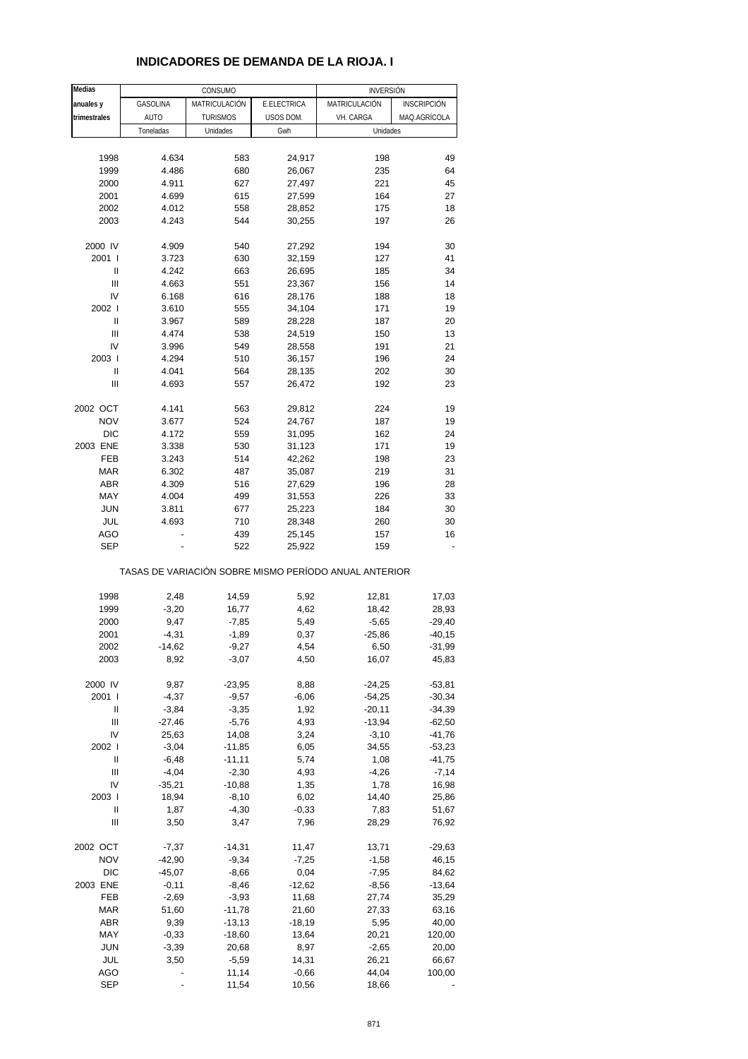# INDICADORES DE DEMANDA DE LA RIOJA. I

| Medias anuales y trimestrales | CONSUMO | | | INVERSIÓN | |
|---|---|---|---|---|---|
| | GASOLINA AUTO | MATRICULACIÓN TURISMOS | E.ELECTRICA USOS DOM. | MATRICULACIÓN VH. CARGA | INSCRIPCIÓN MAQ.AGRÍCOLA |
| | Toneladas | Unidades | Gwh | Unidades | |
| 1998 | 4.634 | 583 | 24,917 | 198 | 49 |
| 1999 | 4.486 | 680 | 26,067 | 235 | 64 |
| 2000 | 4.911 | 627 | 27,497 | 221 | 45 |
| 2001 | 4.699 | 615 | 27,599 | 164 | 27 |
| 2002 | 4.012 | 558 | 28,852 | 175 | 18 |
| 2003 | 4.243 | 544 | 30,255 | 197 | 26 |
| 2000 IV | 4.909 | 540 | 27,292 | 194 | 30 |
| 2001 I | 3.723 | 630 | 32,159 | 127 | 41 |
| II | 4.242 | 663 | 26,695 | 185 | 34 |
| III | 4.663 | 551 | 23,367 | 156 | 14 |
| IV | 6.168 | 616 | 28,176 | 188 | 18 |
| 2002 I | 3.610 | 555 | 34,104 | 171 | 19 |
| II | 3.967 | 589 | 28,228 | 187 | 20 |
| III | 4.474 | 538 | 24,519 | 150 | 13 |
| IV | 3.996 | 549 | 28,558 | 191 | 21 |
| 2003 I | 4.294 | 510 | 36,157 | 196 | 24 |
| II | 4.041 | 564 | 28,135 | 202 | 30 |
| III | 4.693 | 557 | 26,472 | 192 | 23 |
| 2002 OCT | 4.141 | 563 | 29,812 | 224 | 19 |
| NOV | 3.677 | 524 | 24,767 | 187 | 19 |
| DIC | 4.172 | 559 | 31,095 | 162 | 24 |
| 2003 ENE | 3.338 | 530 | 31,123 | 171 | 19 |
| FEB | 3.243 | 514 | 42,262 | 198 | 23 |
| MAR | 6.302 | 487 | 35,087 | 219 | 31 |
| ABR | 4.309 | 516 | 27,629 | 196 | 28 |
| MAY | 4.004 | 499 | 31,553 | 226 | 33 |
| JUN | 3.811 | 677 | 25,223 | 184 | 30 |
| JUL | 4.693 | 710 | 28,348 | 260 | 30 |
| AGO | - | 439 | 25,145 | 157 | 16 |
| SEP | - | 522 | 25,922 | 159 | - |
| TASAS DE VARIACIÓN SOBRE MISMO PERÍODO ANUAL ANTERIOR | | | | | |
| 1998 | 2,48 | 14,59 | 5,92 | 12,81 | 17,03 |
| 1999 | -3,20 | 16,77 | 4,62 | 18,42 | 28,93 |
| 2000 | 9,47 | -7,85 | 5,49 | -5,65 | -29,40 |
| 2001 | -4,31 | -1,89 | 0,37 | -25,86 | -40,15 |
| 2002 | -14,62 | -9,27 | 4,54 | 6,50 | -31,99 |
| 2003 | 8,92 | -3,07 | 4,50 | 16,07 | 45,83 |
| 2000 IV | 9,87 | -23,95 | 8,88 | -24,25 | -53,81 |
| 2001 I | -4,37 | -9,57 | -6,06 | -54,25 | -30,34 |
| II | -3,84 | -3,35 | 1,92 | -20,11 | -34,39 |
| III | -27,46 | -5,76 | 4,93 | -13,94 | -62,50 |
| IV | 25,63 | 14,08 | 3,24 | -3,10 | -41,76 |
| 2002 I | -3,04 | -11,85 | 6,05 | 34,55 | -53,23 |
| II | -6,48 | -11,11 | 5,74 | 1,08 | -41,75 |
| III | -4,04 | -2,30 | 4,93 | -4,26 | -7,14 |
| IV | -35,21 | -10,88 | 1,35 | 1,78 | 16,98 |
| 2003 I | 18,94 | -8,10 | 6,02 | 14,40 | 25,86 |
| II | 1,87 | -4,30 | -0,33 | 7,83 | 51,67 |
| III | 3,50 | 3,47 | 7,96 | 28,29 | 76,92 |
| 2002 OCT | -7,37 | -14,31 | 11,47 | 13,71 | -29,63 |
| NOV | -42,90 | -9,34 | -7,25 | -1,58 | 46,15 |
| DIC | -45,07 | -8,66 | 0,04 | -7,95 | 84,62 |
| 2003 ENE | -0,11 | -8,46 | -12,62 | -8,56 | -13,64 |
| FEB | -2,69 | -3,93 | 11,68 | 27,74 | 35,29 |
| MAR | 51,60 | -11,78 | 21,60 | 27,33 | 63,16 |
| ABR | 9,39 | -13,13 | -18,19 | 5,95 | 40,00 |
| MAY | -0,33 | -18,60 | 13,64 | 20,21 | 120,00 |
| JUN | -3,39 | 20,68 | 8,97 | -2,65 | 20,00 |
| JUL | 3,50 | -5,59 | 14,31 | 26,21 | 66,67 |
| AGO | - | 11,14 | -0,66 | 44,04 | 100,00 |
| SEP | - | 11,54 | 10,56 | 18,66 | - |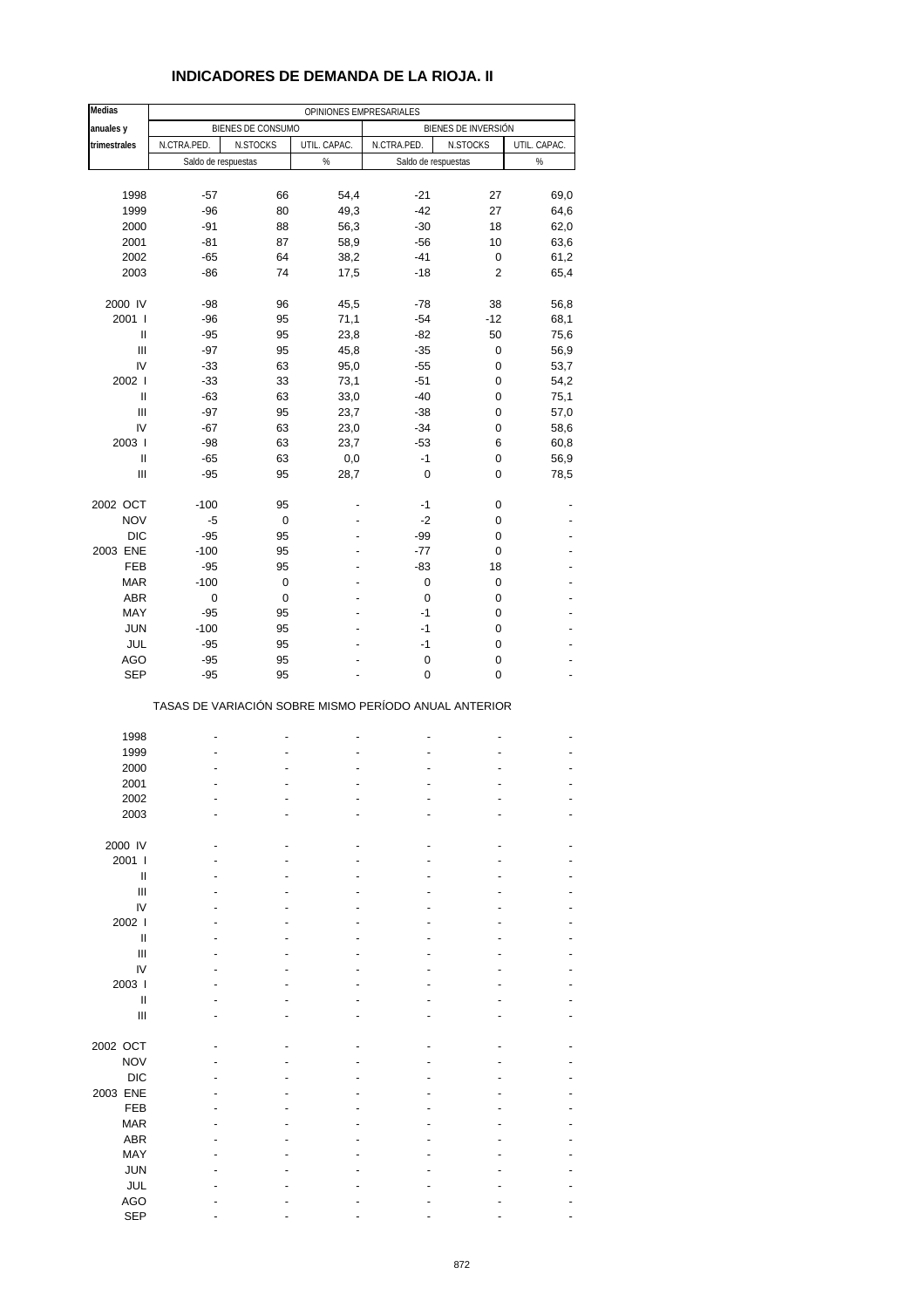# INDICADORES DE DEMANDA DE LA RIOJA. II

| Medias anuales y trimestrales | OPINIONES EMPRESARIALES | | | | | |
|---|---|---|---|---|---|---|
| | BIENES DE CONSUMO | | | BIENES DE INVERSIÓN | | |
| | N.CTRA.PED. | N.STOCKS | UTIL. CAPAC. | N.CTRA.PED. | N.STOCKS | UTIL. CAPAC. |
| | Saldo de respuestas | | % | Saldo de respuestas | | % |
| 1998 | -57 | 66 | 54,4 | -21 | 27 | 69,0 |
| 1999 | -96 | 80 | 49,3 | -42 | 27 | 64,6 |
| 2000 | -91 | 88 | 56,3 | -30 | 18 | 62,0 |
| 2001 | -81 | 87 | 58,9 | -56 | 10 | 63,6 |
| 2002 | -65 | 64 | 38,2 | -41 | 0 | 61,2 |
| 2003 | -86 | 74 | 17,5 | -18 | 2 | 65,4 |
| 2000 IV | -98 | 96 | 45,5 | -78 | 38 | 56,8 |
| 2001 I | -96 | 95 | 71,1 | -54 | -12 | 68,1 |
| II | -95 | 95 | 23,8 | -82 | 50 | 75,6 |
| III | -97 | 95 | 45,8 | -35 | 0 | 56,9 |
| IV | -33 | 63 | 95,0 | -55 | 0 | 53,7 |
| 2002 I | -33 | 33 | 73,1 | -51 | 0 | 54,2 |
| II | -63 | 63 | 33,0 | -40 | 0 | 75,1 |
| III | -97 | 95 | 23,7 | -38 | 0 | 57,0 |
| IV | -67 | 63 | 23,0 | -34 | 0 | 58,6 |
| 2003 I | -98 | 63 | 23,7 | -53 | 6 | 60,8 |
| II | -65 | 63 | 0,0 | -1 | 0 | 56,9 |
| III | -95 | 95 | 28,7 | 0 | 0 | 78,5 |
| 2002 OCT | -100 | 95 | - | -1 | 0 | - |
| NOV | -5 | 0 | - | -2 | 0 | - |
| DIC | -95 | 95 | - | -99 | 0 | - |
| 2003 ENE | -100 | 95 | - | -77 | 0 | - |
| FEB | -95 | 95 | - | -83 | 18 | - |
| MAR | -100 | 0 | - | 0 | 0 | - |
| ABR | 0 | 0 | - | 0 | 0 | - |
| MAY | -95 | 95 | - | -1 | 0 | - |
| JUN | -100 | 95 | - | -1 | 0 | - |
| JUL | -95 | 95 | - | -1 | 0 | - |
| AGO | -95 | 95 | - | 0 | 0 | - |
| SEP | -95 | 95 | - | 0 | 0 | - |

TASAS DE VARIACIÓN SOBRE MISMO PERÍODO ANUAL ANTERIOR

| | | | | | | |
|---|---|---|---|---|---|---|
| 1998 | - | - | - | - | - | - |
| 1999 | - | - | - | - | - | - |
| 2000 | - | - | - | - | - | - |
| 2001 | - | - | - | - | - | - |
| 2002 | - | - | - | - | - | - |
| 2003 | - | - | - | - | - | - |
| 2000 IV | - | - | - | - | - | - |
| 2001 I | - | - | - | - | - | - |
| II | - | - | - | - | - | - |
| III | - | - | - | - | - | - |
| IV | - | - | - | - | - | - |
| 2002 I | - | - | - | - | - | - |
| II | - | - | - | - | - | - |
| III | - | - | - | - | - | - |
| IV | - | - | - | - | - | - |
| 2003 I | - | - | - | - | - | - |
| II | - | - | - | - | - | - |
| III | - | - | - | - | - | - |
| 2002 OCT | - | - | - | - | - | - |
| NOV | - | - | - | - | - | - |
| DIC | - | - | - | - | - | - |
| 2003 ENE | - | - | - | - | - | - |
| FEB | - | - | - | - | - | - |
| MAR | - | - | - | - | - | - |
| ABR | - | - | - | - | - | - |
| MAY | - | - | - | - | - | - |
| JUN | - | - | - | - | - | - |
| JUL | - | - | - | - | - | - |
| AGO | - | - | - | - | - | - |
| SEP | - | - | - | - | - | - |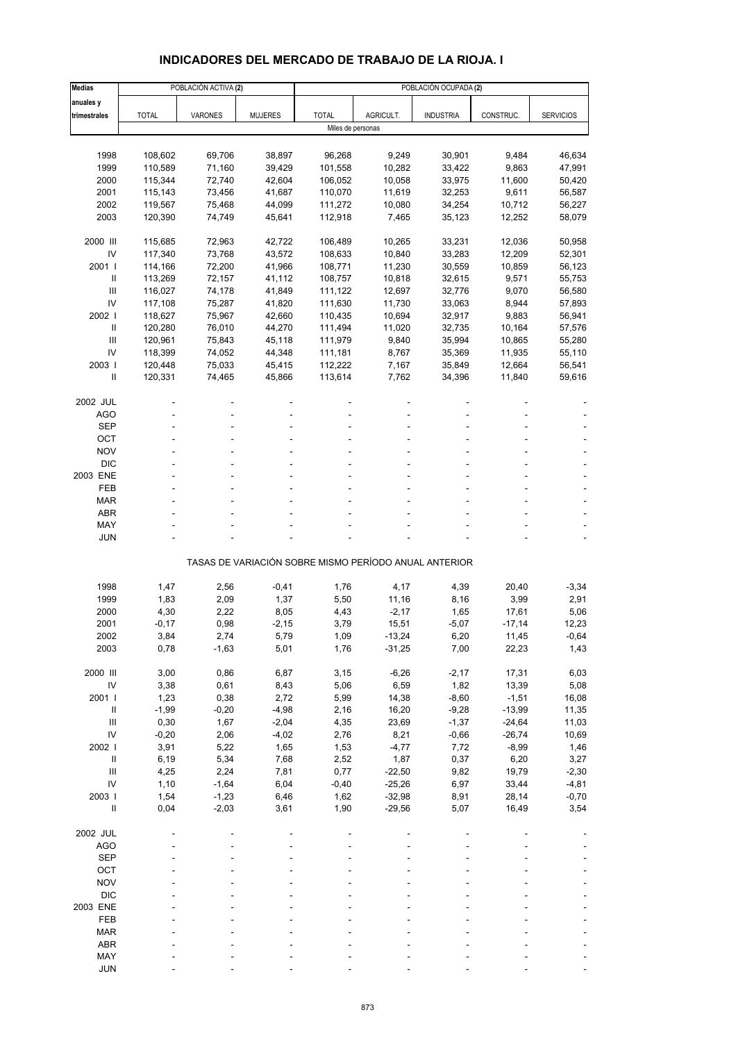# INDICADORES DEL MERCADO DE TRABAJO DE LA RIOJA. I

| Medias anuales y trimestrales | POBLACIÓN ACTIVA (2) | | | POBLACIÓN OCUPADA (2) | | | | |
|---|---|---|---|---|---|---|---|---|
| | TOTAL | VARONES | MUJERES | TOTAL | AGRICULT. | INDUSTRIA | CONSTRUC. | SERVICIOS |
| | Miles de personas | | | | | | | |
| 1998 | 108,602 | 69,706 | 38,897 | 96,268 | 9,249 | 30,901 | 9,484 | 46,634 |
| 1999 | 110,589 | 71,160 | 39,429 | 101,558 | 10,282 | 33,422 | 9,863 | 47,991 |
| 2000 | 115,344 | 72,740 | 42,604 | 106,052 | 10,058 | 33,975 | 11,600 | 50,420 |
| 2001 | 115,143 | 73,456 | 41,687 | 110,070 | 11,619 | 32,253 | 9,611 | 56,587 |
| 2002 | 119,567 | 75,468 | 44,099 | 111,272 | 10,080 | 34,254 | 10,712 | 56,227 |
| 2003 | 120,390 | 74,749 | 45,641 | 112,918 | 7,465 | 35,123 | 12,252 | 58,079 |
| 2000 III | 115,685 | 72,963 | 42,722 | 106,489 | 10,265 | 33,231 | 12,036 | 50,958 |
| IV | 117,340 | 73,768 | 43,572 | 108,633 | 10,840 | 33,283 | 12,209 | 52,301 |
| 2001 I | 114,166 | 72,200 | 41,966 | 108,771 | 11,230 | 30,559 | 10,859 | 56,123 |
| II | 113,269 | 72,157 | 41,112 | 108,757 | 10,818 | 32,615 | 9,571 | 55,753 |
| III | 116,027 | 74,178 | 41,849 | 111,122 | 12,697 | 32,776 | 9,070 | 56,580 |
| IV | 117,108 | 75,287 | 41,820 | 111,630 | 11,730 | 33,063 | 8,944 | 57,893 |
| 2002 I | 118,627 | 75,967 | 42,660 | 110,435 | 10,694 | 32,917 | 9,883 | 56,941 |
| II | 120,280 | 76,010 | 44,270 | 111,494 | 11,020 | 32,735 | 10,164 | 57,576 |
| III | 120,961 | 75,843 | 45,118 | 111,979 | 9,840 | 35,994 | 10,865 | 55,280 |
| IV | 118,399 | 74,052 | 44,348 | 111,181 | 8,767 | 35,369 | 11,935 | 55,110 |
| 2003 I | 120,448 | 75,033 | 45,415 | 112,222 | 7,167 | 35,849 | 12,664 | 56,541 |
| II | 120,331 | 74,465 | 45,866 | 113,614 | 7,762 | 34,396 | 11,840 | 59,616 |
| 2002 JUL | - | - | - | - | - | - | - | - |
| AGO | - | - | - | - | - | - | - | - |
| SEP | - | - | - | - | - | - | - | - |
| OCT | - | - | - | - | - | - | - | - |
| NOV | - | - | - | - | - | - | - | - |
| DIC | - | - | - | - | - | - | - | - |
| 2003 ENE | - | - | - | - | - | - | - | - |
| FEB | - | - | - | - | - | - | - | - |
| MAR | - | - | - | - | - | - | - | - |
| ABR | - | - | - | - | - | - | - | - |
| MAY | - | - | - | - | - | - | - | - |
| JUN | - | - | - | - | - | - | - | - |
| | TASAS DE VARIACIÓN SOBRE MISMO PERÍODO ANUAL ANTERIOR | | | | | | | |
| 1998 | 1,47 | 2,56 | -0,41 | 1,76 | 4,17 | 4,39 | 20,40 | -3,34 |
| 1999 | 1,83 | 2,09 | 1,37 | 5,50 | 11,16 | 8,16 | 3,99 | 2,91 |
| 2000 | 4,30 | 2,22 | 8,05 | 4,43 | -2,17 | 1,65 | 17,61 | 5,06 |
| 2001 | -0,17 | 0,98 | -2,15 | 3,79 | 15,51 | -5,07 | -17,14 | 12,23 |
| 2002 | 3,84 | 2,74 | 5,79 | 1,09 | -13,24 | 6,20 | 11,45 | -0,64 |
| 2003 | 0,78 | -1,63 | 5,01 | 1,76 | -31,25 | 7,00 | 22,23 | 1,43 |
| 2000 III | 3,00 | 0,86 | 6,87 | 3,15 | -6,26 | -2,17 | 17,31 | 6,03 |
| IV | 3,38 | 0,61 | 8,43 | 5,06 | 6,59 | 1,82 | 13,39 | 5,08 |
| 2001 I | 1,23 | 0,38 | 2,72 | 5,99 | 14,38 | -8,60 | -1,51 | 16,08 |
| II | -1,99 | -0,20 | -4,98 | 2,16 | 16,20 | -9,28 | -13,99 | 11,35 |
| III | 0,30 | 1,67 | -2,04 | 4,35 | 23,69 | -1,37 | -24,64 | 11,03 |
| IV | -0,20 | 2,06 | -4,02 | 2,76 | 8,21 | -0,66 | -26,74 | 10,69 |
| 2002 I | 3,91 | 5,22 | 1,65 | 1,53 | -4,77 | 7,72 | -8,99 | 1,46 |
| II | 6,19 | 5,34 | 7,68 | 2,52 | 1,87 | 0,37 | 6,20 | 3,27 |
| III | 4,25 | 2,24 | 7,81 | 0,77 | -22,50 | 9,82 | 19,79 | -2,30 |
| IV | 1,10 | -1,64 | 6,04 | -0,40 | -25,26 | 6,97 | 33,44 | -4,81 |
| 2003 I | 1,54 | -1,23 | 6,46 | 1,62 | -32,98 | 8,91 | 28,14 | -0,70 |
| II | 0,04 | -2,03 | 3,61 | 1,90 | -29,56 | 5,07 | 16,49 | 3,54 |
| 2002 JUL | - | - | - | - | - | - | - | - |
| AGO | - | - | - | - | - | - | - | - |
| SEP | - | - | - | - | - | - | - | - |
| OCT | - | - | - | - | - | - | - | - |
| NOV | - | - | - | - | - | - | - | - |
| DIC | - | - | - | - | - | - | - | - |
| 2003 ENE | - | - | - | - | - | - | - | - |
| FEB | - | - | - | - | - | - | - | - |
| MAR | - | - | - | - | - | - | - | - |
| ABR | - | - | - | - | - | - | - | - |
| MAY | - | - | - | - | - | - | - | - |
| JUN | - | - | - | - | - | - | - | - |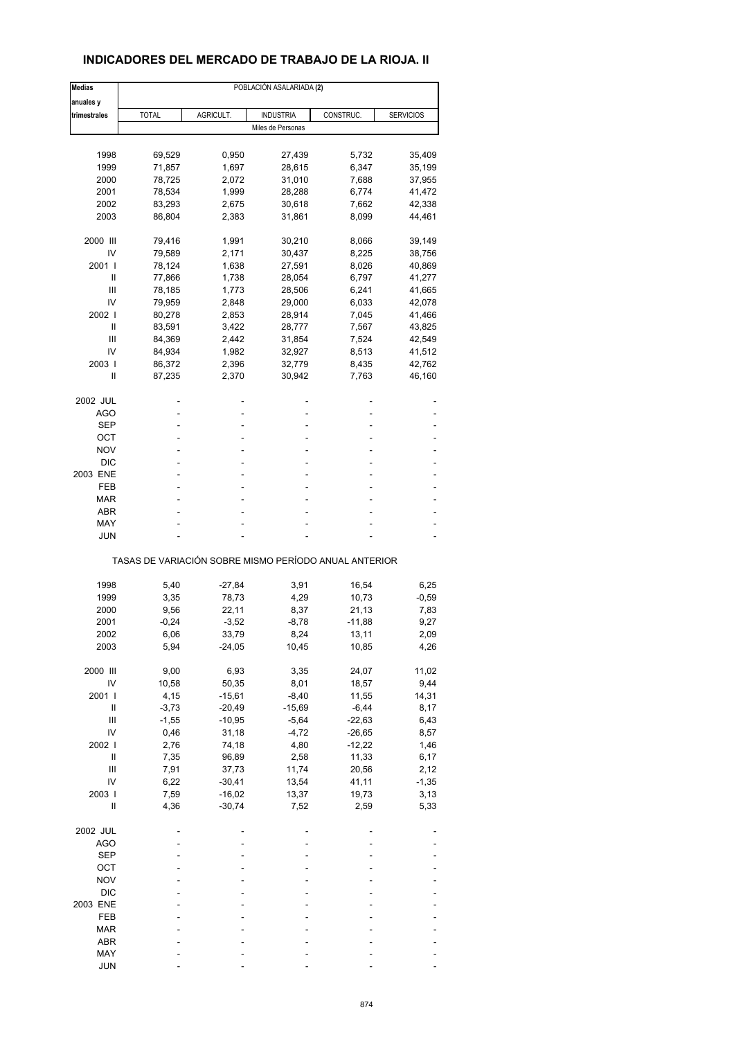# INDICADORES DEL MERCADO DE TRABAJO DE LA RIOJA. II

| Medias anuales y trimestrales | POBLACIÓN ASALARIADA (2) | | | | |
|---|---|---|---|---|---|
| | TOTAL | AGRICULT. | INDUSTRIA | CONSTRUC. | SERVICIOS |
| | Miles de Personas | | | | |
| 1998 | 69,529 | 0,950 | 27,439 | 5,732 | 35,409 |
| 1999 | 71,857 | 1,697 | 28,615 | 6,347 | 35,199 |
| 2000 | 78,725 | 2,072 | 31,010 | 7,688 | 37,955 |
| 2001 | 78,534 | 1,999 | 28,288 | 6,774 | 41,472 |
| 2002 | 83,293 | 2,675 | 30,618 | 7,662 | 42,338 |
| 2003 | 86,804 | 2,383 | 31,861 | 8,099 | 44,461 |
| 2000 III | 79,416 | 1,991 | 30,210 | 8,066 | 39,149 |
| IV | 79,589 | 2,171 | 30,437 | 8,225 | 38,756 |
| 2001 I | 78,124 | 1,638 | 27,591 | 8,026 | 40,869 |
| II | 77,866 | 1,738 | 28,054 | 6,797 | 41,277 |
| III | 78,185 | 1,773 | 28,506 | 6,241 | 41,665 |
| IV | 79,959 | 2,848 | 29,000 | 6,033 | 42,078 |
| 2002 I | 80,278 | 2,853 | 28,914 | 7,045 | 41,466 |
| II | 83,591 | 3,422 | 28,777 | 7,567 | 43,825 |
| III | 84,369 | 2,442 | 31,854 | 7,524 | 42,549 |
| IV | 84,934 | 1,982 | 32,927 | 8,513 | 41,512 |
| 2003 I | 86,372 | 2,396 | 32,779 | 8,435 | 42,762 |
| II | 87,235 | 2,370 | 30,942 | 7,763 | 46,160 |
| 2002 JUL | - | - | - | - | - |
| AGO | - | - | - | - | - |
| SEP | - | - | - | - | - |
| OCT | - | - | - | - | - |
| NOV | - | - | - | - | - |
| DIC | - | - | - | - | - |
| 2003 ENE | - | - | - | - | - |
| FEB | - | - | - | - | - |
| MAR | - | - | - | - | - |
| ABR | - | - | - | - | - |
| MAY | - | - | - | - | - |
| JUN | - | - | - | - | - |

TASAS DE VARIACIÓN SOBRE MISMO PERÍODO ANUAL ANTERIOR

| | TOTAL | AGRICULT. | INDUSTRIA | CONSTRUC. | SERVICIOS |
|---|---|---|---|---|---|
| 1998 | 5,40 | -27,84 | 3,91 | 16,54 | 6,25 |
| 1999 | 3,35 | 78,73 | 4,29 | 10,73 | -0,59 |
| 2000 | 9,56 | 22,11 | 8,37 | 21,13 | 7,83 |
| 2001 | -0,24 | -3,52 | -8,78 | -11,88 | 9,27 |
| 2002 | 6,06 | 33,79 | 8,24 | 13,11 | 2,09 |
| 2003 | 5,94 | -24,05 | 10,45 | 10,85 | 4,26 |
| 2000 III | 9,00 | 6,93 | 3,35 | 24,07 | 11,02 |
| IV | 10,58 | 50,35 | 8,01 | 18,57 | 9,44 |
| 2001 I | 4,15 | -15,61 | -8,40 | 11,55 | 14,31 |
| II | -3,73 | -20,49 | -15,69 | -6,44 | 8,17 |
| III | -1,55 | -10,95 | -5,64 | -22,63 | 6,43 |
| IV | 0,46 | 31,18 | -4,72 | -26,65 | 8,57 |
| 2002 I | 2,76 | 74,18 | 4,80 | -12,22 | 1,46 |
| II | 7,35 | 96,89 | 2,58 | 11,33 | 6,17 |
| III | 7,91 | 37,73 | 11,74 | 20,56 | 2,12 |
| IV | 6,22 | -30,41 | 13,54 | 41,11 | -1,35 |
| 2003 I | 7,59 | -16,02 | 13,37 | 19,73 | 3,13 |
| II | 4,36 | -30,74 | 7,52 | 2,59 | 5,33 |
| 2002 JUL | - | - | - | - | - |
| AGO | - | - | - | - | - |
| SEP | - | - | - | - | - |
| OCT | - | - | - | - | - |
| NOV | - | - | - | - | - |
| DIC | - | - | - | - | - |
| 2003 ENE | - | - | - | - | - |
| FEB | - | - | - | - | - |
| MAR | - | - | - | - | - |
| ABR | - | - | - | - | - |
| MAY | - | - | - | - | - |
| JUN | - | - | - | - | - |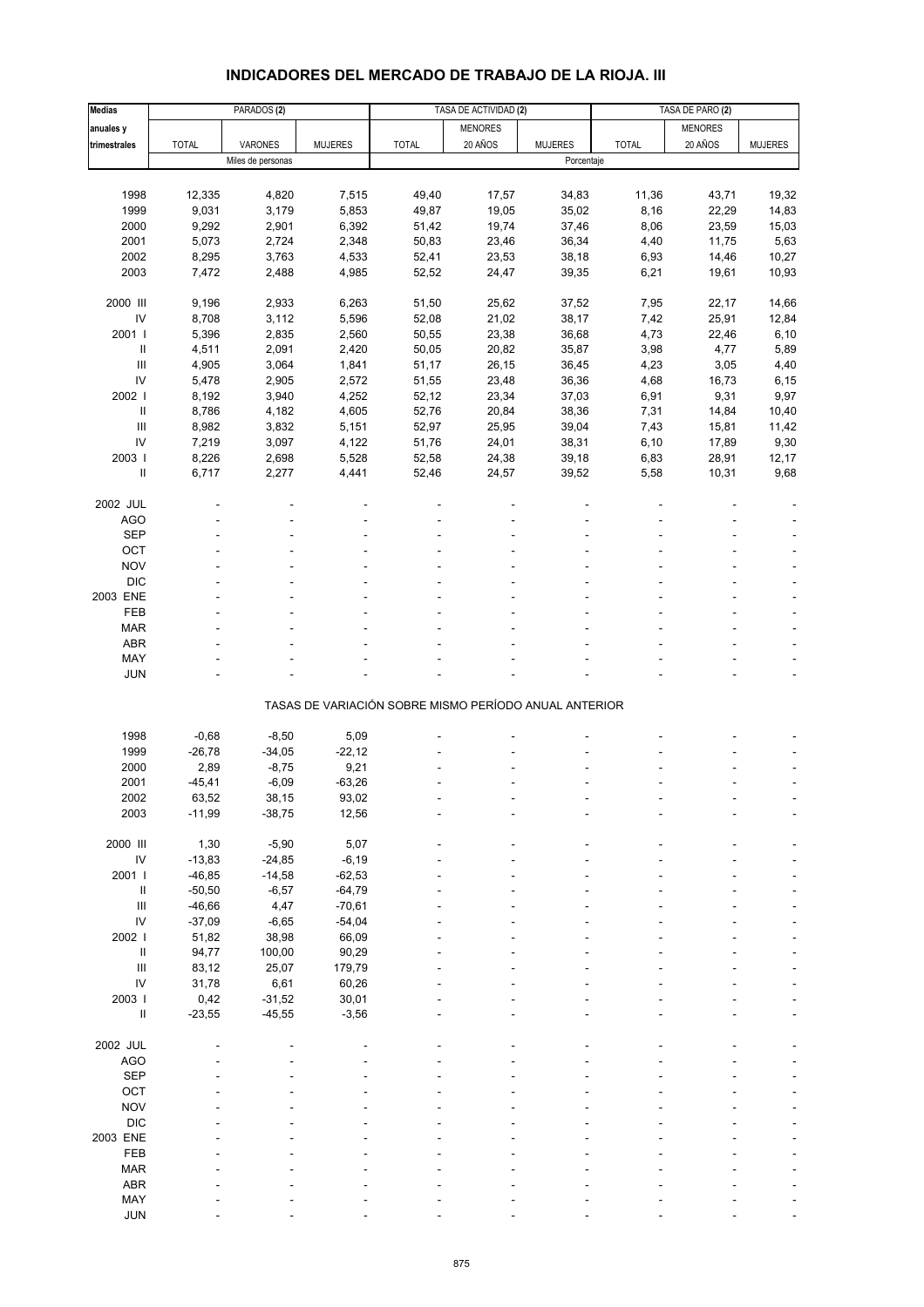# INDICADORES DEL MERCADO DE TRABAJO DE LA RIOJA. III

| Medias anuales y trimestrales | PARADOS (2) | | | TASA DE ACTIVIDAD (2) | | | TASA DE PARO (2) | | |
|---|---|---|---|---|---|---|---|---|---|
| | TOTAL | VARONES | MUJERES | TOTAL | MENORES 20 AÑOS | MUJERES | TOTAL | MENORES 20 AÑOS | MUJERES |
| | Miles de personas | | | Porcentaje | | | | | |
| 1998 | 12,335 | 4,820 | 7,515 | 49,40 | 17,57 | 34,83 | 11,36 | 43,71 | 19,32 |
| 1999 | 9,031 | 3,179 | 5,853 | 49,87 | 19,05 | 35,02 | 8,16 | 22,29 | 14,83 |
| 2000 | 9,292 | 2,901 | 6,392 | 51,42 | 19,74 | 37,46 | 8,06 | 23,59 | 15,03 |
| 2001 | 5,073 | 2,724 | 2,348 | 50,83 | 23,46 | 36,34 | 4,40 | 11,75 | 5,63 |
| 2002 | 8,295 | 3,763 | 4,533 | 52,41 | 23,53 | 38,18 | 6,93 | 14,46 | 10,27 |
| 2003 | 7,472 | 2,488 | 4,985 | 52,52 | 24,47 | 39,35 | 6,21 | 19,61 | 10,93 |
| 2000 III | 9,196 | 2,933 | 6,263 | 51,50 | 25,62 | 37,52 | 7,95 | 22,17 | 14,66 |
| IV | 8,708 | 3,112 | 5,596 | 52,08 | 21,02 | 38,17 | 7,42 | 25,91 | 12,84 |
| 2001 I | 5,396 | 2,835 | 2,560 | 50,55 | 23,38 | 36,68 | 4,73 | 22,46 | 6,10 |
| II | 4,511 | 2,091 | 2,420 | 50,05 | 20,82 | 35,87 | 3,98 | 4,77 | 5,89 |
| III | 4,905 | 3,064 | 1,841 | 51,17 | 26,15 | 36,45 | 4,23 | 3,05 | 4,40 |
| IV | 5,478 | 2,905 | 2,572 | 51,55 | 23,48 | 36,36 | 4,68 | 16,73 | 6,15 |
| 2002 I | 8,192 | 3,940 | 4,252 | 52,12 | 23,34 | 37,03 | 6,91 | 9,31 | 9,97 |
| II | 8,786 | 4,182 | 4,605 | 52,76 | 20,84 | 38,36 | 7,31 | 14,84 | 10,40 |
| III | 8,982 | 3,832 | 5,151 | 52,97 | 25,95 | 39,04 | 7,43 | 15,81 | 11,42 |
| IV | 7,219 | 3,097 | 4,122 | 51,76 | 24,01 | 38,31 | 6,10 | 17,89 | 9,30 |
| 2003 I | 8,226 | 2,698 | 5,528 | 52,58 | 24,38 | 39,18 | 6,83 | 28,91 | 12,17 |
| II | 6,717 | 2,277 | 4,441 | 52,46 | 24,57 | 39,52 | 5,58 | 10,31 | 9,68 |
| 2002 JUL | - | - | - | - | - | - | - | - | - |
| AGO | - | - | - | - | - | - | - | - | - |
| SEP | - | - | - | - | - | - | - | - | - |
| OCT | - | - | - | - | - | - | - | - | - |
| NOV | - | - | - | - | - | - | - | - | - |
| DIC | - | - | - | - | - | - | - | - | - |
| 2003 ENE | - | - | - | - | - | - | - | - | - |
| FEB | - | - | - | - | - | - | - | - | - |
| MAR | - | - | - | - | - | - | - | - | - |
| ABR | - | - | - | - | - | - | - | - | - |
| MAY | - | - | - | - | - | - | - | - | - |
| JUN | - | - | - | - | - | - | - | - | - |
| | TASAS DE VARIACIÓN SOBRE MISMO PERÍODO ANUAL ANTERIOR | | | | | | | | |
| 1998 | -0,68 | -8,50 | 5,09 | - | - | - | - | - | - |
| 1999 | -26,78 | -34,05 | -22,12 | - | - | - | - | - | - |
| 2000 | 2,89 | -8,75 | 9,21 | - | - | - | - | - | - |
| 2001 | -45,41 | -6,09 | -63,26 | - | - | - | - | - | - |
| 2002 | 63,52 | 38,15 | 93,02 | - | - | - | - | - | - |
| 2003 | -11,99 | -38,75 | 12,56 | - | - | - | - | - | - |
| 2000 III | 1,30 | -5,90 | 5,07 | - | - | - | - | - | - |
| IV | -13,83 | -24,85 | -6,19 | - | - | - | - | - | - |
| 2001 I | -46,85 | -14,58 | -62,53 | - | - | - | - | - | - |
| II | -50,50 | -6,57 | -64,79 | - | - | - | - | - | - |
| III | -46,66 | 4,47 | -70,61 | - | - | - | - | - | - |
| IV | -37,09 | -6,65 | -54,04 | - | - | - | - | - | - |
| 2002 I | 51,82 | 38,98 | 66,09 | - | - | - | - | - | - |
| II | 94,77 | 100,00 | 90,29 | - | - | - | - | - | - |
| III | 83,12 | 25,07 | 179,79 | - | - | - | - | - | - |
| IV | 31,78 | 6,61 | 60,26 | - | - | - | - | - | - |
| 2003 I | 0,42 | -31,52 | 30,01 | - | - | - | - | - | - |
| II | -23,55 | -45,55 | -3,56 | - | - | - | - | - | - |
| 2002 JUL | - | - | - | - | - | - | - | - | - |
| AGO | - | - | - | - | - | - | - | - | - |
| SEP | - | - | - | - | - | - | - | - | - |
| OCT | - | - | - | - | - | - | - | - | - |
| NOV | - | - | - | - | - | - | - | - | - |
| DIC | - | - | - | - | - | - | - | - | - |
| 2003 ENE | - | - | - | - | - | - | - | - | - |
| FEB | - | - | - | - | - | - | - | - | - |
| MAR | - | - | - | - | - | - | - | - | - |
| ABR | - | - | - | - | - | - | - | - | - |
| MAY | - | - | - | - | - | - | - | - | - |
| JUN | - | - | - | - | - | - | - | - | - |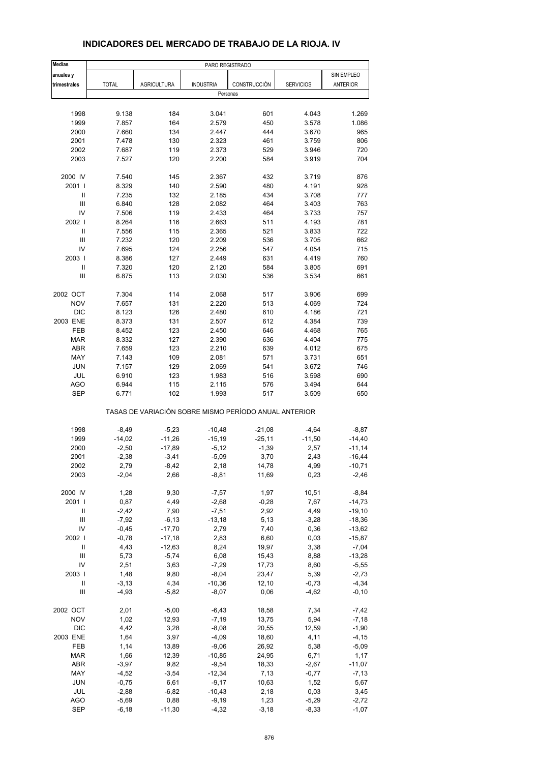# INDICADORES DEL MERCADO DE TRABAJO DE LA RIOJA. IV

| Medias anuales y trimestrales | PARO REGISTRADO | | | | | |
|---|---|---|---|---|---|---|
| | TOTAL | AGRICULTURA | INDUSTRIA | CONSTRUCCIÓN | SERVICIOS | SIN EMPLEO ANTERIOR |
| | Personas | | | | | |
| 1998 | 9.138 | 184 | 3.041 | 601 | 4.043 | 1.269 |
| 1999 | 7.857 | 164 | 2.579 | 450 | 3.578 | 1.086 |
| 2000 | 7.660 | 134 | 2.447 | 444 | 3.670 | 965 |
| 2001 | 7.478 | 130 | 2.323 | 461 | 3.759 | 806 |
| 2002 | 7.687 | 119 | 2.373 | 529 | 3.946 | 720 |
| 2003 | 7.527 | 120 | 2.200 | 584 | 3.919 | 704 |
| 2000 IV | 7.540 | 145 | 2.367 | 432 | 3.719 | 876 |
| 2001 I | 8.329 | 140 | 2.590 | 480 | 4.191 | 928 |
| II | 7.235 | 132 | 2.185 | 434 | 3.708 | 777 |
| III | 6.840 | 128 | 2.082 | 464 | 3.403 | 763 |
| IV | 7.506 | 119 | 2.433 | 464 | 3.733 | 757 |
| 2002 I | 8.264 | 116 | 2.663 | 511 | 4.193 | 781 |
| II | 7.556 | 115 | 2.365 | 521 | 3.833 | 722 |
| III | 7.232 | 120 | 2.209 | 536 | 3.705 | 662 |
| IV | 7.695 | 124 | 2.256 | 547 | 4.054 | 715 |
| 2003 I | 8.386 | 127 | 2.449 | 631 | 4.419 | 760 |
| II | 7.320 | 120 | 2.120 | 584 | 3.805 | 691 |
| III | 6.875 | 113 | 2.030 | 536 | 3.534 | 661 |
| 2002 OCT | 7.304 | 114 | 2.068 | 517 | 3.906 | 699 |
| NOV | 7.657 | 131 | 2.220 | 513 | 4.069 | 724 |
| DIC | 8.123 | 126 | 2.480 | 610 | 4.186 | 721 |
| 2003 ENE | 8.373 | 131 | 2.507 | 612 | 4.384 | 739 |
| FEB | 8.452 | 123 | 2.450 | 646 | 4.468 | 765 |
| MAR | 8.332 | 127 | 2.390 | 636 | 4.404 | 775 |
| ABR | 7.659 | 123 | 2.210 | 639 | 4.012 | 675 |
| MAY | 7.143 | 109 | 2.081 | 571 | 3.731 | 651 |
| JUN | 7.157 | 129 | 2.069 | 541 | 3.672 | 746 |
| JUL | 6.910 | 123 | 1.983 | 516 | 3.598 | 690 |
| AGO | 6.944 | 115 | 2.115 | 576 | 3.494 | 644 |
| SEP | 6.771 | 102 | 1.993 | 517 | 3.509 | 650 |
| | TASAS DE VARIACIÓN SOBRE MISMO PERÍODO ANUAL ANTERIOR | | | | | |
| 1998 | -8,49 | -5,23 | -10,48 | -21,08 | -4,64 | -8,87 |
| 1999 | -14,02 | -11,26 | -15,19 | -25,11 | -11,50 | -14,40 |
| 2000 | -2,50 | -17,89 | -5,12 | -1,39 | 2,57 | -11,14 |
| 2001 | -2,38 | -3,41 | -5,09 | 3,70 | 2,43 | -16,44 |
| 2002 | 2,79 | -8,42 | 2,18 | 14,78 | 4,99 | -10,71 |
| 2003 | -2,04 | 2,66 | -8,81 | 11,69 | 0,23 | -2,46 |
| 2000 IV | 1,28 | 9,30 | -7,57 | 1,97 | 10,51 | -8,84 |
| 2001 I | 0,87 | 4,49 | -2,68 | -0,28 | 7,67 | -14,73 |
| II | -2,42 | 7,90 | -7,51 | 2,92 | 4,49 | -19,10 |
| III | -7,92 | -6,13 | -13,18 | 5,13 | -3,28 | -18,36 |
| IV | -0,45 | -17,70 | 2,79 | 7,40 | 0,36 | -13,62 |
| 2002 I | -0,78 | -17,18 | 2,83 | 6,60 | 0,03 | -15,87 |
| II | 4,43 | -12,63 | 8,24 | 19,97 | 3,38 | -7,04 |
| III | 5,73 | -5,74 | 6,08 | 15,43 | 8,88 | -13,28 |
| IV | 2,51 | 3,63 | -7,29 | 17,73 | 8,60 | -5,55 |
| 2003 I | 1,48 | 9,80 | -8,04 | 23,47 | 5,39 | -2,73 |
| II | -3,13 | 4,34 | -10,36 | 12,10 | -0,73 | -4,34 |
| III | -4,93 | -5,82 | -8,07 | 0,06 | -4,62 | -0,10 |
| 2002 OCT | 2,01 | -5,00 | -6,43 | 18,58 | 7,34 | -7,42 |
| NOV | 1,02 | 12,93 | -7,19 | 13,75 | 5,94 | -7,18 |
| DIC | 4,42 | 3,28 | -8,08 | 20,55 | 12,59 | -1,90 |
| 2003 ENE | 1,64 | 3,97 | -4,09 | 18,60 | 4,11 | -4,15 |
| FEB | 1,14 | 13,89 | -9,06 | 26,92 | 5,38 | -5,09 |
| MAR | 1,66 | 12,39 | -10,85 | 24,95 | 6,71 | 1,17 |
| ABR | -3,97 | 9,82 | -9,54 | 18,33 | -2,67 | -11,07 |
| MAY | -4,52 | -3,54 | -12,34 | 7,13 | -0,77 | -7,13 |
| JUN | -0,75 | 6,61 | -9,17 | 10,63 | 1,52 | 5,67 |
| JUL | -2,88 | -6,82 | -10,43 | 2,18 | 0,03 | 3,45 |
| AGO | -5,69 | 0,88 | -9,19 | 1,23 | -5,29 | -2,72 |
| SEP | -6,18 | -11,30 | -4,32 | -3,18 | -8,33 | -1,07 |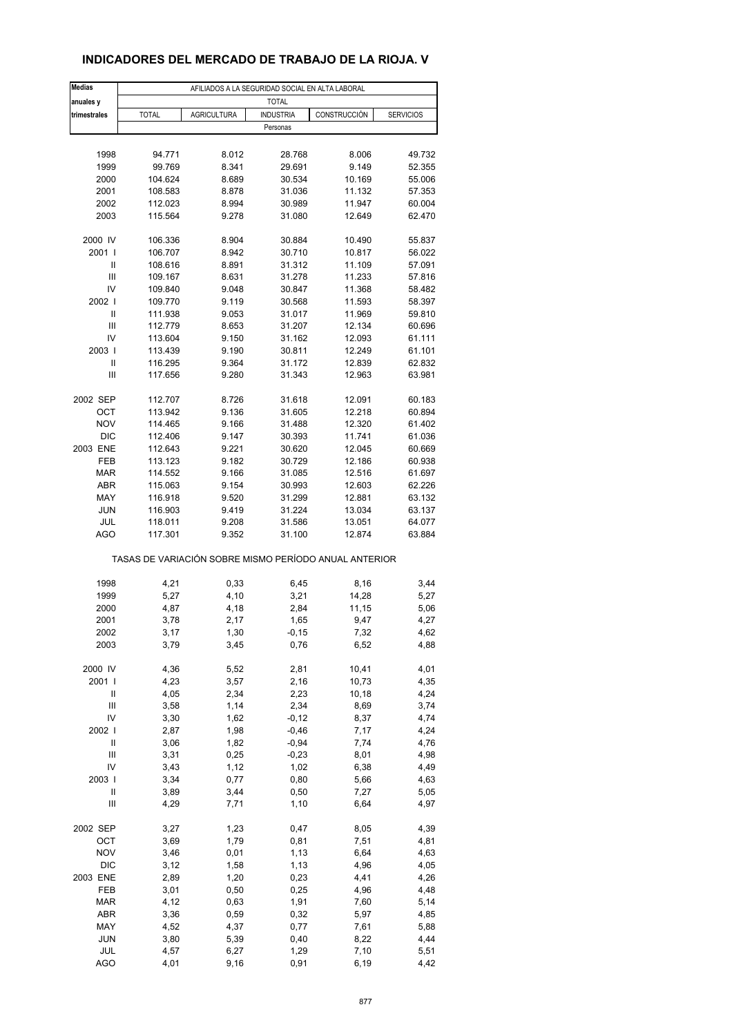## INDICADORES DEL MERCADO DE TRABAJO DE LA RIOJA. V

| Medias anuales y trimestrales | AFILIADOS A LA SEGURIDAD SOCIAL EN ALTA LABORAL | | | | |
|---|---|---|---|---|---|
| | TOTAL | | | | |
| | TOTAL | AGRICULTURA | INDUSTRIA | CONSTRUCCIÓN | SERVICIOS |
| | Personas | | | | |
| 1998 | 94.771 | 8.012 | 28.768 | 8.006 | 49.732 |
| 1999 | 99.769 | 8.341 | 29.691 | 9.149 | 52.355 |
| 2000 | 104.624 | 8.689 | 30.534 | 10.169 | 55.006 |
| 2001 | 108.583 | 8.878 | 31.036 | 11.132 | 57.353 |
| 2002 | 112.023 | 8.994 | 30.989 | 11.947 | 60.004 |
| 2003 | 115.564 | 9.278 | 31.080 | 12.649 | 62.470 |
| 2000 IV | 106.336 | 8.904 | 30.884 | 10.490 | 55.837 |
| 2001 I | 106.707 | 8.942 | 30.710 | 10.817 | 56.022 |
| II | 108.616 | 8.891 | 31.312 | 11.109 | 57.091 |
| III | 109.167 | 8.631 | 31.278 | 11.233 | 57.816 |
| IV | 109.840 | 9.048 | 30.847 | 11.368 | 58.482 |
| 2002 I | 109.770 | 9.119 | 30.568 | 11.593 | 58.397 |
| II | 111.938 | 9.053 | 31.017 | 11.969 | 59.810 |
| III | 112.779 | 8.653 | 31.207 | 12.134 | 60.696 |
| IV | 113.604 | 9.150 | 31.162 | 12.093 | 61.111 |
| 2003 I | 113.439 | 9.190 | 30.811 | 12.249 | 61.101 |
| II | 116.295 | 9.364 | 31.172 | 12.839 | 62.832 |
| III | 117.656 | 9.280 | 31.343 | 12.963 | 63.981 |
| 2002 SEP | 112.707 | 8.726 | 31.618 | 12.091 | 60.183 |
| OCT | 113.942 | 9.136 | 31.605 | 12.218 | 60.894 |
| NOV | 114.465 | 9.166 | 31.488 | 12.320 | 61.402 |
| DIC | 112.406 | 9.147 | 30.393 | 11.741 | 61.036 |
| 2003 ENE | 112.643 | 9.221 | 30.620 | 12.045 | 60.669 |
| FEB | 113.123 | 9.182 | 30.729 | 12.186 | 60.938 |
| MAR | 114.552 | 9.166 | 31.085 | 12.516 | 61.697 |
| ABR | 115.063 | 9.154 | 30.993 | 12.603 | 62.226 |
| MAY | 116.918 | 9.520 | 31.299 | 12.881 | 63.132 |
| JUN | 116.903 | 9.419 | 31.224 | 13.034 | 63.137 |
| JUL | 118.011 | 9.208 | 31.586 | 13.051 | 64.077 |
| AGO | 117.301 | 9.352 | 31.100 | 12.874 | 63.884 |
| | TASAS DE VARIACIÓN SOBRE MISMO PERÍODO ANUAL ANTERIOR | | | | |
| 1998 | 4,21 | 0,33 | 6,45 | 8,16 | 3,44 |
| 1999 | 5,27 | 4,10 | 3,21 | 14,28 | 5,27 |
| 2000 | 4,87 | 4,18 | 2,84 | 11,15 | 5,06 |
| 2001 | 3,78 | 2,17 | 1,65 | 9,47 | 4,27 |
| 2002 | 3,17 | 1,30 | -0,15 | 7,32 | 4,62 |
| 2003 | 3,79 | 3,45 | 0,76 | 6,52 | 4,88 |
| 2000 IV | 4,36 | 5,52 | 2,81 | 10,41 | 4,01 |
| 2001 I | 4,23 | 3,57 | 2,16 | 10,73 | 4,35 |
| II | 4,05 | 2,34 | 2,23 | 10,18 | 4,24 |
| III | 3,58 | 1,14 | 2,34 | 8,69 | 3,74 |
| IV | 3,30 | 1,62 | -0,12 | 8,37 | 4,74 |
| 2002 I | 2,87 | 1,98 | -0,46 | 7,17 | 4,24 |
| II | 3,06 | 1,82 | -0,94 | 7,74 | 4,76 |
| III | 3,31 | 0,25 | -0,23 | 8,01 | 4,98 |
| IV | 3,43 | 1,12 | 1,02 | 6,38 | 4,49 |
| 2003 I | 3,34 | 0,77 | 0,80 | 5,66 | 4,63 |
| II | 3,89 | 3,44 | 0,50 | 7,27 | 5,05 |
| III | 4,29 | 7,71 | 1,10 | 6,64 | 4,97 |
| 2002 SEP | 3,27 | 1,23 | 0,47 | 8,05 | 4,39 |
| OCT | 3,69 | 1,79 | 0,81 | 7,51 | 4,81 |
| NOV | 3,46 | 0,01 | 1,13 | 6,64 | 4,63 |
| DIC | 3,12 | 1,58 | 1,13 | 4,96 | 4,05 |
| 2003 ENE | 2,89 | 1,20 | 0,23 | 4,41 | 4,26 |
| FEB | 3,01 | 0,50 | 0,25 | 4,96 | 4,48 |
| MAR | 4,12 | 0,63 | 1,91 | 7,60 | 5,14 |
| ABR | 3,36 | 0,59 | 0,32 | 5,97 | 4,85 |
| MAY | 4,52 | 4,37 | 0,77 | 7,61 | 5,88 |
| JUN | 3,80 | 5,39 | 0,40 | 8,22 | 4,44 |
| JUL | 4,57 | 6,27 | 1,29 | 7,10 | 5,51 |
| AGO | 4,01 | 9,16 | 0,91 | 6,19 | 4,42 |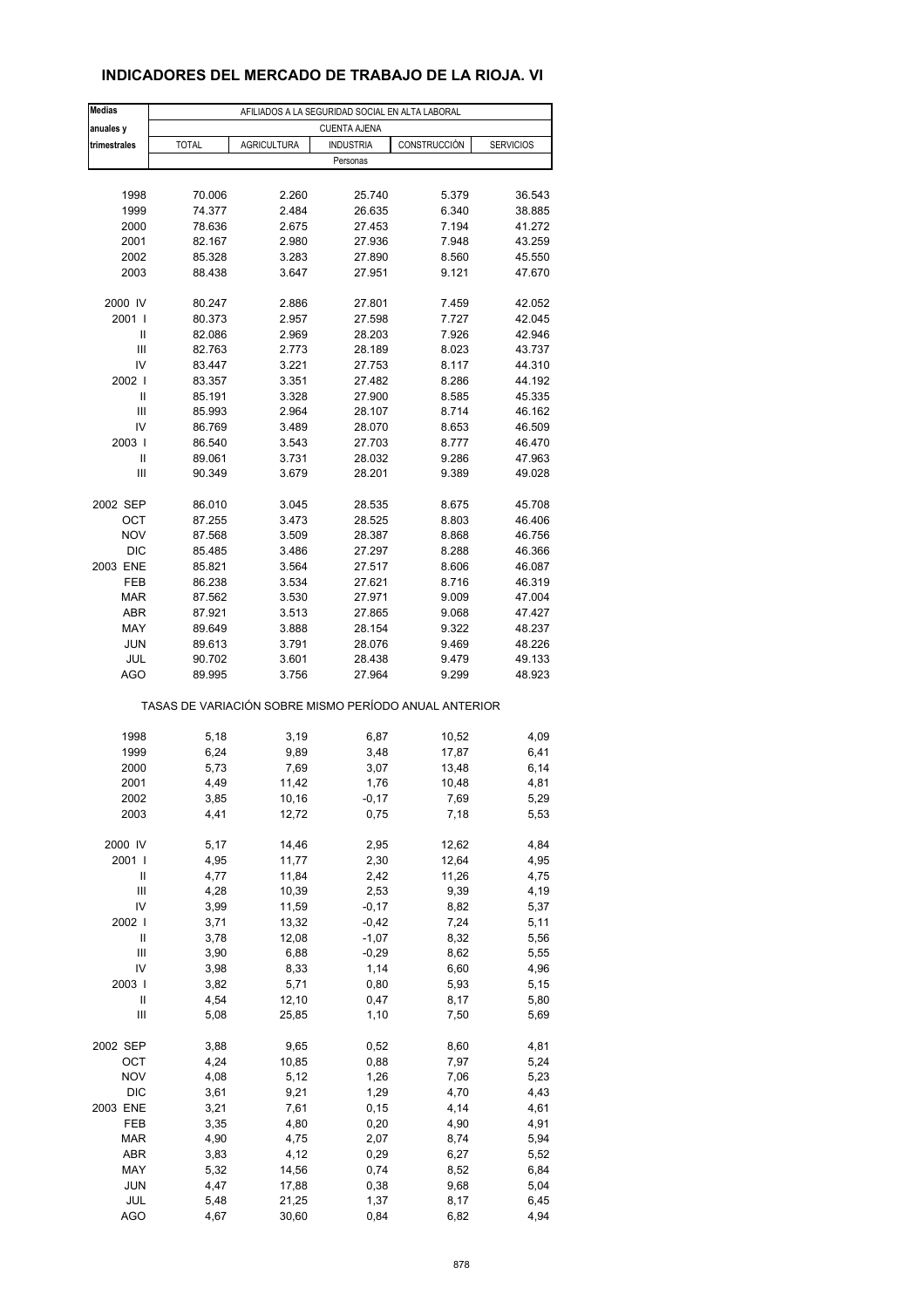# INDICADORES DEL MERCADO DE TRABAJO DE LA RIOJA. VI

| Medias anuales y trimestrales | AFILIADOS A LA SEGURIDAD SOCIAL EN ALTA LABORAL | | | | |
|---|---|---|---|---|---|
| | CUENTA AJENA | | | | |
| | TOTAL | AGRICULTURA | INDUSTRIA | CONSTRUCCIÓN | SERVICIOS |
| | Personas | | | | |
| 1998 | 70.006 | 2.260 | 25.740 | 5.379 | 36.543 |
| 1999 | 74.377 | 2.484 | 26.635 | 6.340 | 38.885 |
| 2000 | 78.636 | 2.675 | 27.453 | 7.194 | 41.272 |
| 2001 | 82.167 | 2.980 | 27.936 | 7.948 | 43.259 |
| 2002 | 85.328 | 3.283 | 27.890 | 8.560 | 45.550 |
| 2003 | 88.438 | 3.647 | 27.951 | 9.121 | 47.670 |
| 2000 IV | 80.247 | 2.886 | 27.801 | 7.459 | 42.052 |
| 2001 I | 80.373 | 2.957 | 27.598 | 7.727 | 42.045 |
| II | 82.086 | 2.969 | 28.203 | 7.926 | 42.946 |
| III | 82.763 | 2.773 | 28.189 | 8.023 | 43.737 |
| IV | 83.447 | 3.221 | 27.753 | 8.117 | 44.310 |
| 2002 I | 83.357 | 3.351 | 27.482 | 8.286 | 44.192 |
| II | 85.191 | 3.328 | 27.900 | 8.585 | 45.335 |
| III | 85.993 | 2.964 | 28.107 | 8.714 | 46.162 |
| IV | 86.769 | 3.489 | 28.070 | 8.653 | 46.509 |
| 2003 I | 86.540 | 3.543 | 27.703 | 8.777 | 46.470 |
| II | 89.061 | 3.731 | 28.032 | 9.286 | 47.963 |
| III | 90.349 | 3.679 | 28.201 | 9.389 | 49.028 |
| 2002 SEP | 86.010 | 3.045 | 28.535 | 8.675 | 45.708 |
| OCT | 87.255 | 3.473 | 28.525 | 8.803 | 46.406 |
| NOV | 87.568 | 3.509 | 28.387 | 8.868 | 46.756 |
| DIC | 85.485 | 3.486 | 27.297 | 8.288 | 46.366 |
| 2003 ENE | 85.821 | 3.564 | 27.517 | 8.606 | 46.087 |
| FEB | 86.238 | 3.534 | 27.621 | 8.716 | 46.319 |
| MAR | 87.562 | 3.530 | 27.971 | 9.009 | 47.004 |
| ABR | 87.921 | 3.513 | 27.865 | 9.068 | 47.427 |
| MAY | 89.649 | 3.888 | 28.154 | 9.322 | 48.237 |
| JUN | 89.613 | 3.791 | 28.076 | 9.469 | 48.226 |
| JUL | 90.702 | 3.601 | 28.438 | 9.479 | 49.133 |
| AGO | 89.995 | 3.756 | 27.964 | 9.299 | 48.923 |
| | TASAS DE VARIACIÓN SOBRE MISMO PERÍODO ANUAL ANTERIOR | | | | |
| 1998 | 5,18 | 3,19 | 6,87 | 10,52 | 4,09 |
| 1999 | 6,24 | 9,89 | 3,48 | 17,87 | 6,41 |
| 2000 | 5,73 | 7,69 | 3,07 | 13,48 | 6,14 |
| 2001 | 4,49 | 11,42 | 1,76 | 10,48 | 4,81 |
| 2002 | 3,85 | 10,16 | -0,17 | 7,69 | 5,29 |
| 2003 | 4,41 | 12,72 | 0,75 | 7,18 | 5,53 |
| 2000 IV | 5,17 | 14,46 | 2,95 | 12,62 | 4,84 |
| 2001 I | 4,95 | 11,77 | 2,30 | 12,64 | 4,95 |
| II | 4,77 | 11,84 | 2,42 | 11,26 | 4,75 |
| III | 4,28 | 10,39 | 2,53 | 9,39 | 4,19 |
| IV | 3,99 | 11,59 | -0,17 | 8,82 | 5,37 |
| 2002 I | 3,71 | 13,32 | -0,42 | 7,24 | 5,11 |
| II | 3,78 | 12,08 | -1,07 | 8,32 | 5,56 |
| III | 3,90 | 6,88 | -0,29 | 8,62 | 5,55 |
| IV | 3,98 | 8,33 | 1,14 | 6,60 | 4,96 |
| 2003 I | 3,82 | 5,71 | 0,80 | 5,93 | 5,15 |
| II | 4,54 | 12,10 | 0,47 | 8,17 | 5,80 |
| III | 5,08 | 25,85 | 1,10 | 7,50 | 5,69 |
| 2002 SEP | 3,88 | 9,65 | 0,52 | 8,60 | 4,81 |
| OCT | 4,24 | 10,85 | 0,88 | 7,97 | 5,24 |
| NOV | 4,08 | 5,12 | 1,26 | 7,06 | 5,23 |
| DIC | 3,61 | 9,21 | 1,29 | 4,70 | 4,43 |
| 2003 ENE | 3,21 | 7,61 | 0,15 | 4,14 | 4,61 |
| FEB | 3,35 | 4,80 | 0,20 | 4,90 | 4,91 |
| MAR | 4,90 | 4,75 | 2,07 | 8,74 | 5,94 |
| ABR | 3,83 | 4,12 | 0,29 | 6,27 | 5,52 |
| MAY | 5,32 | 14,56 | 0,74 | 8,52 | 6,84 |
| JUN | 4,47 | 17,88 | 0,38 | 9,68 | 5,04 |
| JUL | 5,48 | 21,25 | 1,37 | 8,17 | 6,45 |
| AGO | 4,67 | 30,60 | 0,84 | 6,82 | 4,94 |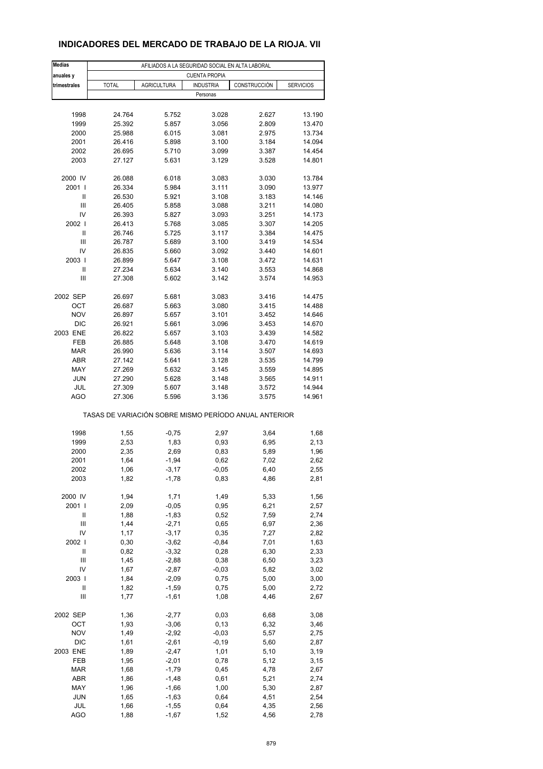# INDICADORES DEL MERCADO DE TRABAJO DE LA RIOJA. VII

| Medias anuales y trimestrales | AFILIADOS A LA SEGURIDAD SOCIAL EN ALTA LABORAL | | | | |
|---|---|---|---|---|---|
| | CUENTA PROPIA | | | | |
| | TOTAL | AGRICULTURA | INDUSTRIA | CONSTRUCCIÓN | SERVICIOS |
| | Personas | | | | |
| 1998 | 24.764 | 5.752 | 3.028 | 2.627 | 13.190 |
| 1999 | 25.392 | 5.857 | 3.056 | 2.809 | 13.470 |
| 2000 | 25.988 | 6.015 | 3.081 | 2.975 | 13.734 |
| 2001 | 26.416 | 5.898 | 3.100 | 3.184 | 14.094 |
| 2002 | 26.695 | 5.710 | 3.099 | 3.387 | 14.454 |
| 2003 | 27.127 | 5.631 | 3.129 | 3.528 | 14.801 |
| 2000 IV | 26.088 | 6.018 | 3.083 | 3.030 | 13.784 |
| 2001 I | 26.334 | 5.984 | 3.111 | 3.090 | 13.977 |
| II | 26.530 | 5.921 | 3.108 | 3.183 | 14.146 |
| III | 26.405 | 5.858 | 3.088 | 3.211 | 14.080 |
| IV | 26.393 | 5.827 | 3.093 | 3.251 | 14.173 |
| 2002 I | 26.413 | 5.768 | 3.085 | 3.307 | 14.205 |
| II | 26.746 | 5.725 | 3.117 | 3.384 | 14.475 |
| III | 26.787 | 5.689 | 3.100 | 3.419 | 14.534 |
| IV | 26.835 | 5.660 | 3.092 | 3.440 | 14.601 |
| 2003 I | 26.899 | 5.647 | 3.108 | 3.472 | 14.631 |
| II | 27.234 | 5.634 | 3.140 | 3.553 | 14.868 |
| III | 27.308 | 5.602 | 3.142 | 3.574 | 14.953 |
| 2002 SEP | 26.697 | 5.681 | 3.083 | 3.416 | 14.475 |
| OCT | 26.687 | 5.663 | 3.080 | 3.415 | 14.488 |
| NOV | 26.897 | 5.657 | 3.101 | 3.452 | 14.646 |
| DIC | 26.921 | 5.661 | 3.096 | 3.453 | 14.670 |
| 2003 ENE | 26.822 | 5.657 | 3.103 | 3.439 | 14.582 |
| FEB | 26.885 | 5.648 | 3.108 | 3.470 | 14.619 |
| MAR | 26.990 | 5.636 | 3.114 | 3.507 | 14.693 |
| ABR | 27.142 | 5.641 | 3.128 | 3.535 | 14.799 |
| MAY | 27.269 | 5.632 | 3.145 | 3.559 | 14.895 |
| JUN | 27.290 | 5.628 | 3.148 | 3.565 | 14.911 |
| JUL | 27.309 | 5.607 | 3.148 | 3.572 | 14.944 |
| AGO | 27.306 | 5.596 | 3.136 | 3.575 | 14.961 |
| | TASAS DE VARIACIÓN SOBRE MISMO PERÍODO ANUAL ANTERIOR | | | | |
| 1998 | 1,55 | -0,75 | 2,97 | 3,64 | 1,68 |
| 1999 | 2,53 | 1,83 | 0,93 | 6,95 | 2,13 |
| 2000 | 2,35 | 2,69 | 0,83 | 5,89 | 1,96 |
| 2001 | 1,64 | -1,94 | 0,62 | 7,02 | 2,62 |
| 2002 | 1,06 | -3,17 | -0,05 | 6,40 | 2,55 |
| 2003 | 1,82 | -1,78 | 0,83 | 4,86 | 2,81 |
| 2000 IV | 1,94 | 1,71 | 1,49 | 5,33 | 1,56 |
| 2001 I | 2,09 | -0,05 | 0,95 | 6,21 | 2,57 |
| II | 1,88 | -1,83 | 0,52 | 7,59 | 2,74 |
| III | 1,44 | -2,71 | 0,65 | 6,97 | 2,36 |
| IV | 1,17 | -3,17 | 0,35 | 7,27 | 2,82 |
| 2002 I | 0,30 | -3,62 | -0,84 | 7,01 | 1,63 |
| II | 0,82 | -3,32 | 0,28 | 6,30 | 2,33 |
| III | 1,45 | -2,88 | 0,38 | 6,50 | 3,23 |
| IV | 1,67 | -2,87 | -0,03 | 5,82 | 3,02 |
| 2003 I | 1,84 | -2,09 | 0,75 | 5,00 | 3,00 |
| II | 1,82 | -1,59 | 0,75 | 5,00 | 2,72 |
| III | 1,77 | -1,61 | 1,08 | 4,46 | 2,67 |
| 2002 SEP | 1,36 | -2,77 | 0,03 | 6,68 | 3,08 |
| OCT | 1,93 | -3,06 | 0,13 | 6,32 | 3,46 |
| NOV | 1,49 | -2,92 | -0,03 | 5,57 | 2,75 |
| DIC | 1,61 | -2,61 | -0,19 | 5,60 | 2,87 |
| 2003 ENE | 1,89 | -2,47 | 1,01 | 5,10 | 3,19 |
| FEB | 1,95 | -2,01 | 0,78 | 5,12 | 3,15 |
| MAR | 1,68 | -1,79 | 0,45 | 4,78 | 2,67 |
| ABR | 1,86 | -1,48 | 0,61 | 5,21 | 2,74 |
| MAY | 1,96 | -1,66 | 1,00 | 5,30 | 2,87 |
| JUN | 1,65 | -1,63 | 0,64 | 4,51 | 2,54 |
| JUL | 1,66 | -1,55 | 0,64 | 4,35 | 2,56 |
| AGO | 1,88 | -1,67 | 1,52 | 4,56 | 2,78 |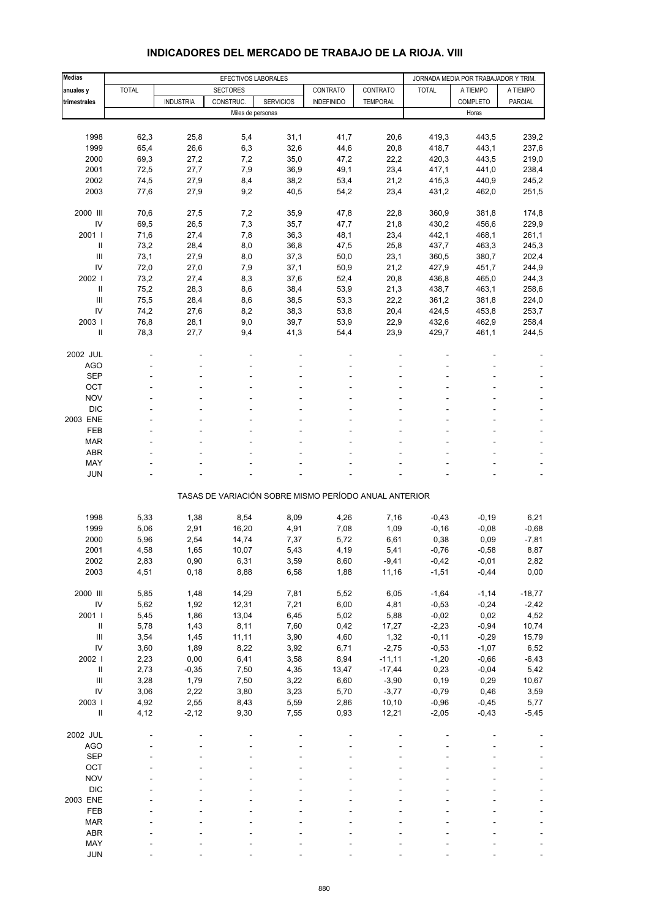# INDICADORES DEL MERCADO DE TRABAJO DE LA RIOJA. VIII

| Medias anuales y trimestrales | EFECTIVOS LABORALES | | | | | | JORNADA MEDIA POR TRABAJADOR Y TRIM. | | |
|---|---|---|---|---|---|---|---|---|---|
| | TOTAL | SECTORES | | | CONTRATO | CONTRATO | TOTAL | A TIEMPO | A TIEMPO |
| | | INDUSTRIA | CONSTRUC. | SERVICIOS | INDEFINIDO | TEMPORAL | | COMPLETO | PARCIAL |
| | Miles de personas | | | | | | Horas | | |
| 1998 | 62,3 | 25,8 | 5,4 | 31,1 | 41,7 | 20,6 | 419,3 | 443,5 | 239,2 |
| 1999 | 65,4 | 26,6 | 6,3 | 32,6 | 44,6 | 20,8 | 418,7 | 443,1 | 237,6 |
| 2000 | 69,3 | 27,2 | 7,2 | 35,0 | 47,2 | 22,2 | 420,3 | 443,5 | 219,0 |
| 2001 | 72,5 | 27,7 | 7,9 | 36,9 | 49,1 | 23,4 | 417,1 | 441,0 | 238,4 |
| 2002 | 74,5 | 27,9 | 8,4 | 38,2 | 53,4 | 21,2 | 415,3 | 440,9 | 245,2 |
| 2003 | 77,6 | 27,9 | 9,2 | 40,5 | 54,2 | 23,4 | 431,2 | 462,0 | 251,5 |
| 2000 III | 70,6 | 27,5 | 7,2 | 35,9 | 47,8 | 22,8 | 360,9 | 381,8 | 174,8 |
| IV | 69,5 | 26,5 | 7,3 | 35,7 | 47,7 | 21,8 | 430,2 | 456,6 | 229,9 |
| 2001 I | 71,6 | 27,4 | 7,8 | 36,3 | 48,1 | 23,4 | 442,1 | 468,1 | 261,1 |
| II | 73,2 | 28,4 | 8,0 | 36,8 | 47,5 | 25,8 | 437,7 | 463,3 | 245,3 |
| III | 73,1 | 27,9 | 8,0 | 37,3 | 50,0 | 23,1 | 360,5 | 380,7 | 202,4 |
| IV | 72,0 | 27,0 | 7,9 | 37,1 | 50,9 | 21,2 | 427,9 | 451,7 | 244,9 |
| 2002 I | 73,2 | 27,4 | 8,3 | 37,6 | 52,4 | 20,8 | 436,8 | 465,0 | 244,3 |
| II | 75,2 | 28,3 | 8,6 | 38,4 | 53,9 | 21,3 | 438,7 | 463,1 | 258,6 |
| III | 75,5 | 28,4 | 8,6 | 38,5 | 53,3 | 22,2 | 361,2 | 381,8 | 224,0 |
| IV | 74,2 | 27,6 | 8,2 | 38,3 | 53,8 | 20,4 | 424,5 | 453,8 | 253,7 |
| 2003 I | 76,8 | 28,1 | 9,0 | 39,7 | 53,9 | 22,9 | 432,6 | 462,9 | 258,4 |
| II | 78,3 | 27,7 | 9,4 | 41,3 | 54,4 | 23,9 | 429,7 | 461,1 | 244,5 |
| 2002 JUL | - | - | - | - | - | - | - | - | - |
| AGO | - | - | - | - | - | - | - | - | - |
| SEP | - | - | - | - | - | - | - | - | - |
| OCT | - | - | - | - | - | - | - | - | - |
| NOV | - | - | - | - | - | - | - | - | - |
| DIC | - | - | - | - | - | - | - | - | - |
| 2003 ENE | - | - | - | - | - | - | - | - | - |
| FEB | - | - | - | - | - | - | - | - | - |
| MAR | - | - | - | - | - | - | - | - | - |
| ABR | - | - | - | - | - | - | - | - | - |
| MAY | - | - | - | - | - | - | - | - | - |
| JUN | - | - | - | - | - | - | - | - | - |
| TASAS DE VARIACIÓN SOBRE MISMO PERÍODO ANUAL ANTERIOR | | | | | | | | | |
| 1998 | 5,33 | 1,38 | 8,54 | 8,09 | 4,26 | 7,16 | -0,43 | -0,19 | 6,21 |
| 1999 | 5,06 | 2,91 | 16,20 | 4,91 | 7,08 | 1,09 | -0,16 | -0,08 | -0,68 |
| 2000 | 5,96 | 2,54 | 14,74 | 7,37 | 5,72 | 6,61 | 0,38 | 0,09 | -7,81 |
| 2001 | 4,58 | 1,65 | 10,07 | 5,43 | 4,19 | 5,41 | -0,76 | -0,58 | 8,87 |
| 2002 | 2,83 | 0,90 | 6,31 | 3,59 | 8,60 | -9,41 | -0,42 | -0,01 | 2,82 |
| 2003 | 4,51 | 0,18 | 8,88 | 6,58 | 1,88 | 11,16 | -1,51 | -0,44 | 0,00 |
| 2000 III | 5,85 | 1,48 | 14,29 | 7,81 | 5,52 | 6,05 | -1,64 | -1,14 | -18,77 |
| IV | 5,62 | 1,92 | 12,31 | 7,21 | 6,00 | 4,81 | -0,53 | -0,24 | -2,42 |
| 2001 I | 5,45 | 1,86 | 13,04 | 6,45 | 5,02 | 5,88 | -0,02 | 0,02 | 4,52 |
| II | 5,78 | 1,43 | 8,11 | 7,60 | 0,42 | 17,27 | -2,23 | -0,94 | 10,74 |
| III | 3,54 | 1,45 | 11,11 | 3,90 | 4,60 | 1,32 | -0,11 | -0,29 | 15,79 |
| IV | 3,60 | 1,89 | 8,22 | 3,92 | 6,71 | -2,75 | -0,53 | -1,07 | 6,52 |
| 2002 I | 2,23 | 0,00 | 6,41 | 3,58 | 8,94 | -11,11 | -1,20 | -0,66 | -6,43 |
| II | 2,73 | -0,35 | 7,50 | 4,35 | 13,47 | -17,44 | 0,23 | -0,04 | 5,42 |
| III | 3,28 | 1,79 | 7,50 | 3,22 | 6,60 | -3,90 | 0,19 | 0,29 | 10,67 |
| IV | 3,06 | 2,22 | 3,80 | 3,23 | 5,70 | -3,77 | -0,79 | 0,46 | 3,59 |
| 2003 I | 4,92 | 2,55 | 8,43 | 5,59 | 2,86 | 10,10 | -0,96 | -0,45 | 5,77 |
| II | 4,12 | -2,12 | 9,30 | 7,55 | 0,93 | 12,21 | -2,05 | -0,43 | -5,45 |
| 2002 JUL | - | - | - | - | - | - | - | - | - |
| AGO | - | - | - | - | - | - | - | - | - |
| SEP | - | - | - | - | - | - | - | - | - |
| OCT | - | - | - | - | - | - | - | - | - |
| NOV | - | - | - | - | - | - | - | - | - |
| DIC | - | - | - | - | - | - | - | - | - |
| 2003 ENE | - | - | - | - | - | - | - | - | - |
| FEB | - | - | - | - | - | - | - | - | - |
| MAR | - | - | - | - | - | - | - | - | - |
| ABR | - | - | - | - | - | - | - | - | - |
| MAY | - | - | - | - | - | - | - | - | - |
| JUN | - | - | - | - | - | - | - | - | - |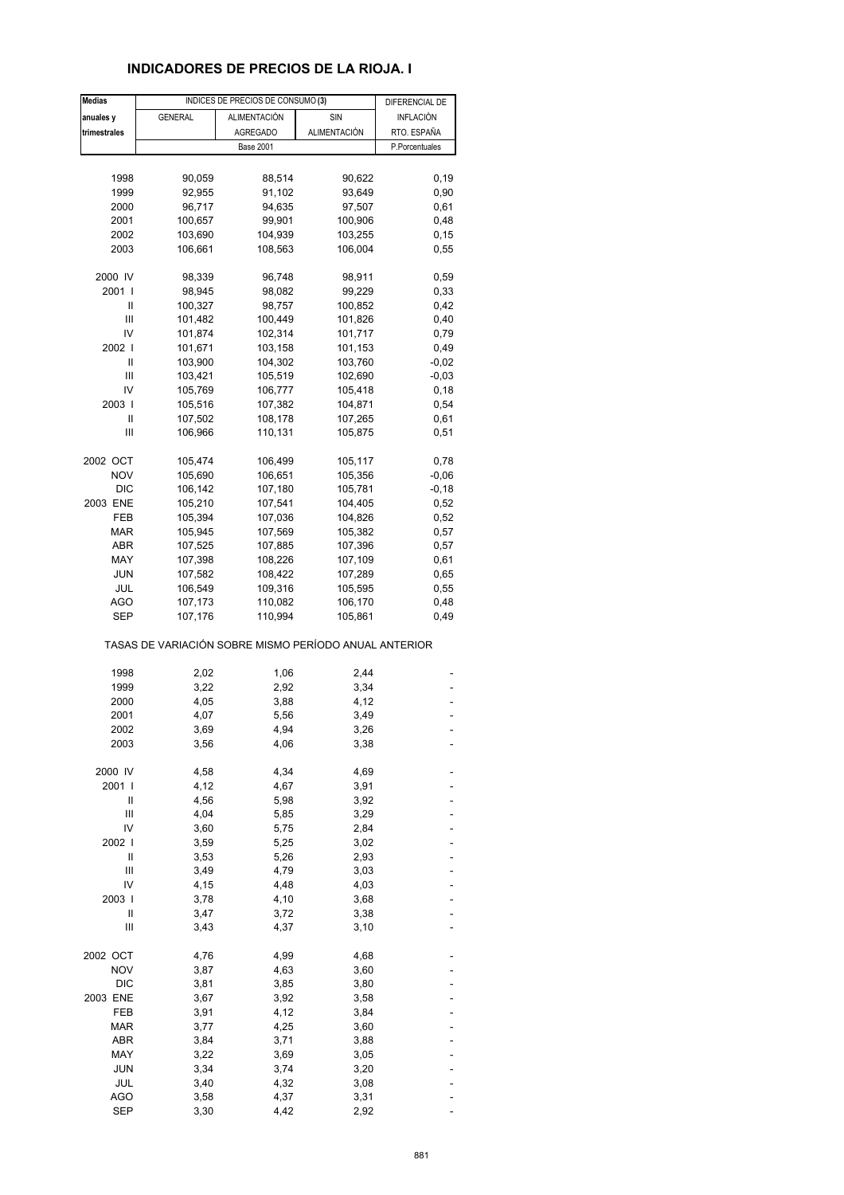# INDICADORES DE PRECIOS DE LA RIOJA. I

| Medias anuales y trimestrales | INDICES DE PRECIOS DE CONSUMO (3) | | | DIFERENCIAL DE INFLACIÓN RTO. ESPAÑA |
|---|---|---|---|---|
| | GENERAL | ALIMENTACIÓN AGREGADO | SIN ALIMENTACIÓN | |
| | Base 2001 | | | P.Porcentuales |
| 1998 | 90,059 | 88,514 | 90,622 | 0,19 |
| 1999 | 92,955 | 91,102 | 93,649 | 0,90 |
| 2000 | 96,717 | 94,635 | 97,507 | 0,61 |
| 2001 | 100,657 | 99,901 | 100,906 | 0,48 |
| 2002 | 103,690 | 104,939 | 103,255 | 0,15 |
| 2003 | 106,661 | 108,563 | 106,004 | 0,55 |
| 2000 IV | 98,339 | 96,748 | 98,911 | 0,59 |
| 2001 I | 98,945 | 98,082 | 99,229 | 0,33 |
| II | 100,327 | 98,757 | 100,852 | 0,42 |
| III | 101,482 | 100,449 | 101,826 | 0,40 |
| IV | 101,874 | 102,314 | 101,717 | 0,79 |
| 2002 I | 101,671 | 103,158 | 101,153 | 0,49 |
| II | 103,900 | 104,302 | 103,760 | -0,02 |
| III | 103,421 | 105,519 | 102,690 | -0,03 |
| IV | 105,769 | 106,777 | 105,418 | 0,18 |
| 2003 I | 105,516 | 107,382 | 104,871 | 0,54 |
| II | 107,502 | 108,178 | 107,265 | 0,61 |
| III | 106,966 | 110,131 | 105,875 | 0,51 |
| 2002 OCT | 105,474 | 106,499 | 105,117 | 0,78 |
| NOV | 105,690 | 106,651 | 105,356 | -0,06 |
| DIC | 106,142 | 107,180 | 105,781 | -0,18 |
| 2003 ENE | 105,210 | 107,541 | 104,405 | 0,52 |
| FEB | 105,394 | 107,036 | 104,826 | 0,52 |
| MAR | 105,945 | 107,569 | 105,382 | 0,57 |
| ABR | 107,525 | 107,885 | 107,396 | 0,57 |
| MAY | 107,398 | 108,226 | 107,109 | 0,61 |
| JUN | 107,582 | 108,422 | 107,289 | 0,65 |
| JUL | 106,549 | 109,316 | 105,595 | 0,55 |
| AGO | 107,173 | 110,082 | 106,170 | 0,48 |
| SEP | 107,176 | 110,994 | 105,861 | 0,49 |
| TASAS DE VARIACIÓN SOBRE MISMO PERÍODO ANUAL ANTERIOR | | | | |
| 1998 | 2,02 | 1,06 | 2,44 | - |
| 1999 | 3,22 | 2,92 | 3,34 | - |
| 2000 | 4,05 | 3,88 | 4,12 | - |
| 2001 | 4,07 | 5,56 | 3,49 | - |
| 2002 | 3,69 | 4,94 | 3,26 | - |
| 2003 | 3,56 | 4,06 | 3,38 | - |
| 2000 IV | 4,58 | 4,34 | 4,69 | - |
| 2001 I | 4,12 | 4,67 | 3,91 | - |
| II | 4,56 | 5,98 | 3,92 | - |
| III | 4,04 | 5,85 | 3,29 | - |
| IV | 3,60 | 5,75 | 2,84 | - |
| 2002 I | 3,59 | 5,25 | 3,02 | - |
| II | 3,53 | 5,26 | 2,93 | - |
| III | 3,49 | 4,79 | 3,03 | - |
| IV | 4,15 | 4,48 | 4,03 | - |
| 2003 I | 3,78 | 4,10 | 3,68 | - |
| II | 3,47 | 3,72 | 3,38 | - |
| III | 3,43 | 4,37 | 3,10 | - |
| 2002 OCT | 4,76 | 4,99 | 4,68 | - |
| NOV | 3,87 | 4,63 | 3,60 | - |
| DIC | 3,81 | 3,85 | 3,80 | - |
| 2003 ENE | 3,67 | 3,92 | 3,58 | - |
| FEB | 3,91 | 4,12 | 3,84 | - |
| MAR | 3,77 | 4,25 | 3,60 | - |
| ABR | 3,84 | 3,71 | 3,88 | - |
| MAY | 3,22 | 3,69 | 3,05 | - |
| JUN | 3,34 | 3,74 | 3,20 | - |
| JUL | 3,40 | 4,32 | 3,08 | - |
| AGO | 3,58 | 4,37 | 3,31 | - |
| SEP | 3,30 | 4,42 | 2,92 | - |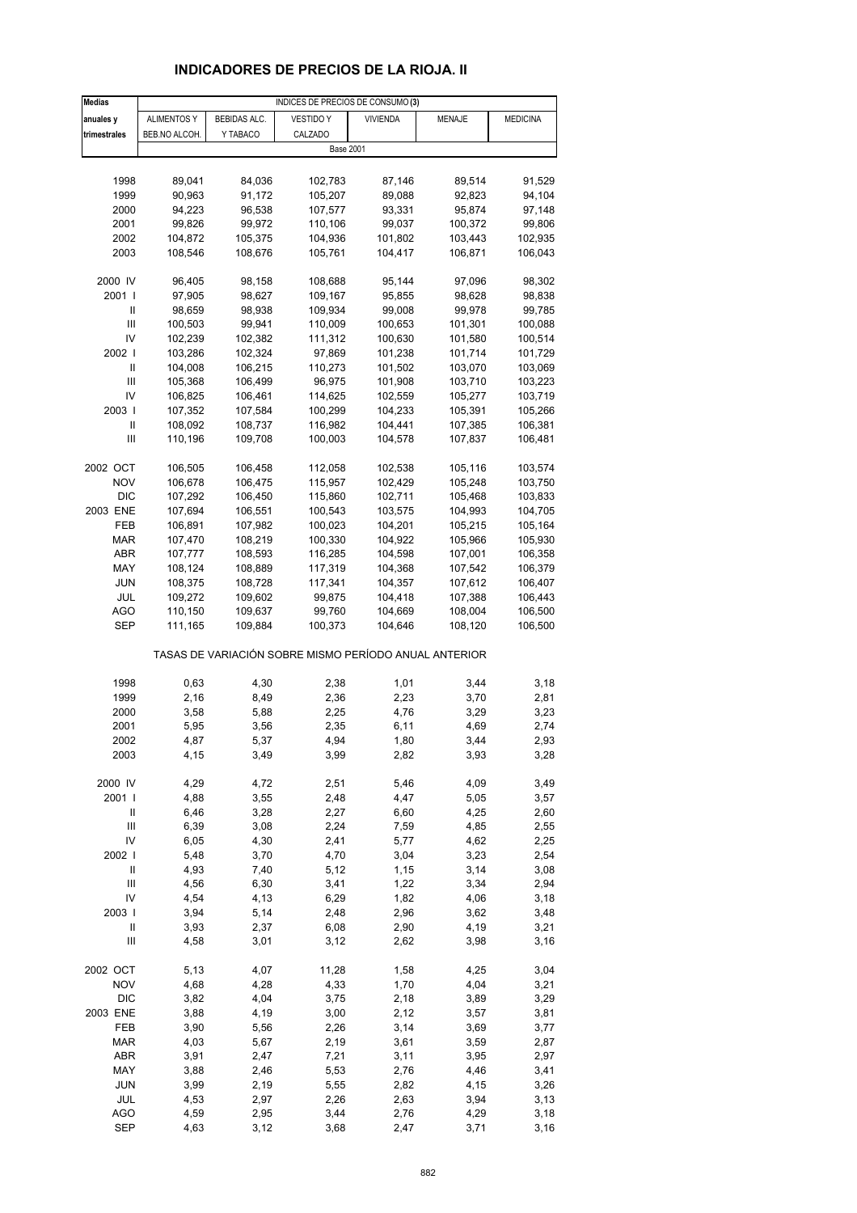# INDICADORES DE PRECIOS DE LA RIOJA. II

| Medias anuales y trimestrales | INDICES DE PRECIOS DE CONSUMO (3) | | | | | |
|---|---|---|---|---|---|---|
| | ALIMENTOS Y BEB.NO ALCOH. | BEBIDAS ALC. Y TABACO | VESTIDO Y CALZADO | VIVIENDA | MENAJE | MEDICINA |
| | Base 2001 | | | | | |
| 1998 | 89,041 | 84,036 | 102,783 | 87,146 | 89,514 | 91,529 |
| 1999 | 90,963 | 91,172 | 105,207 | 89,088 | 92,823 | 94,104 |
| 2000 | 94,223 | 96,538 | 107,577 | 93,331 | 95,874 | 97,148 |
| 2001 | 99,826 | 99,972 | 110,106 | 99,037 | 100,372 | 99,806 |
| 2002 | 104,872 | 105,375 | 104,936 | 101,802 | 103,443 | 102,935 |
| 2003 | 108,546 | 108,676 | 105,761 | 104,417 | 106,871 | 106,043 |
| 2000 IV | 96,405 | 98,158 | 108,688 | 95,144 | 97,096 | 98,302 |
| 2001 I | 97,905 | 98,627 | 109,167 | 95,855 | 98,628 | 98,838 |
| II | 98,659 | 98,938 | 109,934 | 99,008 | 99,978 | 99,785 |
| III | 100,503 | 99,941 | 110,009 | 100,653 | 101,301 | 100,088 |
| IV | 102,239 | 102,382 | 111,312 | 100,630 | 101,580 | 100,514 |
| 2002 I | 103,286 | 102,324 | 97,869 | 101,238 | 101,714 | 101,729 |
| II | 104,008 | 106,215 | 110,273 | 101,502 | 103,070 | 103,069 |
| III | 105,368 | 106,499 | 96,975 | 101,908 | 103,710 | 103,223 |
| IV | 106,825 | 106,461 | 114,625 | 102,559 | 105,277 | 103,719 |
| 2003 I | 107,352 | 107,584 | 100,299 | 104,233 | 105,391 | 105,266 |
| II | 108,092 | 108,737 | 116,982 | 104,441 | 107,385 | 106,381 |
| III | 110,196 | 109,708 | 100,003 | 104,578 | 107,837 | 106,481 |
| 2002 OCT | 106,505 | 106,458 | 112,058 | 102,538 | 105,116 | 103,574 |
| NOV | 106,678 | 106,475 | 115,957 | 102,429 | 105,248 | 103,750 |
| DIC | 107,292 | 106,450 | 115,860 | 102,711 | 105,468 | 103,833 |
| 2003 ENE | 107,694 | 106,551 | 100,543 | 103,575 | 104,993 | 104,705 |
| FEB | 106,891 | 107,982 | 100,023 | 104,201 | 105,215 | 105,164 |
| MAR | 107,470 | 108,219 | 100,330 | 104,922 | 105,966 | 105,930 |
| ABR | 107,777 | 108,593 | 116,285 | 104,598 | 107,001 | 106,358 |
| MAY | 108,124 | 108,889 | 117,319 | 104,368 | 107,542 | 106,379 |
| JUN | 108,375 | 108,728 | 117,341 | 104,357 | 107,612 | 106,407 |
| JUL | 109,272 | 109,602 | 99,875 | 104,418 | 107,388 | 106,443 |
| AGO | 110,150 | 109,637 | 99,760 | 104,669 | 108,004 | 106,500 |
| SEP | 111,165 | 109,884 | 100,373 | 104,646 | 108,120 | 106,500 |
| | TASAS DE VARIACIÓN SOBRE MISMO PERÍODO ANUAL ANTERIOR | | | | | |
| 1998 | 0,63 | 4,30 | 2,38 | 1,01 | 3,44 | 3,18 |
| 1999 | 2,16 | 8,49 | 2,36 | 2,23 | 3,70 | 2,81 |
| 2000 | 3,58 | 5,88 | 2,25 | 4,76 | 3,29 | 3,23 |
| 2001 | 5,95 | 3,56 | 2,35 | 6,11 | 4,69 | 2,74 |
| 2002 | 4,87 | 5,37 | 4,94 | 1,80 | 3,44 | 2,93 |
| 2003 | 4,15 | 3,49 | 3,99 | 2,82 | 3,93 | 3,28 |
| 2000 IV | 4,29 | 4,72 | 2,51 | 5,46 | 4,09 | 3,49 |
| 2001 I | 4,88 | 3,55 | 2,48 | 4,47 | 5,05 | 3,57 |
| II | 6,46 | 3,28 | 2,27 | 6,60 | 4,25 | 2,60 |
| III | 6,39 | 3,08 | 2,24 | 7,59 | 4,85 | 2,55 |
| IV | 6,05 | 4,30 | 2,41 | 5,77 | 4,62 | 2,25 |
| 2002 I | 5,48 | 3,70 | 4,70 | 3,04 | 3,23 | 2,54 |
| II | 4,93 | 7,40 | 5,12 | 1,15 | 3,14 | 3,08 |
| III | 4,56 | 6,30 | 3,41 | 1,22 | 3,34 | 2,94 |
| IV | 4,54 | 4,13 | 6,29 | 1,82 | 4,06 | 3,18 |
| 2003 I | 3,94 | 5,14 | 2,48 | 2,96 | 3,62 | 3,48 |
| II | 3,93 | 2,37 | 6,08 | 2,90 | 4,19 | 3,21 |
| III | 4,58 | 3,01 | 3,12 | 2,62 | 3,98 | 3,16 |
| 2002 OCT | 5,13 | 4,07 | 11,28 | 1,58 | 4,25 | 3,04 |
| NOV | 4,68 | 4,28 | 4,33 | 1,70 | 4,04 | 3,21 |
| DIC | 3,82 | 4,04 | 3,75 | 2,18 | 3,89 | 3,29 |
| 2003 ENE | 3,88 | 4,19 | 3,00 | 2,12 | 3,57 | 3,81 |
| FEB | 3,90 | 5,56 | 2,26 | 3,14 | 3,69 | 3,77 |
| MAR | 4,03 | 5,67 | 2,19 | 3,61 | 3,59 | 2,87 |
| ABR | 3,91 | 2,47 | 7,21 | 3,11 | 3,95 | 2,97 |
| MAY | 3,88 | 2,46 | 5,53 | 2,76 | 4,46 | 3,41 |
| JUN | 3,99 | 2,19 | 5,55 | 2,82 | 4,15 | 3,26 |
| JUL | 4,53 | 2,97 | 2,26 | 2,63 | 3,94 | 3,13 |
| AGO | 4,59 | 2,95 | 3,44 | 2,76 | 4,29 | 3,18 |
| SEP | 4,63 | 3,12 | 3,68 | 2,47 | 3,71 | 3,16 |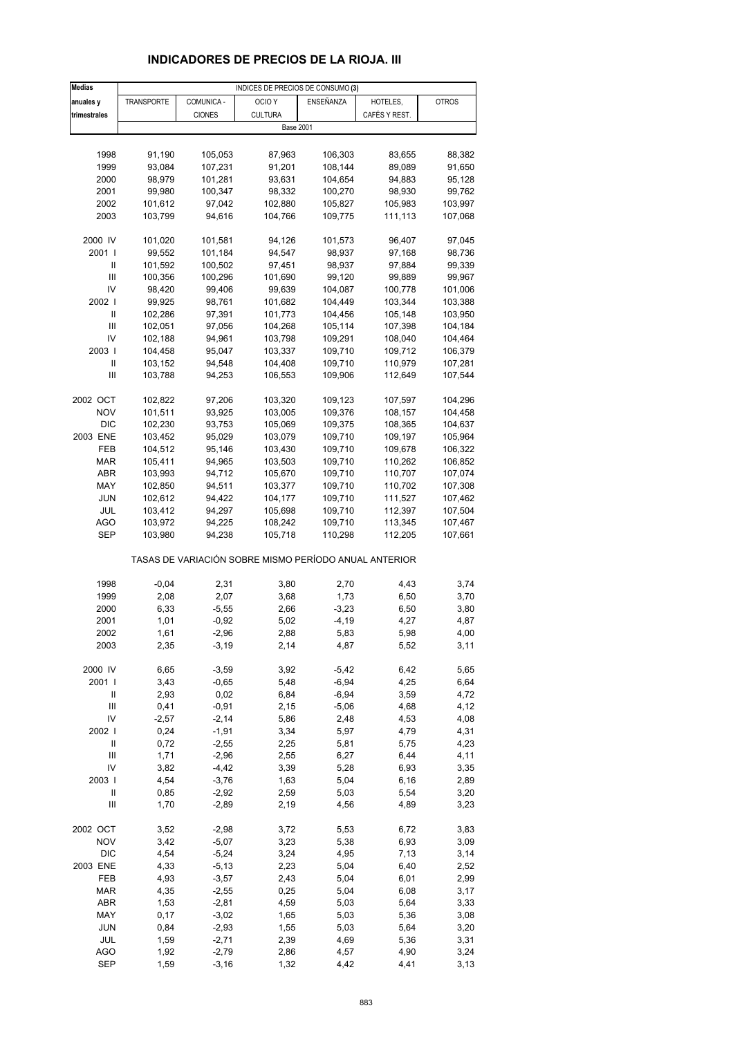## INDICADORES DE PRECIOS DE LA RIOJA. III

| Medias anuales y trimestrales | INDICES DE PRECIOS DE CONSUMO (3) | | | | | |
|---|---|---|---|---|---|---|
| | TRANSPORTE | COMUNICA - CIONES | OCIO Y CULTURA | ENSEÑANZA | HOTELES, CAFÉS Y REST. | OTROS |
| | Base 2001 | | | | | |
| 1998 | 91,190 | 105,053 | 87,963 | 106,303 | 83,655 | 88,382 |
| 1999 | 93,084 | 107,231 | 91,201 | 108,144 | 89,089 | 91,650 |
| 2000 | 98,979 | 101,281 | 93,631 | 104,654 | 94,883 | 95,128 |
| 2001 | 99,980 | 100,347 | 98,332 | 100,270 | 98,930 | 99,762 |
| 2002 | 101,612 | 97,042 | 102,880 | 105,827 | 105,983 | 103,997 |
| 2003 | 103,799 | 94,616 | 104,766 | 109,775 | 111,113 | 107,068 |
| 2000 IV | 101,020 | 101,581 | 94,126 | 101,573 | 96,407 | 97,045 |
| 2001 I | 99,552 | 101,184 | 94,547 | 98,937 | 97,168 | 98,736 |
| II | 101,592 | 100,502 | 97,451 | 98,937 | 97,884 | 99,339 |
| III | 100,356 | 100,296 | 101,690 | 99,120 | 99,889 | 99,967 |
| IV | 98,420 | 99,406 | 99,639 | 104,087 | 100,778 | 101,006 |
| 2002 I | 99,925 | 98,761 | 101,682 | 104,449 | 103,344 | 103,388 |
| II | 102,286 | 97,391 | 101,773 | 104,456 | 105,148 | 103,950 |
| III | 102,051 | 97,056 | 104,268 | 105,114 | 107,398 | 104,184 |
| IV | 102,188 | 94,961 | 103,798 | 109,291 | 108,040 | 104,464 |
| 2003 I | 104,458 | 95,047 | 103,337 | 109,710 | 109,712 | 106,379 |
| II | 103,152 | 94,548 | 104,408 | 109,710 | 110,979 | 107,281 |
| III | 103,788 | 94,253 | 106,553 | 109,906 | 112,649 | 107,544 |
| 2002 OCT | 102,822 | 97,206 | 103,320 | 109,123 | 107,597 | 104,296 |
| NOV | 101,511 | 93,925 | 103,005 | 109,376 | 108,157 | 104,458 |
| DIC | 102,230 | 93,753 | 105,069 | 109,375 | 108,365 | 104,637 |
| 2003 ENE | 103,452 | 95,029 | 103,079 | 109,710 | 109,197 | 105,964 |
| FEB | 104,512 | 95,146 | 103,430 | 109,710 | 109,678 | 106,322 |
| MAR | 105,411 | 94,965 | 103,503 | 109,710 | 110,262 | 106,852 |
| ABR | 103,993 | 94,712 | 105,670 | 109,710 | 110,707 | 107,074 |
| MAY | 102,850 | 94,511 | 103,377 | 109,710 | 110,702 | 107,308 |
| JUN | 102,612 | 94,422 | 104,177 | 109,710 | 111,527 | 107,462 |
| JUL | 103,412 | 94,297 | 105,698 | 109,710 | 112,397 | 107,504 |
| AGO | 103,972 | 94,225 | 108,242 | 109,710 | 113,345 | 107,467 |
| SEP | 103,980 | 94,238 | 105,718 | 110,298 | 112,205 | 107,661 |
| | TASAS DE VARIACIÓN SOBRE MISMO PERÍODO ANUAL ANTERIOR | | | | | |
| 1998 | -0,04 | 2,31 | 3,80 | 2,70 | 4,43 | 3,74 |
| 1999 | 2,08 | 2,07 | 3,68 | 1,73 | 6,50 | 3,70 |
| 2000 | 6,33 | -5,55 | 2,66 | -3,23 | 6,50 | 3,80 |
| 2001 | 1,01 | -0,92 | 5,02 | -4,19 | 4,27 | 4,87 |
| 2002 | 1,61 | -2,96 | 2,88 | 5,83 | 5,98 | 4,00 |
| 2003 | 2,35 | -3,19 | 2,14 | 4,87 | 5,52 | 3,11 |
| 2000 IV | 6,65 | -3,59 | 3,92 | -5,42 | 6,42 | 5,65 |
| 2001 I | 3,43 | -0,65 | 5,48 | -6,94 | 4,25 | 6,64 |
| II | 2,93 | 0,02 | 6,84 | -6,94 | 3,59 | 4,72 |
| III | 0,41 | -0,91 | 2,15 | -5,06 | 4,68 | 4,12 |
| IV | -2,57 | -2,14 | 5,86 | 2,48 | 4,53 | 4,08 |
| 2002 I | 0,24 | -1,91 | 3,34 | 5,97 | 4,79 | 4,31 |
| II | 0,72 | -2,55 | 2,25 | 5,81 | 5,75 | 4,23 |
| III | 1,71 | -2,96 | 2,55 | 6,27 | 6,44 | 4,11 |
| IV | 3,82 | -4,42 | 3,39 | 5,28 | 6,93 | 3,35 |
| 2003 I | 4,54 | -3,76 | 1,63 | 5,04 | 6,16 | 2,89 |
| II | 0,85 | -2,92 | 2,59 | 5,03 | 5,54 | 3,20 |
| III | 1,70 | -2,89 | 2,19 | 4,56 | 4,89 | 3,23 |
| 2002 OCT | 3,52 | -2,98 | 3,72 | 5,53 | 6,72 | 3,83 |
| NOV | 3,42 | -5,07 | 3,23 | 5,38 | 6,93 | 3,09 |
| DIC | 4,54 | -5,24 | 3,24 | 4,95 | 7,13 | 3,14 |
| 2003 ENE | 4,33 | -5,13 | 2,23 | 5,04 | 6,40 | 2,52 |
| FEB | 4,93 | -3,57 | 2,43 | 5,04 | 6,01 | 2,99 |
| MAR | 4,35 | -2,55 | 0,25 | 5,04 | 6,08 | 3,17 |
| ABR | 1,53 | -2,81 | 4,59 | 5,03 | 5,64 | 3,33 |
| MAY | 0,17 | -3,02 | 1,65 | 5,03 | 5,36 | 3,08 |
| JUN | 0,84 | -2,93 | 1,55 | 5,03 | 5,64 | 3,20 |
| JUL | 1,59 | -2,71 | 2,39 | 4,69 | 5,36 | 3,31 |
| AGO | 1,92 | -2,79 | 2,86 | 4,57 | 4,90 | 3,24 |
| SEP | 1,59 | -3,16 | 1,32 | 4,42 | 4,41 | 3,13 |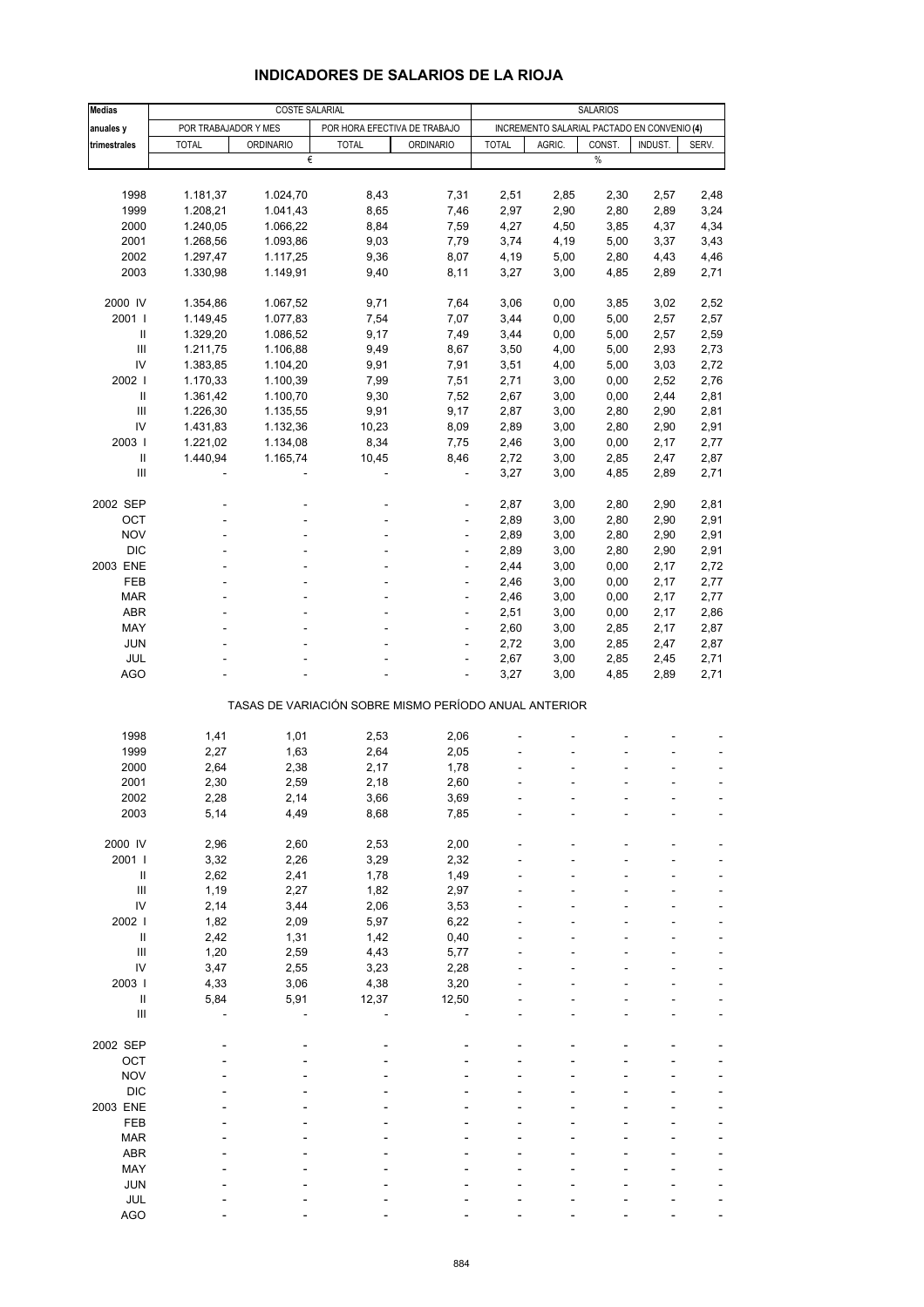# INDICADORES DE SALARIOS DE LA RIOJA

| Medias anuales y trimestrales | COSTE SALARIAL | | | | SALARIOS | | | | |
|---|---|---|---|---|---|---|---|---|---|
| | POR TRABAJADOR Y MES | | POR HORA EFECTIVA DE TRABAJO | | INCREMENTO SALARIAL PACTADO EN CONVENIO (4) | | | | |
| | TOTAL | ORDINARIO | TOTAL | ORDINARIO | TOTAL | AGRIC. | CONST. | INDUST. | SERV. |
| | € | | | | % | | | | |
| 1998 | 1.181,37 | 1.024,70 | 8,43 | 7,31 | 2,51 | 2,85 | 2,30 | 2,57 | 2,48 |
| 1999 | 1.208,21 | 1.041,43 | 8,65 | 7,46 | 2,97 | 2,90 | 2,80 | 2,89 | 3,24 |
| 2000 | 1.240,05 | 1.066,22 | 8,84 | 7,59 | 4,27 | 4,50 | 3,85 | 4,37 | 4,34 |
| 2001 | 1.268,56 | 1.093,86 | 9,03 | 7,79 | 3,74 | 4,19 | 5,00 | 3,37 | 3,43 |
| 2002 | 1.297,47 | 1.117,25 | 9,36 | 8,07 | 4,19 | 5,00 | 2,80 | 4,43 | 4,46 |
| 2003 | 1.330,98 | 1.149,91 | 9,40 | 8,11 | 3,27 | 3,00 | 4,85 | 2,89 | 2,71 |
| 2000 IV | 1.354,86 | 1.067,52 | 9,71 | 7,64 | 3,06 | 0,00 | 3,85 | 3,02 | 2,52 |
| 2001 I | 1.149,45 | 1.077,83 | 7,54 | 7,07 | 3,44 | 0,00 | 5,00 | 2,57 | 2,57 |
| II | 1.329,20 | 1.086,52 | 9,17 | 7,49 | 3,44 | 0,00 | 5,00 | 2,57 | 2,59 |
| III | 1.211,75 | 1.106,88 | 9,49 | 8,67 | 3,50 | 4,00 | 5,00 | 2,93 | 2,73 |
| IV | 1.383,85 | 1.104,20 | 9,91 | 7,91 | 3,51 | 4,00 | 5,00 | 3,03 | 2,72 |
| 2002 I | 1.170,33 | 1.100,39 | 7,99 | 7,51 | 2,71 | 3,00 | 0,00 | 2,52 | 2,76 |
| II | 1.361,42 | 1.100,70 | 9,30 | 7,52 | 2,67 | 3,00 | 0,00 | 2,44 | 2,81 |
| III | 1.226,30 | 1.135,55 | 9,91 | 9,17 | 2,87 | 3,00 | 2,80 | 2,90 | 2,81 |
| IV | 1.431,83 | 1.132,36 | 10,23 | 8,09 | 2,89 | 3,00 | 2,80 | 2,90 | 2,91 |
| 2003 I | 1.221,02 | 1.134,08 | 8,34 | 7,75 | 2,46 | 3,00 | 0,00 | 2,17 | 2,77 |
| II | 1.440,94 | 1.165,74 | 10,45 | 8,46 | 2,72 | 3,00 | 2,85 | 2,47 | 2,87 |
| III | - | - | - | - | 3,27 | 3,00 | 4,85 | 2,89 | 2,71 |
| 2002 SEP | - | - | - | - | 2,87 | 3,00 | 2,80 | 2,90 | 2,81 |
| OCT | - | - | - | - | 2,89 | 3,00 | 2,80 | 2,90 | 2,91 |
| NOV | - | - | - | - | 2,89 | 3,00 | 2,80 | 2,90 | 2,91 |
| DIC | - | - | - | - | 2,89 | 3,00 | 2,80 | 2,90 | 2,91 |
| 2003 ENE | - | - | - | - | 2,44 | 3,00 | 0,00 | 2,17 | 2,72 |
| FEB | - | - | - | - | 2,46 | 3,00 | 0,00 | 2,17 | 2,77 |
| MAR | - | - | - | - | 2,46 | 3,00 | 0,00 | 2,17 | 2,77 |
| ABR | - | - | - | - | 2,51 | 3,00 | 0,00 | 2,17 | 2,86 |
| MAY | - | - | - | - | 2,60 | 3,00 | 2,85 | 2,17 | 2,87 |
| JUN | - | - | - | - | 2,72 | 3,00 | 2,85 | 2,47 | 2,87 |
| JUL | - | - | - | - | 2,67 | 3,00 | 2,85 | 2,45 | 2,71 |
| AGO | - | - | - | - | 3,27 | 3,00 | 4,85 | 2,89 | 2,71 |
| | TASAS DE VARIACIÓN SOBRE MISMO PERÍODO ANUAL ANTERIOR | | | | | | | | |
| 1998 | 1,41 | 1,01 | 2,53 | 2,06 | - | - | - | - | - |
| 1999 | 2,27 | 1,63 | 2,64 | 2,05 | - | - | - | - | - |
| 2000 | 2,64 | 2,38 | 2,17 | 1,78 | - | - | - | - | - |
| 2001 | 2,30 | 2,59 | 2,18 | 2,60 | - | - | - | - | - |
| 2002 | 2,28 | 2,14 | 3,66 | 3,69 | - | - | - | - | - |
| 2003 | 5,14 | 4,49 | 8,68 | 7,85 | - | - | - | - | - |
| 2000 IV | 2,96 | 2,60 | 2,53 | 2,00 | - | - | - | - | - |
| 2001 I | 3,32 | 2,26 | 3,29 | 2,32 | - | - | - | - | - |
| II | 2,62 | 2,41 | 1,78 | 1,49 | - | - | - | - | - |
| III | 1,19 | 2,27 | 1,82 | 2,97 | - | - | - | - | - |
| IV | 2,14 | 3,44 | 2,06 | 3,53 | - | - | - | - | - |
| 2002 I | 1,82 | 2,09 | 5,97 | 6,22 | - | - | - | - | - |
| II | 2,42 | 1,31 | 1,42 | 0,40 | - | - | - | - | - |
| III | 1,20 | 2,59 | 4,43 | 5,77 | - | - | - | - | - |
| IV | 3,47 | 2,55 | 3,23 | 2,28 | - | - | - | - | - |
| 2003 I | 4,33 | 3,06 | 4,38 | 3,20 | - | - | - | - | - |
| II | 5,84 | 5,91 | 12,37 | 12,50 | - | - | - | - | - |
| III | - | - | - | - | - | - | - | - | - |
| 2002 SEP | - | - | - | - | - | - | - | - | - |
| OCT | - | - | - | - | - | - | - | - | - |
| NOV | - | - | - | - | - | - | - | - | - |
| DIC | - | - | - | - | - | - | - | - | - |
| 2003 ENE | - | - | - | - | - | - | - | - | - |
| FEB | - | - | - | - | - | - | - | - | - |
| MAR | - | - | - | - | - | - | - | - | - |
| ABR | - | - | - | - | - | - | - | - | - |
| MAY | - | - | - | - | - | - | - | - | - |
| JUN | - | - | - | - | - | - | - | - | - |
| JUL | - | - | - | - | - | - | - | - | - |
| AGO | - | - | - | - | - | - | - | - | - |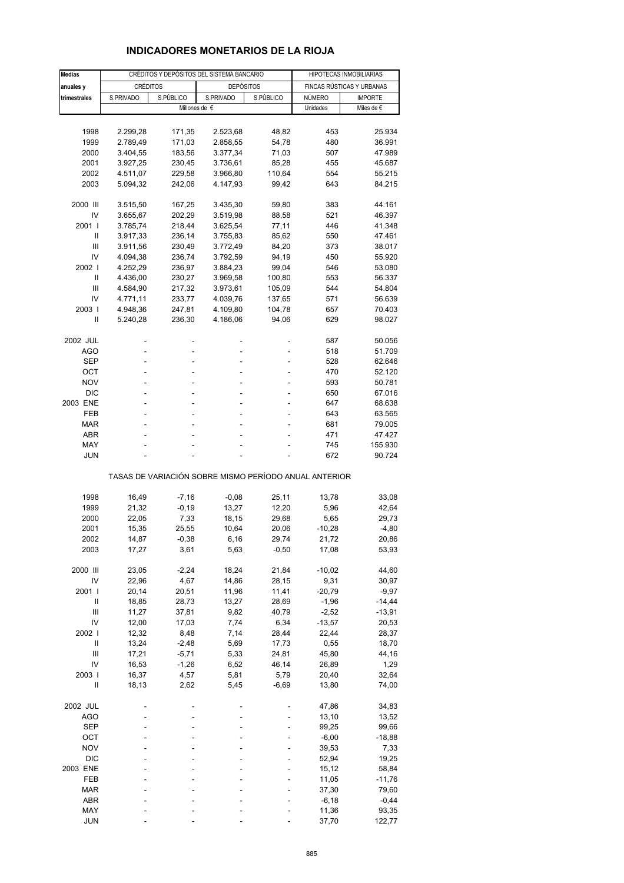# INDICADORES MONETARIOS DE LA RIOJA

| Medias anuales y trimestrales | CRÉDITOS Y DEPÓSITOS DEL SISTEMA BANCARIO | | | | HIPOTECAS INMOBILIARIAS | |
|---|---|---|---|---|---|---|
| | CRÉDITOS | | DEPÓSITOS | | FINCAS RÚSTICAS Y URBANAS | |
| | S.PRIVADO | S.PÚBLICO | S.PRIVADO | S.PÚBLICO | NÚMERO | IMPORTE |
| | Millones de € | | | | Unidades | Miles de € |
| 1998 | 2.299,28 | 171,35 | 2.523,68 | 48,82 | 453 | 25.934 |
| 1999 | 2.789,49 | 171,03 | 2.858,55 | 54,78 | 480 | 36.991 |
| 2000 | 3.404,55 | 183,56 | 3.377,34 | 71,03 | 507 | 47.989 |
| 2001 | 3.927,25 | 230,45 | 3.736,61 | 85,28 | 455 | 45.687 |
| 2002 | 4.511,07 | 229,58 | 3.966,80 | 110,64 | 554 | 55.215 |
| 2003 | 5.094,32 | 242,06 | 4.147,93 | 99,42 | 643 | 84.215 |
| 2000 III | 3.515,50 | 167,25 | 3.435,30 | 59,80 | 383 | 44.161 |
| IV | 3.655,67 | 202,29 | 3.519,98 | 88,58 | 521 | 46.397 |
| 2001 I | 3.785,74 | 218,44 | 3.625,54 | 77,11 | 446 | 41.348 |
| II | 3.917,33 | 236,14 | 3.755,83 | 85,62 | 550 | 47.461 |
| III | 3.911,56 | 230,49 | 3.772,49 | 84,20 | 373 | 38.017 |
| IV | 4.094,38 | 236,74 | 3.792,59 | 94,19 | 450 | 55.920 |
| 2002 I | 4.252,29 | 236,97 | 3.884,23 | 99,04 | 546 | 53.080 |
| II | 4.436,00 | 230,27 | 3.969,58 | 100,80 | 553 | 56.337 |
| III | 4.584,90 | 217,32 | 3.973,61 | 105,09 | 544 | 54.804 |
| IV | 4.771,11 | 233,77 | 4.039,76 | 137,65 | 571 | 56.639 |
| 2003 I | 4.948,36 | 247,81 | 4.109,80 | 104,78 | 657 | 70.403 |
| II | 5.240,28 | 236,30 | 4.186,06 | 94,06 | 629 | 98.027 |
| 2002 JUL | - | - | - | - | 587 | 50.056 |
| AGO | - | - | - | - | 518 | 51.709 |
| SEP | - | - | - | - | 528 | 62.646 |
| OCT | - | - | - | - | 470 | 52.120 |
| NOV | - | - | - | - | 593 | 50.781 |
| DIC | - | - | - | - | 650 | 67.016 |
| 2003 ENE | - | - | - | - | 647 | 68.638 |
| FEB | - | - | - | - | 643 | 63.565 |
| MAR | - | - | - | - | 681 | 79.005 |
| ABR | - | - | - | - | 471 | 47.427 |
| MAY | - | - | - | - | 745 | 155.930 |
| JUN | - | - | - | - | 672 | 90.724 |
| | TASAS DE VARIACIÓN SOBRE MISMO PERÍODO ANUAL ANTERIOR | | | | | |
| 1998 | 16,49 | -7,16 | -0,08 | 25,11 | 13,78 | 33,08 |
| 1999 | 21,32 | -0,19 | 13,27 | 12,20 | 5,96 | 42,64 |
| 2000 | 22,05 | 7,33 | 18,15 | 29,68 | 5,65 | 29,73 |
| 2001 | 15,35 | 25,55 | 10,64 | 20,06 | -10,28 | -4,80 |
| 2002 | 14,87 | -0,38 | 6,16 | 29,74 | 21,72 | 20,86 |
| 2003 | 17,27 | 3,61 | 5,63 | -0,50 | 17,08 | 53,93 |
| 2000 III | 23,05 | -2,24 | 18,24 | 21,84 | -10,02 | 44,60 |
| IV | 22,96 | 4,67 | 14,86 | 28,15 | 9,31 | 30,97 |
| 2001 I | 20,14 | 20,51 | 11,96 | 11,41 | -20,79 | -9,97 |
| II | 18,85 | 28,73 | 13,27 | 28,69 | -1,96 | -14,44 |
| III | 11,27 | 37,81 | 9,82 | 40,79 | -2,52 | -13,91 |
| IV | 12,00 | 17,03 | 7,74 | 6,34 | -13,57 | 20,53 |
| 2002 I | 12,32 | 8,48 | 7,14 | 28,44 | 22,44 | 28,37 |
| II | 13,24 | -2,48 | 5,69 | 17,73 | 0,55 | 18,70 |
| III | 17,21 | -5,71 | 5,33 | 24,81 | 45,80 | 44,16 |
| IV | 16,53 | -1,26 | 6,52 | 46,14 | 26,89 | 1,29 |
| 2003 I | 16,37 | 4,57 | 5,81 | 5,79 | 20,40 | 32,64 |
| II | 18,13 | 2,62 | 5,45 | -6,69 | 13,80 | 74,00 |
| 2002 JUL | - | - | - | - | 47,86 | 34,83 |
| AGO | - | - | - | - | 13,10 | 13,52 |
| SEP | - | - | - | - | 99,25 | 99,66 |
| OCT | - | - | - | - | -6,00 | -18,88 |
| NOV | - | - | - | - | 39,53 | 7,33 |
| DIC | - | - | - | - | 52,94 | 19,25 |
| 2003 ENE | - | - | - | - | 15,12 | 58,84 |
| FEB | - | - | - | - | 11,05 | -11,76 |
| MAR | - | - | - | - | 37,30 | 79,60 |
| ABR | - | - | - | - | -6,18 | -0,44 |
| MAY | - | - | - | - | 11,36 | 93,35 |
| JUN | - | - | - | - | 37,70 | 122,77 |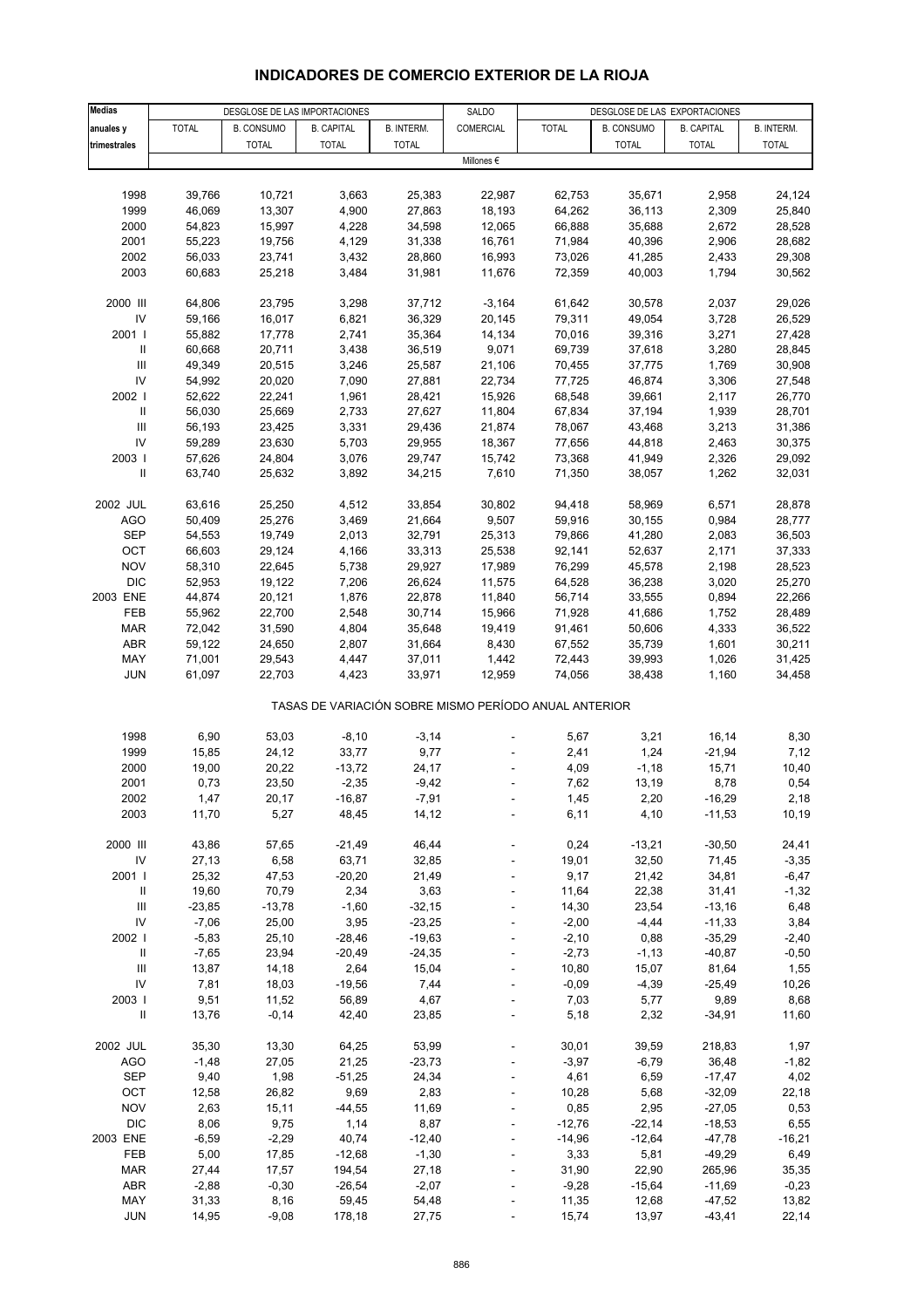# INDICADORES DE COMERCIO EXTERIOR DE LA RIOJA

| Medias anuales y trimestrales | DESGLOSE DE LAS IMPORTACIONES | | | | SALDO | DESGLOSE DE LAS EXPORTACIONES | | | |
|---|---|---|---|---|---|---|---|---|---|
| | TOTAL | B. CONSUMO TOTAL | B. CAPITAL TOTAL | B. INTERM. TOTAL | COMERCIAL | TOTAL | B. CONSUMO TOTAL | B. CAPITAL TOTAL | B. INTERM. TOTAL |
| | | | | | Millones € | | | | |
| 1998 | 39,766 | 10,721 | 3,663 | 25,383 | 22,987 | 62,753 | 35,671 | 2,958 | 24,124 |
| 1999 | 46,069 | 13,307 | 4,900 | 27,863 | 18,193 | 64,262 | 36,113 | 2,309 | 25,840 |
| 2000 | 54,823 | 15,997 | 4,228 | 34,598 | 12,065 | 66,888 | 35,688 | 2,672 | 28,528 |
| 2001 | 55,223 | 19,756 | 4,129 | 31,338 | 16,761 | 71,984 | 40,396 | 2,906 | 28,682 |
| 2002 | 56,033 | 23,741 | 3,432 | 28,860 | 16,993 | 73,026 | 41,285 | 2,433 | 29,308 |
| 2003 | 60,683 | 25,218 | 3,484 | 31,981 | 11,676 | 72,359 | 40,003 | 1,794 | 30,562 |
| 2000 III | 64,806 | 23,795 | 3,298 | 37,712 | -3,164 | 61,642 | 30,578 | 2,037 | 29,026 |
| IV | 59,166 | 16,017 | 6,821 | 36,329 | 20,145 | 79,311 | 49,054 | 3,728 | 26,529 |
| 2001 I | 55,882 | 17,778 | 2,741 | 35,364 | 14,134 | 70,016 | 39,316 | 3,271 | 27,428 |
| II | 60,668 | 20,711 | 3,438 | 36,519 | 9,071 | 69,739 | 37,618 | 3,280 | 28,845 |
| III | 49,349 | 20,515 | 3,246 | 25,587 | 21,106 | 70,455 | 37,775 | 1,769 | 30,908 |
| IV | 54,992 | 20,020 | 7,090 | 27,881 | 22,734 | 77,725 | 46,874 | 3,306 | 27,548 |
| 2002 I | 52,622 | 22,241 | 1,961 | 28,421 | 15,926 | 68,548 | 39,661 | 2,117 | 26,770 |
| II | 56,030 | 25,669 | 2,733 | 27,627 | 11,804 | 67,834 | 37,194 | 1,939 | 28,701 |
| III | 56,193 | 23,425 | 3,331 | 29,436 | 21,874 | 78,067 | 43,468 | 3,213 | 31,386 |
| IV | 59,289 | 23,630 | 5,703 | 29,955 | 18,367 | 77,656 | 44,818 | 2,463 | 30,375 |
| 2003 I | 57,626 | 24,804 | 3,076 | 29,747 | 15,742 | 73,368 | 41,949 | 2,326 | 29,092 |
| II | 63,740 | 25,632 | 3,892 | 34,215 | 7,610 | 71,350 | 38,057 | 1,262 | 32,031 |
| 2002 JUL | 63,616 | 25,250 | 4,512 | 33,854 | 30,802 | 94,418 | 58,969 | 6,571 | 28,878 |
| AGO | 50,409 | 25,276 | 3,469 | 21,664 | 9,507 | 59,916 | 30,155 | 0,984 | 28,777 |
| SEP | 54,553 | 19,749 | 2,013 | 32,791 | 25,313 | 79,866 | 41,280 | 2,083 | 36,503 |
| OCT | 66,603 | 29,124 | 4,166 | 33,313 | 25,538 | 92,141 | 52,637 | 2,171 | 37,333 |
| NOV | 58,310 | 22,645 | 5,738 | 29,927 | 17,989 | 76,299 | 45,578 | 2,198 | 28,523 |
| DIC | 52,953 | 19,122 | 7,206 | 26,624 | 11,575 | 64,528 | 36,238 | 3,020 | 25,270 |
| 2003 ENE | 44,874 | 20,121 | 1,876 | 22,878 | 11,840 | 56,714 | 33,555 | 0,894 | 22,266 |
| FEB | 55,962 | 22,700 | 2,548 | 30,714 | 15,966 | 71,928 | 41,686 | 1,752 | 28,489 |
| MAR | 72,042 | 31,590 | 4,804 | 35,648 | 19,419 | 91,461 | 50,606 | 4,333 | 36,522 |
| ABR | 59,122 | 24,650 | 2,807 | 31,664 | 8,430 | 67,552 | 35,739 | 1,601 | 30,211 |
| MAY | 71,001 | 29,543 | 4,447 | 37,011 | 1,442 | 72,443 | 39,993 | 1,026 | 31,425 |
| JUN | 61,097 | 22,703 | 4,423 | 33,971 | 12,959 | 74,056 | 38,438 | 1,160 | 34,458 |
| | TASAS DE VARIACIÓN SOBRE MISMO PERÍODO ANUAL ANTERIOR | | | | | | | | |
| 1998 | 6,90 | 53,03 | -8,10 | -3,14 | - | 5,67 | 3,21 | 16,14 | 8,30 |
| 1999 | 15,85 | 24,12 | 33,77 | 9,77 | - | 2,41 | 1,24 | -21,94 | 7,12 |
| 2000 | 19,00 | 20,22 | -13,72 | 24,17 | - | 4,09 | -1,18 | 15,71 | 10,40 |
| 2001 | 0,73 | 23,50 | -2,35 | -9,42 | - | 7,62 | 13,19 | 8,78 | 0,54 |
| 2002 | 1,47 | 20,17 | -16,87 | -7,91 | - | 1,45 | 2,20 | -16,29 | 2,18 |
| 2003 | 11,70 | 5,27 | 48,45 | 14,12 | - | 6,11 | 4,10 | -11,53 | 10,19 |
| 2000 III | 43,86 | 57,65 | -21,49 | 46,44 | - | 0,24 | -13,21 | -30,50 | 24,41 |
| IV | 27,13 | 6,58 | 63,71 | 32,85 | - | 19,01 | 32,50 | 71,45 | -3,35 |
| 2001 I | 25,32 | 47,53 | -20,20 | 21,49 | - | 9,17 | 21,42 | 34,81 | -6,47 |
| II | 19,60 | 70,79 | 2,34 | 3,63 | - | 11,64 | 22,38 | 31,41 | -1,32 |
| III | -23,85 | -13,78 | -1,60 | -32,15 | - | 14,30 | 23,54 | -13,16 | 6,48 |
| IV | -7,06 | 25,00 | 3,95 | -23,25 | - | -2,00 | -4,44 | -11,33 | 3,84 |
| 2002 I | -5,83 | 25,10 | -28,46 | -19,63 | - | -2,10 | 0,88 | -35,29 | -2,40 |
| II | -7,65 | 23,94 | -20,49 | -24,35 | - | -2,73 | -1,13 | -40,87 | -0,50 |
| III | 13,87 | 14,18 | 2,64 | 15,04 | - | 10,80 | 15,07 | 81,64 | 1,55 |
| IV | 7,81 | 18,03 | -19,56 | 7,44 | - | -0,09 | -4,39 | -25,49 | 10,26 |
| 2003 I | 9,51 | 11,52 | 56,89 | 4,67 | - | 7,03 | 5,77 | 9,89 | 8,68 |
| II | 13,76 | -0,14 | 42,40 | 23,85 | - | 5,18 | 2,32 | -34,91 | 11,60 |
| 2002 JUL | 35,30 | 13,30 | 64,25 | 53,99 | - | 30,01 | 39,59 | 218,83 | 1,97 |
| AGO | -1,48 | 27,05 | 21,25 | -23,73 | - | -3,97 | -6,79 | 36,48 | -1,82 |
| SEP | 9,40 | 1,98 | -51,25 | 24,34 | - | 4,61 | 6,59 | -17,47 | 4,02 |
| OCT | 12,58 | 26,82 | 9,69 | 2,83 | - | 10,28 | 5,68 | -32,09 | 22,18 |
| NOV | 2,63 | 15,11 | -44,55 | 11,69 | - | 0,85 | 2,95 | -27,05 | 0,53 |
| DIC | 8,06 | 9,75 | 1,14 | 8,87 | - | -12,76 | -22,14 | -18,53 | 6,55 |
| 2003 ENE | -6,59 | -2,29 | 40,74 | -12,40 | - | -14,96 | -12,64 | -47,78 | -16,21 |
| FEB | 5,00 | 17,85 | -12,68 | -1,30 | - | 3,33 | 5,81 | -49,29 | 6,49 |
| MAR | 27,44 | 17,57 | 194,54 | 27,18 | - | 31,90 | 22,90 | 265,96 | 35,35 |
| ABR | -2,88 | -0,30 | -26,54 | -2,07 | - | -9,28 | -15,64 | -11,69 | -0,23 |
| MAY | 31,33 | 8,16 | 59,45 | 54,48 | - | 11,35 | 12,68 | -47,52 | 13,82 |
| JUN | 14,95 | -9,08 | 178,18 | 27,75 | - | 15,74 | 13,97 | -43,41 | 22,14 |